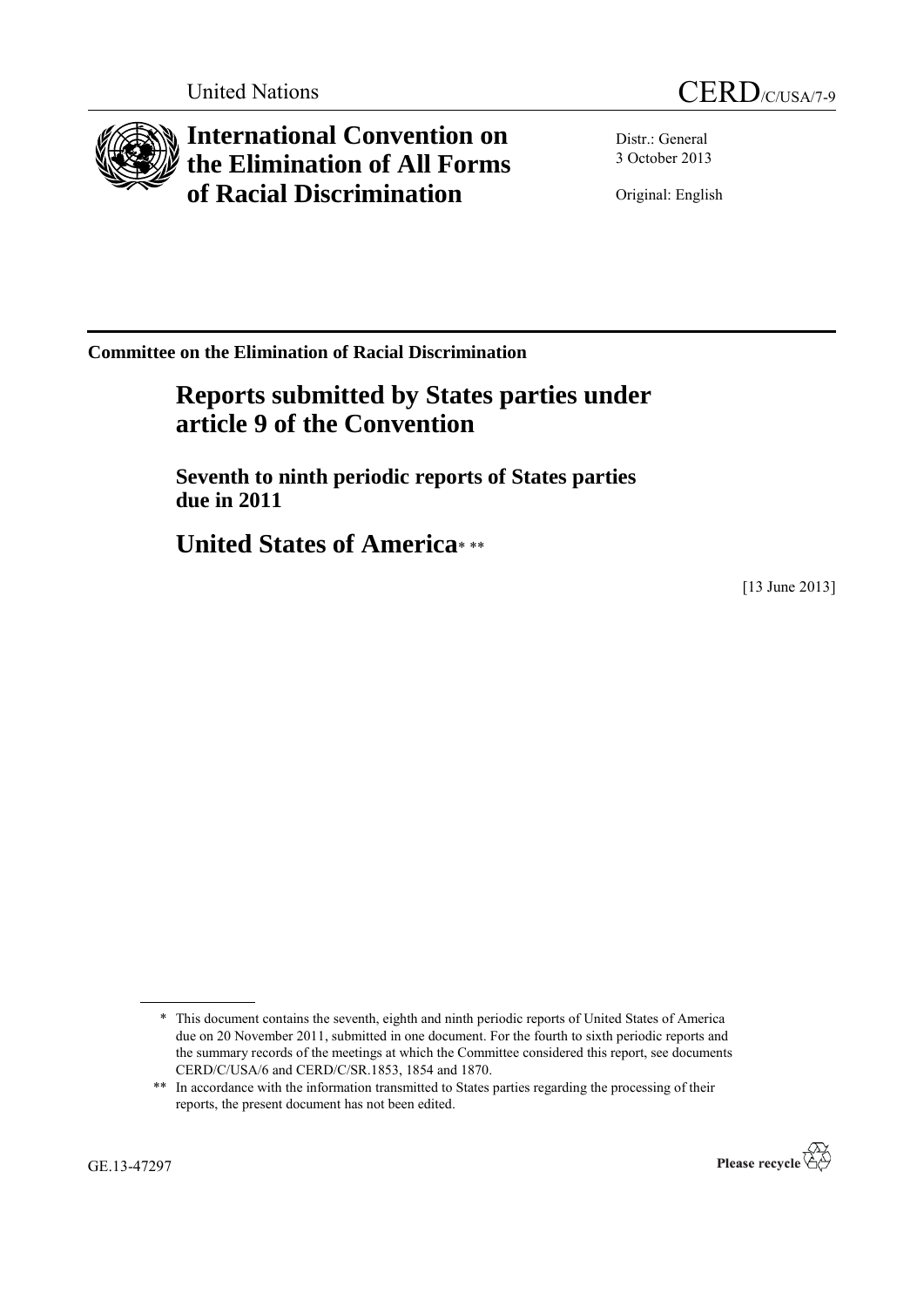United Nations

CERD/C/USA/7-9

# International Convention on the Elimination of All Forms of Racial Discrimination

Distr.: General
3 October 2013

Original: English

**Committee on the Elimination of Racial Discrimination**

## Reports submitted by States parties under article 9 of the Convention

### Seventh to ninth periodic reports of States parties due in 2011

## United States of America* **

[13 June 2013]

---

\* This document contains the seventh, eighth and ninth periodic reports of United States of America due on 20 November 2011, submitted in one document. For the fourth to sixth periodic reports and the summary records of the meetings at which the Committee considered this report, see documents CERD/C/USA/6 and CERD/C/SR.1853, 1854 and 1870.

\*\* In accordance with the information transmitted to States parties regarding the processing of their reports, the present document has not been edited.

GE.13-47297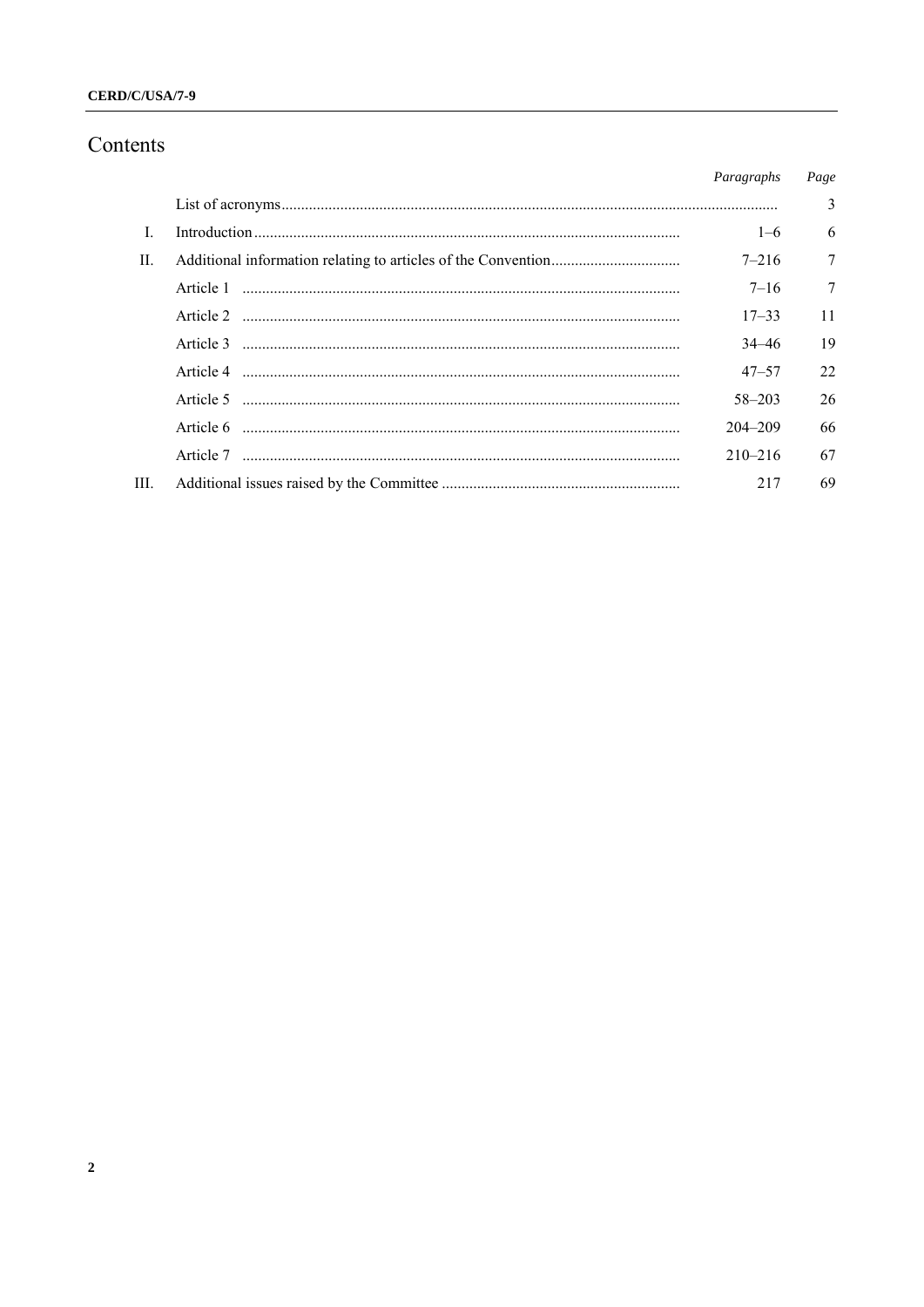# Contents

| | | *Paragraphs* | *Page* |
|---|---|---|---|
| | List of acronyms | | 3 |
| I. | Introduction | 1–6 | 6 |
| II. | Additional information relating to articles of the Convention | 7–216 | 7 |
| | Article 1 | 7–16 | 7 |
| | Article 2 | 17–33 | 11 |
| | Article 3 | 34–46 | 19 |
| | Article 4 | 47–57 | 22 |
| | Article 5 | 58–203 | 26 |
| | Article 6 | 204–209 | 66 |
| | Article 7 | 210–216 | 67 |
| III. | Additional issues raised by the Committee | 217 | 69 |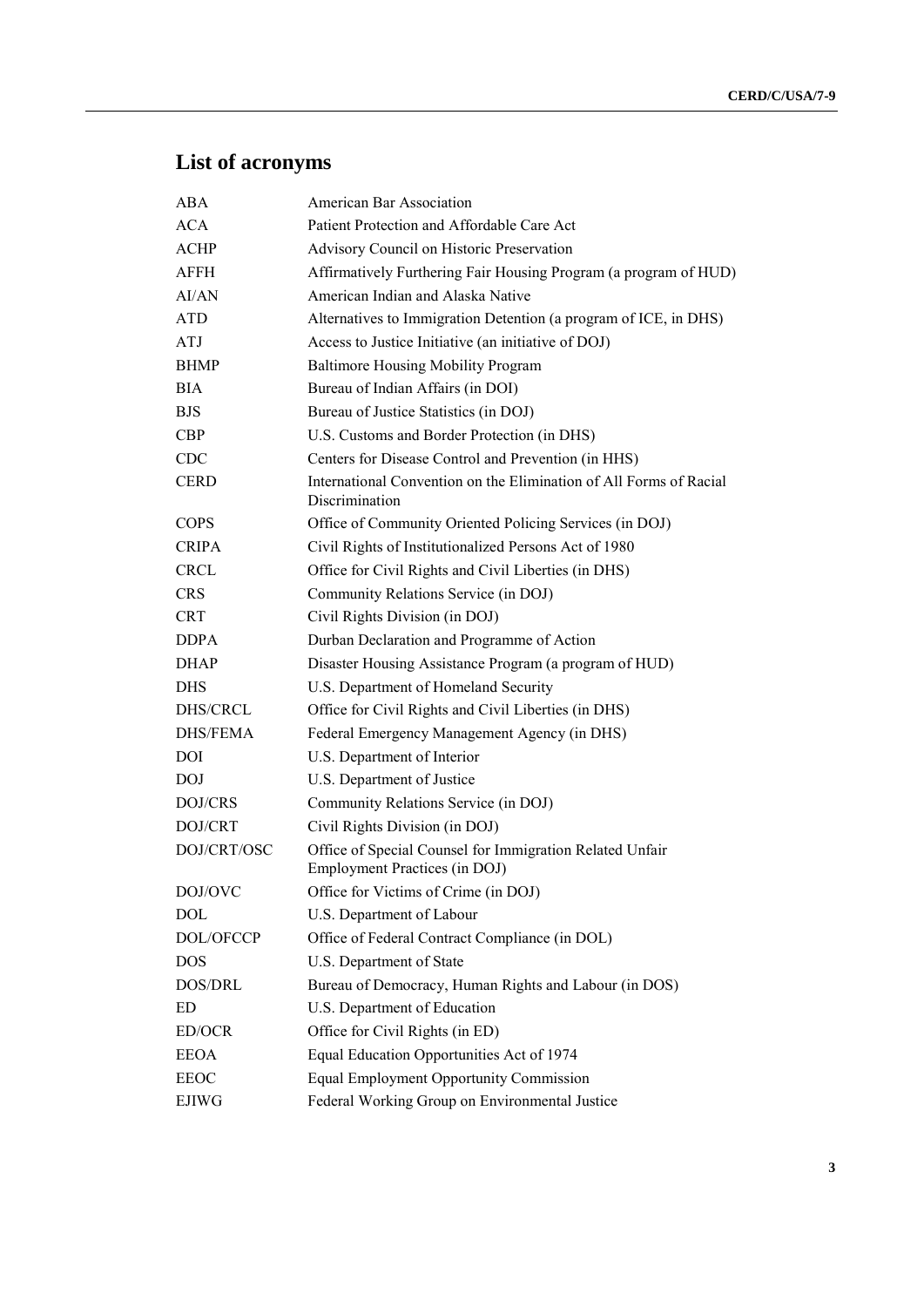# List of acronyms

| | |
|---|---|
| ABA | American Bar Association |
| ACA | Patient Protection and Affordable Care Act |
| ACHP | Advisory Council on Historic Preservation |
| AFFH | Affirmatively Furthering Fair Housing Program (a program of HUD) |
| AI/AN | American Indian and Alaska Native |
| ATD | Alternatives to Immigration Detention (a program of ICE, in DHS) |
| ATJ | Access to Justice Initiative (an initiative of DOJ) |
| BHMP | Baltimore Housing Mobility Program |
| BIA | Bureau of Indian Affairs (in DOI) |
| BJS | Bureau of Justice Statistics (in DOJ) |
| CBP | U.S. Customs and Border Protection (in DHS) |
| CDC | Centers for Disease Control and Prevention (in HHS) |
| CERD | International Convention on the Elimination of All Forms of Racial Discrimination |
| COPS | Office of Community Oriented Policing Services (in DOJ) |
| CRIPA | Civil Rights of Institutionalized Persons Act of 1980 |
| CRCL | Office for Civil Rights and Civil Liberties (in DHS) |
| CRS | Community Relations Service (in DOJ) |
| CRT | Civil Rights Division (in DOJ) |
| DDPA | Durban Declaration and Programme of Action |
| DHAP | Disaster Housing Assistance Program (a program of HUD) |
| DHS | U.S. Department of Homeland Security |
| DHS/CRCL | Office for Civil Rights and Civil Liberties (in DHS) |
| DHS/FEMA | Federal Emergency Management Agency (in DHS) |
| DOI | U.S. Department of Interior |
| DOJ | U.S. Department of Justice |
| DOJ/CRS | Community Relations Service (in DOJ) |
| DOJ/CRT | Civil Rights Division (in DOJ) |
| DOJ/CRT/OSC | Office of Special Counsel for Immigration Related Unfair Employment Practices (in DOJ) |
| DOJ/OVC | Office for Victims of Crime (in DOJ) |
| DOL | U.S. Department of Labour |
| DOL/OFCCP | Office of Federal Contract Compliance (in DOL) |
| DOS | U.S. Department of State |
| DOS/DRL | Bureau of Democracy, Human Rights and Labour (in DOS) |
| ED | U.S. Department of Education |
| ED/OCR | Office for Civil Rights (in ED) |
| EEOA | Equal Education Opportunities Act of 1974 |
| EEOC | Equal Employment Opportunity Commission |
| EJIWG | Federal Working Group on Environmental Justice |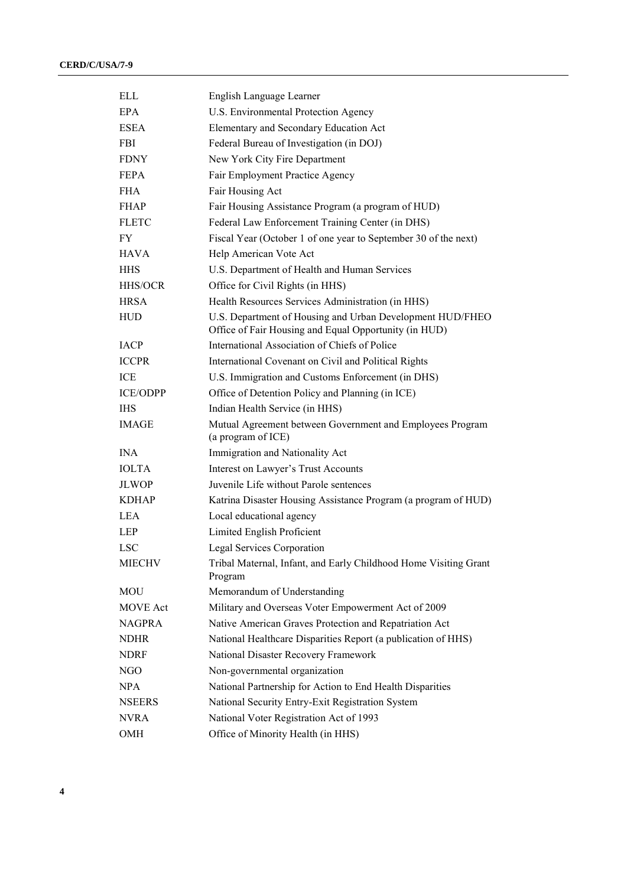| | |
|---|---|
| ELL | English Language Learner |
| EPA | U.S. Environmental Protection Agency |
| ESEA | Elementary and Secondary Education Act |
| FBI | Federal Bureau of Investigation (in DOJ) |
| FDNY | New York City Fire Department |
| FEPA | Fair Employment Practice Agency |
| FHA | Fair Housing Act |
| FHAP | Fair Housing Assistance Program (a program of HUD) |
| FLETC | Federal Law Enforcement Training Center (in DHS) |
| FY | Fiscal Year (October 1 of one year to September 30 of the next) |
| HAVA | Help American Vote Act |
| HHS | U.S. Department of Health and Human Services |
| HHS/OCR | Office for Civil Rights (in HHS) |
| HRSA | Health Resources Services Administration (in HHS) |
| HUD | U.S. Department of Housing and Urban Development HUD/FHEO Office of Fair Housing and Equal Opportunity (in HUD) |
| IACP | International Association of Chiefs of Police |
| ICCPR | International Covenant on Civil and Political Rights |
| ICE | U.S. Immigration and Customs Enforcement (in DHS) |
| ICE/ODPP | Office of Detention Policy and Planning (in ICE) |
| IHS | Indian Health Service (in HHS) |
| IMAGE | Mutual Agreement between Government and Employees Program (a program of ICE) |
| INA | Immigration and Nationality Act |
| IOLTA | Interest on Lawyer's Trust Accounts |
| JLWOP | Juvenile Life without Parole sentences |
| KDHAP | Katrina Disaster Housing Assistance Program (a program of HUD) |
| LEA | Local educational agency |
| LEP | Limited English Proficient |
| LSC | Legal Services Corporation |
| MIECHV | Tribal Maternal, Infant, and Early Childhood Home Visiting Grant Program |
| MOU | Memorandum of Understanding |
| MOVE Act | Military and Overseas Voter Empowerment Act of 2009 |
| NAGPRA | Native American Graves Protection and Repatriation Act |
| NDHR | National Healthcare Disparities Report (a publication of HHS) |
| NDRF | National Disaster Recovery Framework |
| NGO | Non-governmental organization |
| NPA | National Partnership for Action to End Health Disparities |
| NSEERS | National Security Entry-Exit Registration System |
| NVRA | National Voter Registration Act of 1993 |
| OMH | Office of Minority Health (in HHS) |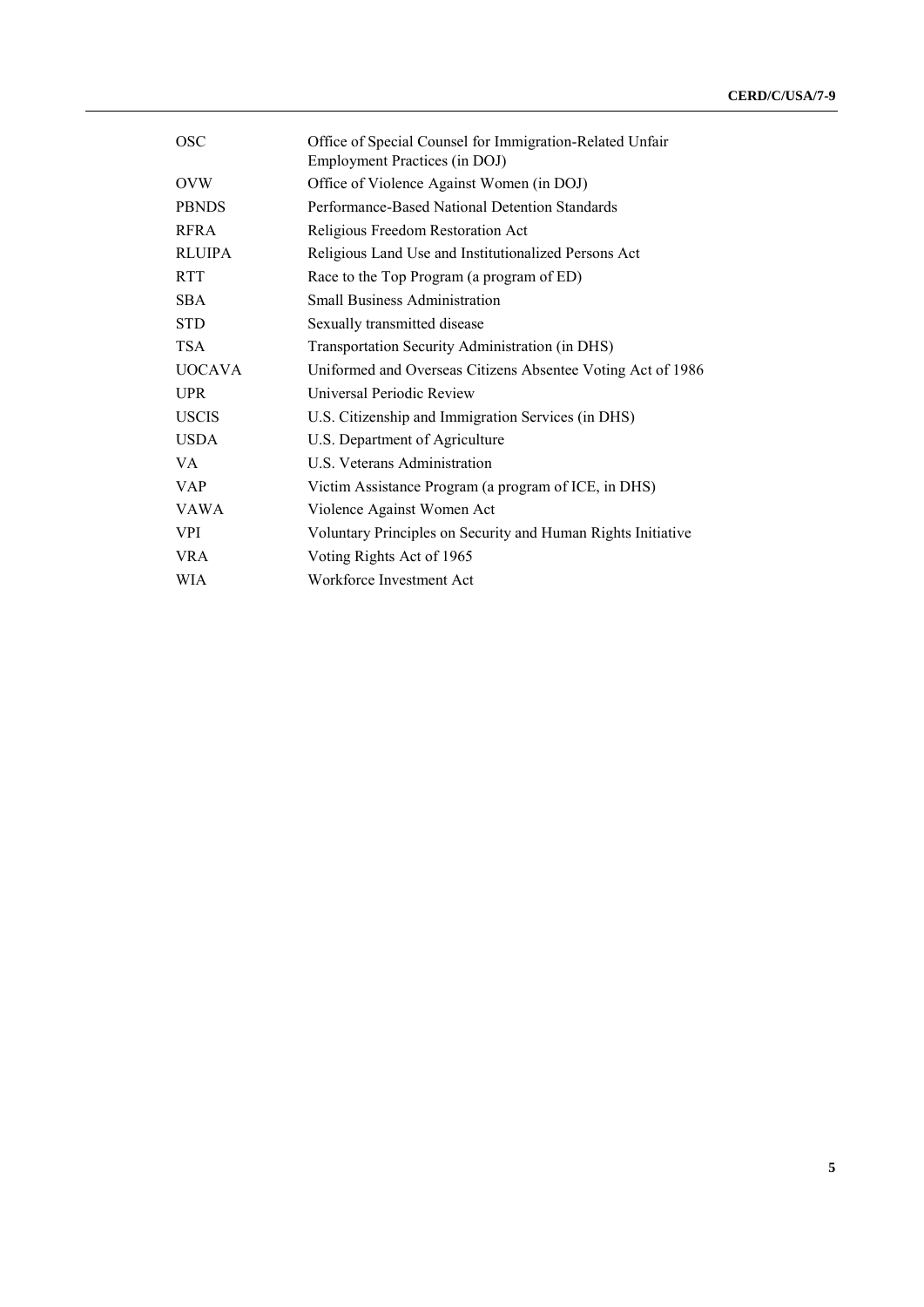| | |
|---|---|
| OSC | Office of Special Counsel for Immigration-Related Unfair Employment Practices (in DOJ) |
| OVW | Office of Violence Against Women (in DOJ) |
| PBNDS | Performance-Based National Detention Standards |
| RFRA | Religious Freedom Restoration Act |
| RLUIPA | Religious Land Use and Institutionalized Persons Act |
| RTT | Race to the Top Program (a program of ED) |
| SBA | Small Business Administration |
| STD | Sexually transmitted disease |
| TSA | Transportation Security Administration (in DHS) |
| UOCAVA | Uniformed and Overseas Citizens Absentee Voting Act of 1986 |
| UPR | Universal Periodic Review |
| USCIS | U.S. Citizenship and Immigration Services (in DHS) |
| USDA | U.S. Department of Agriculture |
| VA | U.S. Veterans Administration |
| VAP | Victim Assistance Program (a program of ICE, in DHS) |
| VAWA | Violence Against Women Act |
| VPI | Voluntary Principles on Security and Human Rights Initiative |
| VRA | Voting Rights Act of 1965 |
| WIA | Workforce Investment Act |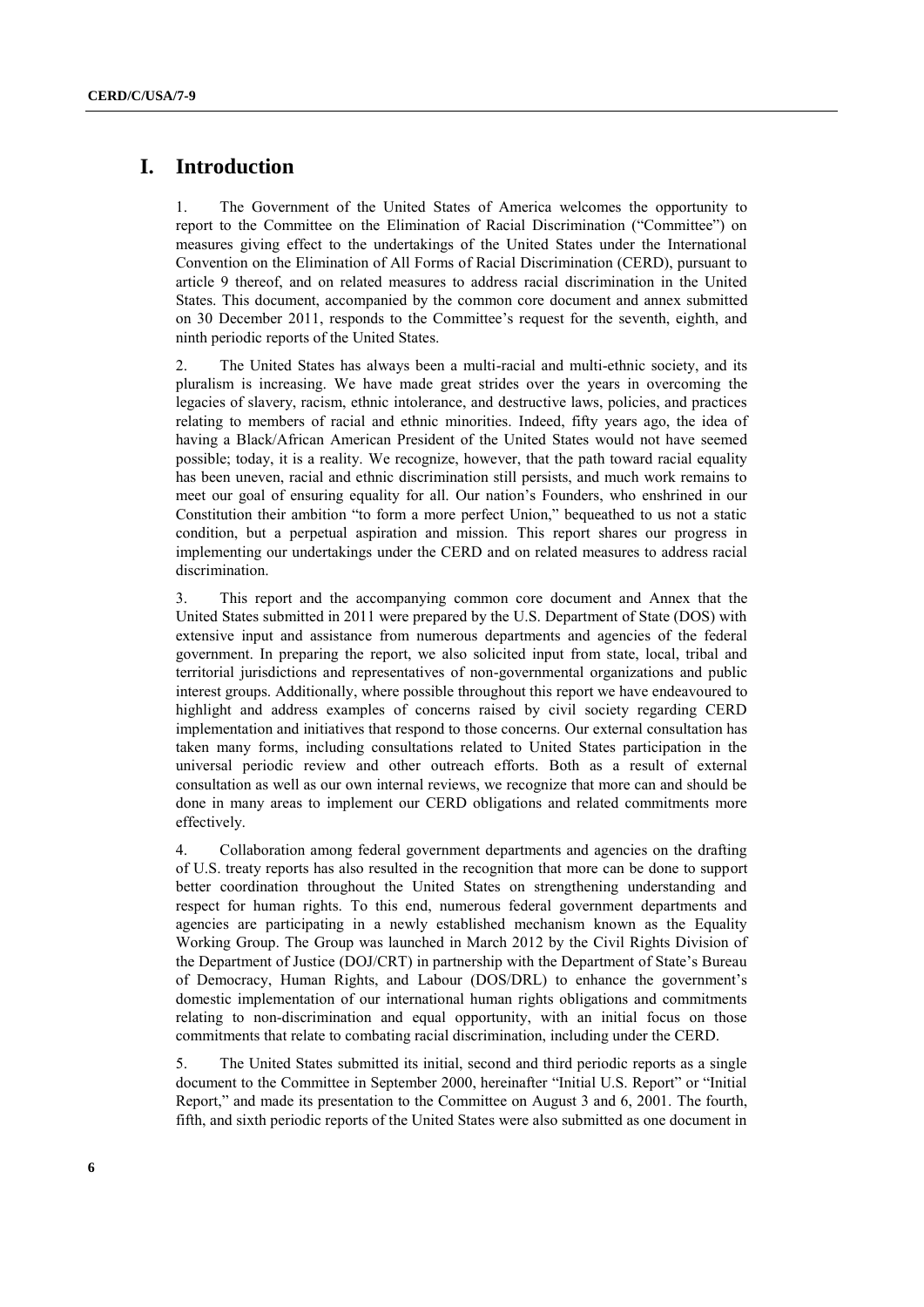# I. Introduction

1. The Government of the United States of America welcomes the opportunity to report to the Committee on the Elimination of Racial Discrimination ("Committee") on measures giving effect to the undertakings of the United States under the International Convention on the Elimination of All Forms of Racial Discrimination (CERD), pursuant to article 9 thereof, and on related measures to address racial discrimination in the United States. This document, accompanied by the common core document and annex submitted on 30 December 2011, responds to the Committee's request for the seventh, eighth, and ninth periodic reports of the United States.

2. The United States has always been a multi-racial and multi-ethnic society, and its pluralism is increasing. We have made great strides over the years in overcoming the legacies of slavery, racism, ethnic intolerance, and destructive laws, policies, and practices relating to members of racial and ethnic minorities. Indeed, fifty years ago, the idea of having a Black/African American President of the United States would not have seemed possible; today, it is a reality. We recognize, however, that the path toward racial equality has been uneven, racial and ethnic discrimination still persists, and much work remains to meet our goal of ensuring equality for all. Our nation's Founders, who enshrined in our Constitution their ambition "to form a more perfect Union," bequeathed to us not a static condition, but a perpetual aspiration and mission. This report shares our progress in implementing our undertakings under the CERD and on related measures to address racial discrimination.

3. This report and the accompanying common core document and Annex that the United States submitted in 2011 were prepared by the U.S. Department of State (DOS) with extensive input and assistance from numerous departments and agencies of the federal government. In preparing the report, we also solicited input from state, local, tribal and territorial jurisdictions and representatives of non-governmental organizations and public interest groups. Additionally, where possible throughout this report we have endeavoured to highlight and address examples of concerns raised by civil society regarding CERD implementation and initiatives that respond to those concerns. Our external consultation has taken many forms, including consultations related to United States participation in the universal periodic review and other outreach efforts. Both as a result of external consultation as well as our own internal reviews, we recognize that more can and should be done in many areas to implement our CERD obligations and related commitments more effectively.

4. Collaboration among federal government departments and agencies on the drafting of U.S. treaty reports has also resulted in the recognition that more can be done to support better coordination throughout the United States on strengthening understanding and respect for human rights. To this end, numerous federal government departments and agencies are participating in a newly established mechanism known as the Equality Working Group. The Group was launched in March 2012 by the Civil Rights Division of the Department of Justice (DOJ/CRT) in partnership with the Department of State's Bureau of Democracy, Human Rights, and Labour (DOS/DRL) to enhance the government's domestic implementation of our international human rights obligations and commitments relating to non-discrimination and equal opportunity, with an initial focus on those commitments that relate to combating racial discrimination, including under the CERD.

5. The United States submitted its initial, second and third periodic reports as a single document to the Committee in September 2000, hereinafter "Initial U.S. Report" or "Initial Report," and made its presentation to the Committee on August 3 and 6, 2001. The fourth, fifth, and sixth periodic reports of the United States were also submitted as one document in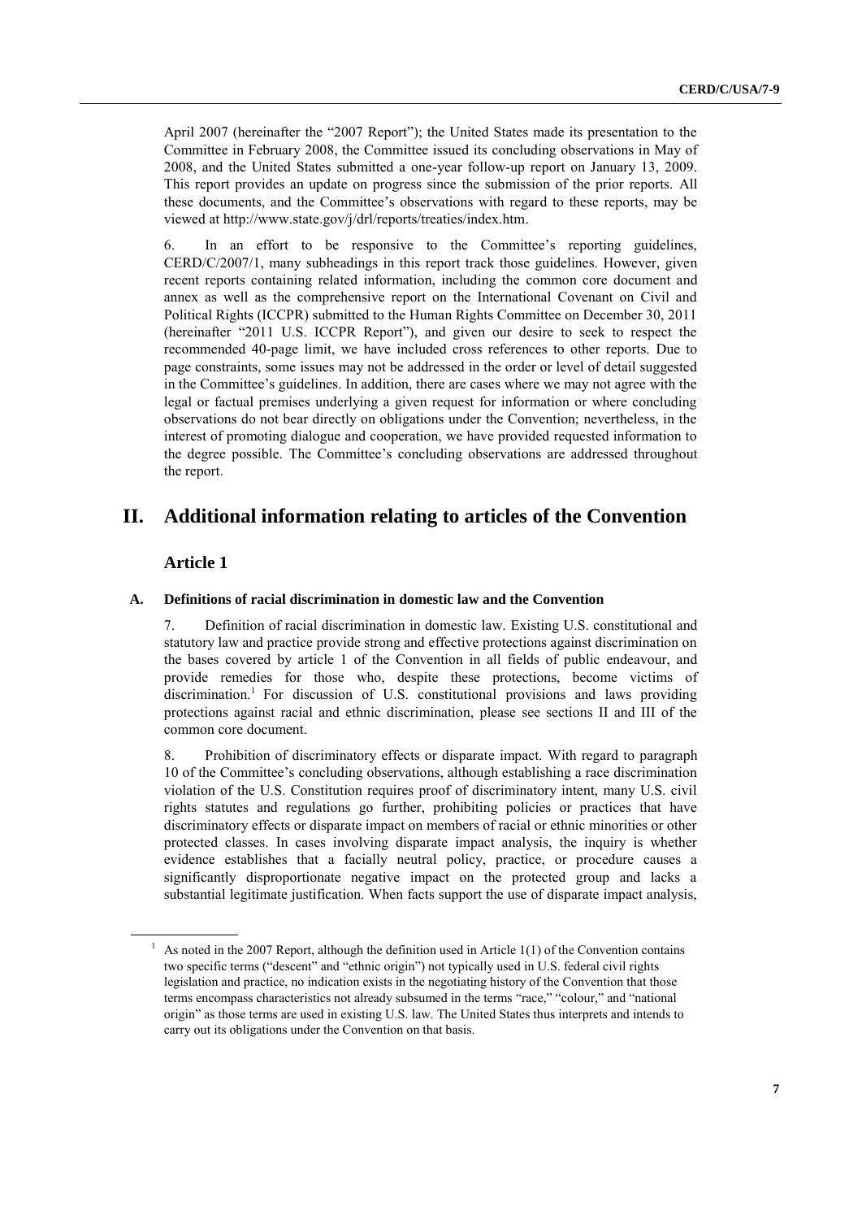April 2007 (hereinafter the "2007 Report"); the United States made its presentation to the Committee in February 2008, the Committee issued its concluding observations in May of 2008, and the United States submitted a one-year follow-up report on January 13, 2009. This report provides an update on progress since the submission of the prior reports. All these documents, and the Committee's observations with regard to these reports, may be viewed at http://www.state.gov/j/drl/reports/treaties/index.htm.

6. In an effort to be responsive to the Committee's reporting guidelines, CERD/C/2007/1, many subheadings in this report track those guidelines. However, given recent reports containing related information, including the common core document and annex as well as the comprehensive report on the International Covenant on Civil and Political Rights (ICCPR) submitted to the Human Rights Committee on December 30, 2011 (hereinafter "2011 U.S. ICCPR Report"), and given our desire to seek to respect the recommended 40-page limit, we have included cross references to other reports. Due to page constraints, some issues may not be addressed in the order or level of detail suggested in the Committee's guidelines. In addition, there are cases where we may not agree with the legal or factual premises underlying a given request for information or where concluding observations do not bear directly on obligations under the Convention; nevertheless, in the interest of promoting dialogue and cooperation, we have provided requested information to the degree possible. The Committee's concluding observations are addressed throughout the report.

# II. Additional information relating to articles of the Convention

## Article 1

### A. Definitions of racial discrimination in domestic law and the Convention

7. Definition of racial discrimination in domestic law. Existing U.S. constitutional and statutory law and practice provide strong and effective protections against discrimination on the bases covered by article 1 of the Convention in all fields of public endeavour, and provide remedies for those who, despite these protections, become victims of discrimination.[1] For discussion of U.S. constitutional provisions and laws providing protections against racial and ethnic discrimination, please see sections II and III of the common core document.

8. Prohibition of discriminatory effects or disparate impact. With regard to paragraph 10 of the Committee's concluding observations, although establishing a race discrimination violation of the U.S. Constitution requires proof of discriminatory intent, many U.S. civil rights statutes and regulations go further, prohibiting policies or practices that have discriminatory effects or disparate impact on members of racial or ethnic minorities or other protected classes. In cases involving disparate impact analysis, the inquiry is whether evidence establishes that a facially neutral policy, practice, or procedure causes a significantly disproportionate negative impact on the protected group and lacks a substantial legitimate justification. When facts support the use of disparate impact analysis,

---

[1] As noted in the 2007 Report, although the definition used in Article 1(1) of the Convention contains two specific terms ("descent" and "ethnic origin") not typically used in U.S. federal civil rights legislation and practice, no indication exists in the negotiating history of the Convention that those terms encompass characteristics not already subsumed in the terms "race," "colour," and "national origin" as those terms are used in existing U.S. law. The United States thus interprets and intends to carry out its obligations under the Convention on that basis.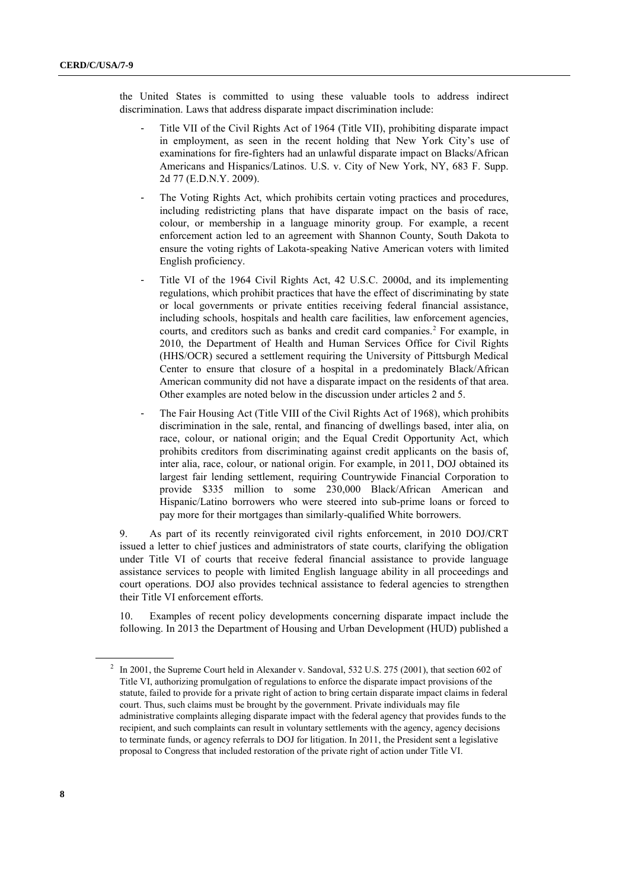the United States is committed to using these valuable tools to address indirect discrimination. Laws that address disparate impact discrimination include:

- Title VII of the Civil Rights Act of 1964 (Title VII), prohibiting disparate impact in employment, as seen in the recent holding that New York City's use of examinations for fire-fighters had an unlawful disparate impact on Blacks/African Americans and Hispanics/Latinos. U.S. v. City of New York, NY, 683 F. Supp. 2d 77 (E.D.N.Y. 2009).
- The Voting Rights Act, which prohibits certain voting practices and procedures, including redistricting plans that have disparate impact on the basis of race, colour, or membership in a language minority group. For example, a recent enforcement action led to an agreement with Shannon County, South Dakota to ensure the voting rights of Lakota-speaking Native American voters with limited English proficiency.
- Title VI of the 1964 Civil Rights Act, 42 U.S.C. 2000d, and its implementing regulations, which prohibit practices that have the effect of discriminating by state or local governments or private entities receiving federal financial assistance, including schools, hospitals and health care facilities, law enforcement agencies, courts, and creditors such as banks and credit card companies.[2] For example, in 2010, the Department of Health and Human Services Office for Civil Rights (HHS/OCR) secured a settlement requiring the University of Pittsburgh Medical Center to ensure that closure of a hospital in a predominately Black/African American community did not have a disparate impact on the residents of that area. Other examples are noted below in the discussion under articles 2 and 5.
- The Fair Housing Act (Title VIII of the Civil Rights Act of 1968), which prohibits discrimination in the sale, rental, and financing of dwellings based, inter alia, on race, colour, or national origin; and the Equal Credit Opportunity Act, which prohibits creditors from discriminating against credit applicants on the basis of, inter alia, race, colour, or national origin. For example, in 2011, DOJ obtained its largest fair lending settlement, requiring Countrywide Financial Corporation to provide \$335 million to some 230,000 Black/African American and Hispanic/Latino borrowers who were steered into sub-prime loans or forced to pay more for their mortgages than similarly-qualified White borrowers.

9. As part of its recently reinvigorated civil rights enforcement, in 2010 DOJ/CRT issued a letter to chief justices and administrators of state courts, clarifying the obligation under Title VI of courts that receive federal financial assistance to provide language assistance services to people with limited English language ability in all proceedings and court operations. DOJ also provides technical assistance to federal agencies to strengthen their Title VI enforcement efforts.

10. Examples of recent policy developments concerning disparate impact include the following. In 2013 the Department of Housing and Urban Development (HUD) published a

[2] In 2001, the Supreme Court held in Alexander v. Sandoval, 532 U.S. 275 (2001), that section 602 of Title VI, authorizing promulgation of regulations to enforce the disparate impact provisions of the statute, failed to provide for a private right of action to bring certain disparate impact claims in federal court. Thus, such claims must be brought by the government. Private individuals may file administrative complaints alleging disparate impact with the federal agency that provides funds to the recipient, and such complaints can result in voluntary settlements with the agency, agency decisions to terminate funds, or agency referrals to DOJ for litigation. In 2011, the President sent a legislative proposal to Congress that included restoration of the private right of action under Title VI.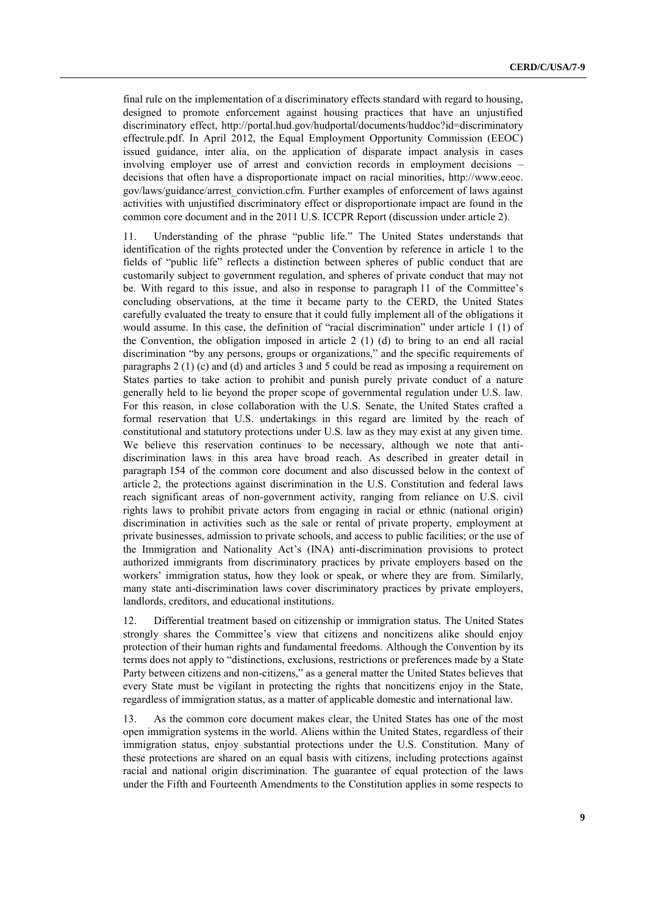final rule on the implementation of a discriminatory effects standard with regard to housing, designed to promote enforcement against housing practices that have an unjustified discriminatory effect, http://portal.hud.gov/hudportal/documents/huddoc?id=discriminatoryeffectrule.pdf. In April 2012, the Equal Employment Opportunity Commission (EEOC) issued guidance, inter alia, on the application of disparate impact analysis in cases involving employer use of arrest and conviction records in employment decisions – decisions that often have a disproportionate impact on racial minorities, http://www.eeoc.gov/laws/guidance/arrest_conviction.cfm. Further examples of enforcement of laws against activities with unjustified discriminatory effect or disproportionate impact are found in the common core document and in the 2011 U.S. ICCPR Report (discussion under article 2).

11. Understanding of the phrase "public life." The United States understands that identification of the rights protected under the Convention by reference in article 1 to the fields of "public life" reflects a distinction between spheres of public conduct that are customarily subject to government regulation, and spheres of private conduct that may not be. With regard to this issue, and also in response to paragraph 11 of the Committee's concluding observations, at the time it became party to the CERD, the United States carefully evaluated the treaty to ensure that it could fully implement all of the obligations it would assume. In this case, the definition of "racial discrimination" under article 1 (1) of the Convention, the obligation imposed in article 2 (1) (d) to bring to an end all racial discrimination "by any persons, groups or organizations," and the specific requirements of paragraphs 2 (1) (c) and (d) and articles 3 and 5 could be read as imposing a requirement on States parties to take action to prohibit and punish purely private conduct of a nature generally held to lie beyond the proper scope of governmental regulation under U.S. law. For this reason, in close collaboration with the U.S. Senate, the United States crafted a formal reservation that U.S. undertakings in this regard are limited by the reach of constitutional and statutory protections under U.S. law as they may exist at any given time. We believe this reservation continues to be necessary, although we note that anti-discrimination laws in this area have broad reach. As described in greater detail in paragraph 154 of the common core document and also discussed below in the context of article 2, the protections against discrimination in the U.S. Constitution and federal laws reach significant areas of non-government activity, ranging from reliance on U.S. civil rights laws to prohibit private actors from engaging in racial or ethnic (national origin) discrimination in activities such as the sale or rental of private property, employment at private businesses, admission to private schools, and access to public facilities; or the use of the Immigration and Nationality Act's (INA) anti-discrimination provisions to protect authorized immigrants from discriminatory practices by private employers based on the workers' immigration status, how they look or speak, or where they are from. Similarly, many state anti-discrimination laws cover discriminatory practices by private employers, landlords, creditors, and educational institutions.

12. Differential treatment based on citizenship or immigration status. The United States strongly shares the Committee's view that citizens and noncitizens alike should enjoy protection of their human rights and fundamental freedoms. Although the Convention by its terms does not apply to "distinctions, exclusions, restrictions or preferences made by a State Party between citizens and non-citizens," as a general matter the United States believes that every State must be vigilant in protecting the rights that noncitizens enjoy in the State, regardless of immigration status, as a matter of applicable domestic and international law.

13. As the common core document makes clear, the United States has one of the most open immigration systems in the world. Aliens within the United States, regardless of their immigration status, enjoy substantial protections under the U.S. Constitution. Many of these protections are shared on an equal basis with citizens, including protections against racial and national origin discrimination. The guarantee of equal protection of the laws under the Fifth and Fourteenth Amendments to the Constitution applies in some respects to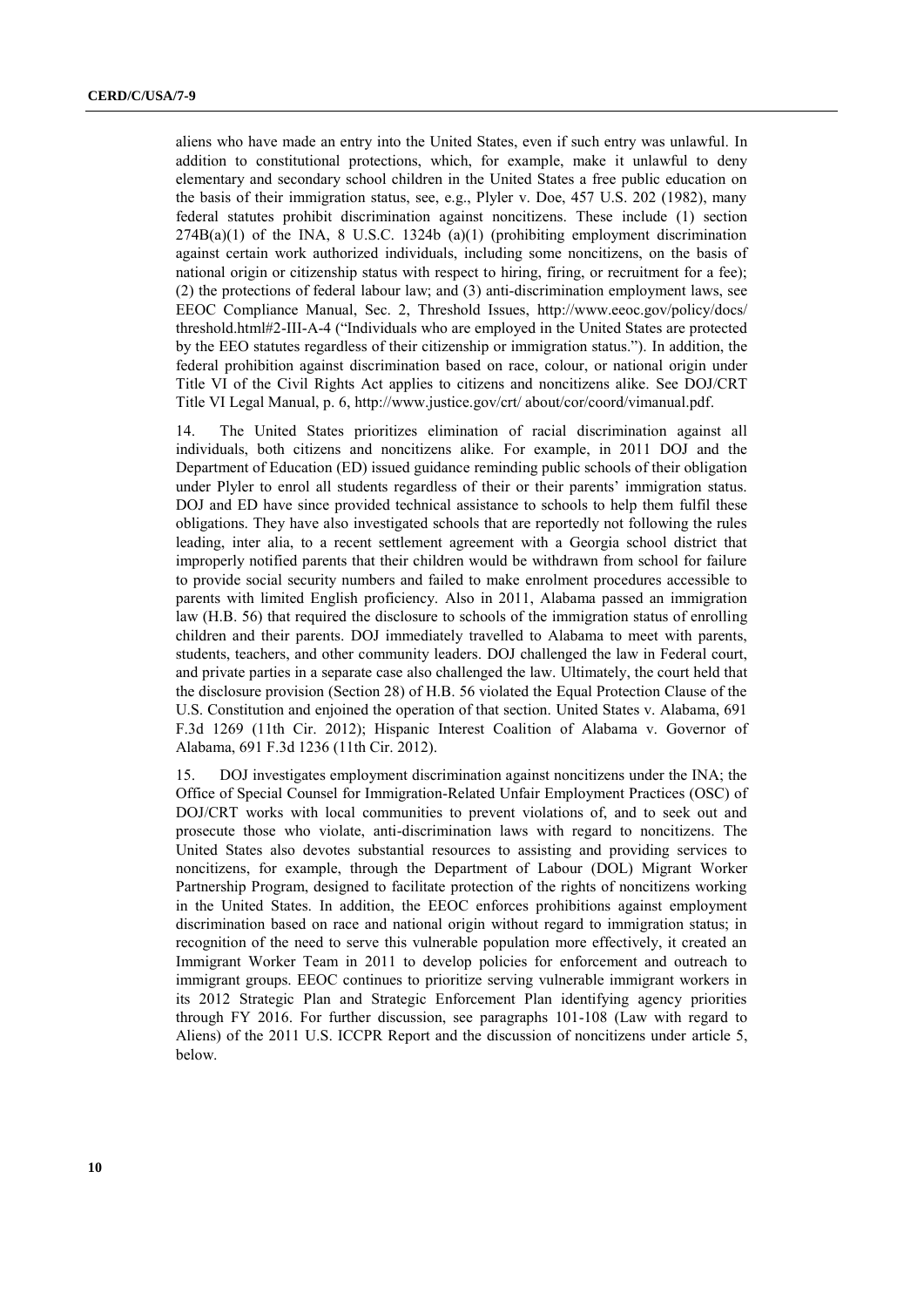aliens who have made an entry into the United States, even if such entry was unlawful. In addition to constitutional protections, which, for example, make it unlawful to deny elementary and secondary school children in the United States a free public education on the basis of their immigration status, see, e.g., Plyler v. Doe, 457 U.S. 202 (1982), many federal statutes prohibit discrimination against noncitizens. These include (1) section 274B(a)(1) of the INA, 8 U.S.C. 1324b (a)(1) (prohibiting employment discrimination against certain work authorized individuals, including some noncitizens, on the basis of national origin or citizenship status with respect to hiring, firing, or recruitment for a fee); (2) the protections of federal labour law; and (3) anti-discrimination employment laws, see EEOC Compliance Manual, Sec. 2, Threshold Issues, http://www.eeoc.gov/policy/docs/threshold.html#2-III-A-4 ("Individuals who are employed in the United States are protected by the EEO statutes regardless of their citizenship or immigration status."). In addition, the federal prohibition against discrimination based on race, colour, or national origin under Title VI of the Civil Rights Act applies to citizens and noncitizens alike. See DOJ/CRT Title VI Legal Manual, p. 6, http://www.justice.gov/crt/ about/cor/coord/vimanual.pdf.

14. The United States prioritizes elimination of racial discrimination against all individuals, both citizens and noncitizens alike. For example, in 2011 DOJ and the Department of Education (ED) issued guidance reminding public schools of their obligation under Plyler to enrol all students regardless of their or their parents' immigration status. DOJ and ED have since provided technical assistance to schools to help them fulfil these obligations. They have also investigated schools that are reportedly not following the rules leading, inter alia, to a recent settlement agreement with a Georgia school district that improperly notified parents that their children would be withdrawn from school for failure to provide social security numbers and failed to make enrolment procedures accessible to parents with limited English proficiency. Also in 2011, Alabama passed an immigration law (H.B. 56) that required the disclosure to schools of the immigration status of enrolling children and their parents. DOJ immediately travelled to Alabama to meet with parents, students, teachers, and other community leaders. DOJ challenged the law in Federal court, and private parties in a separate case also challenged the law. Ultimately, the court held that the disclosure provision (Section 28) of H.B. 56 violated the Equal Protection Clause of the U.S. Constitution and enjoined the operation of that section. United States v. Alabama, 691 F.3d 1269 (11th Cir. 2012); Hispanic Interest Coalition of Alabama v. Governor of Alabama, 691 F.3d 1236 (11th Cir. 2012).

15. DOJ investigates employment discrimination against noncitizens under the INA; the Office of Special Counsel for Immigration-Related Unfair Employment Practices (OSC) of DOJ/CRT works with local communities to prevent violations of, and to seek out and prosecute those who violate, anti-discrimination laws with regard to noncitizens. The United States also devotes substantial resources to assisting and providing services to noncitizens, for example, through the Department of Labour (DOL) Migrant Worker Partnership Program, designed to facilitate protection of the rights of noncitizens working in the United States. In addition, the EEOC enforces prohibitions against employment discrimination based on race and national origin without regard to immigration status; in recognition of the need to serve this vulnerable population more effectively, it created an Immigrant Worker Team in 2011 to develop policies for enforcement and outreach to immigrant groups. EEOC continues to prioritize serving vulnerable immigrant workers in its 2012 Strategic Plan and Strategic Enforcement Plan identifying agency priorities through FY 2016. For further discussion, see paragraphs 101-108 (Law with regard to Aliens) of the 2011 U.S. ICCPR Report and the discussion of noncitizens under article 5, below.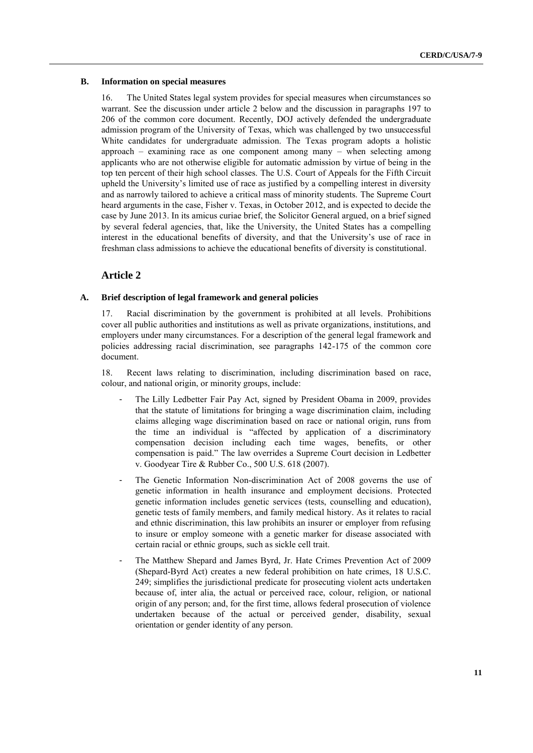### B. Information on special measures

16. The United States legal system provides for special measures when circumstances so warrant. See the discussion under article 2 below and the discussion in paragraphs 197 to 206 of the common core document. Recently, DOJ actively defended the undergraduate admission program of the University of Texas, which was challenged by two unsuccessful White candidates for undergraduate admission. The Texas program adopts a holistic approach – examining race as one component among many – when selecting among applicants who are not otherwise eligible for automatic admission by virtue of being in the top ten percent of their high school classes. The U.S. Court of Appeals for the Fifth Circuit upheld the University's limited use of race as justified by a compelling interest in diversity and as narrowly tailored to achieve a critical mass of minority students. The Supreme Court heard arguments in the case, Fisher v. Texas, in October 2012, and is expected to decide the case by June 2013. In its amicus curiae brief, the Solicitor General argued, on a brief signed by several federal agencies, that, like the University, the United States has a compelling interest in the educational benefits of diversity, and that the University's use of race in freshman class admissions to achieve the educational benefits of diversity is constitutional.

## Article 2

### A. Brief description of legal framework and general policies

17. Racial discrimination by the government is prohibited at all levels. Prohibitions cover all public authorities and institutions as well as private organizations, institutions, and employers under many circumstances. For a description of the general legal framework and policies addressing racial discrimination, see paragraphs 142-175 of the common core document.

18. Recent laws relating to discrimination, including discrimination based on race, colour, and national origin, or minority groups, include:

- The Lilly Ledbetter Fair Pay Act, signed by President Obama in 2009, provides that the statute of limitations for bringing a wage discrimination claim, including claims alleging wage discrimination based on race or national origin, runs from the time an individual is "affected by application of a discriminatory compensation decision including each time wages, benefits, or other compensation is paid." The law overrides a Supreme Court decision in Ledbetter v. Goodyear Tire & Rubber Co., 500 U.S. 618 (2007).
- The Genetic Information Non-discrimination Act of 2008 governs the use of genetic information in health insurance and employment decisions. Protected genetic information includes genetic services (tests, counselling and education), genetic tests of family members, and family medical history. As it relates to racial and ethnic discrimination, this law prohibits an insurer or employer from refusing to insure or employ someone with a genetic marker for disease associated with certain racial or ethnic groups, such as sickle cell trait.
- The Matthew Shepard and James Byrd, Jr. Hate Crimes Prevention Act of 2009 (Shepard-Byrd Act) creates a new federal prohibition on hate crimes, 18 U.S.C. 249; simplifies the jurisdictional predicate for prosecuting violent acts undertaken because of, inter alia, the actual or perceived race, colour, religion, or national origin of any person; and, for the first time, allows federal prosecution of violence undertaken because of the actual or perceived gender, disability, sexual orientation or gender identity of any person.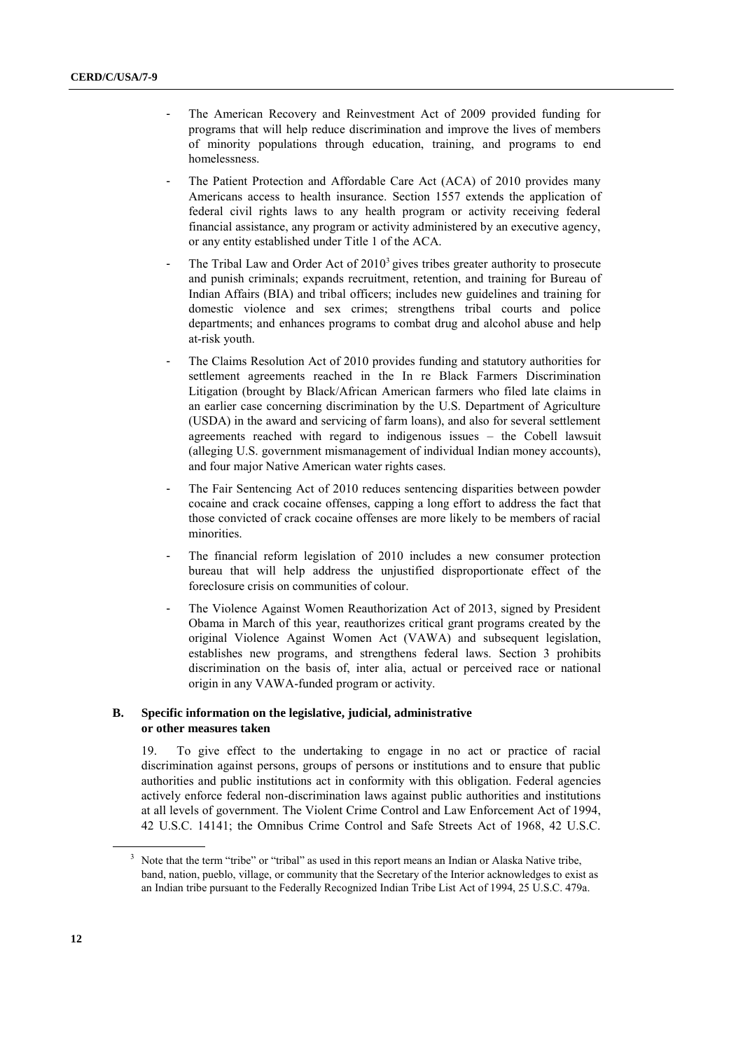- The American Recovery and Reinvestment Act of 2009 provided funding for programs that will help reduce discrimination and improve the lives of members of minority populations through education, training, and programs to end homelessness.
- The Patient Protection and Affordable Care Act (ACA) of 2010 provides many Americans access to health insurance. Section 1557 extends the application of federal civil rights laws to any health program or activity receiving federal financial assistance, any program or activity administered by an executive agency, or any entity established under Title 1 of the ACA.
- The Tribal Law and Order Act of 2010[3] gives tribes greater authority to prosecute and punish criminals; expands recruitment, retention, and training for Bureau of Indian Affairs (BIA) and tribal officers; includes new guidelines and training for domestic violence and sex crimes; strengthens tribal courts and police departments; and enhances programs to combat drug and alcohol abuse and help at-risk youth.
- The Claims Resolution Act of 2010 provides funding and statutory authorities for settlement agreements reached in the In re Black Farmers Discrimination Litigation (brought by Black/African American farmers who filed late claims in an earlier case concerning discrimination by the U.S. Department of Agriculture (USDA) in the award and servicing of farm loans), and also for several settlement agreements reached with regard to indigenous issues – the Cobell lawsuit (alleging U.S. government mismanagement of individual Indian money accounts), and four major Native American water rights cases.
- The Fair Sentencing Act of 2010 reduces sentencing disparities between powder cocaine and crack cocaine offenses, capping a long effort to address the fact that those convicted of crack cocaine offenses are more likely to be members of racial minorities.
- The financial reform legislation of 2010 includes a new consumer protection bureau that will help address the unjustified disproportionate effect of the foreclosure crisis on communities of colour.
- The Violence Against Women Reauthorization Act of 2013, signed by President Obama in March of this year, reauthorizes critical grant programs created by the original Violence Against Women Act (VAWA) and subsequent legislation, establishes new programs, and strengthens federal laws. Section 3 prohibits discrimination on the basis of, inter alia, actual or perceived race or national origin in any VAWA-funded program or activity.

## B. Specific information on the legislative, judicial, administrative or other measures taken

19. To give effect to the undertaking to engage in no act or practice of racial discrimination against persons, groups of persons or institutions and to ensure that public authorities and public institutions act in conformity with this obligation. Federal agencies actively enforce federal non-discrimination laws against public authorities and institutions at all levels of government. The Violent Crime Control and Law Enforcement Act of 1994, 42 U.S.C. 14141; the Omnibus Crime Control and Safe Streets Act of 1968, 42 U.S.C.

[3] Note that the term "tribe" or "tribal" as used in this report means an Indian or Alaska Native tribe, band, nation, pueblo, village, or community that the Secretary of the Interior acknowledges to exist as an Indian tribe pursuant to the Federally Recognized Indian Tribe List Act of 1994, 25 U.S.C. 479a.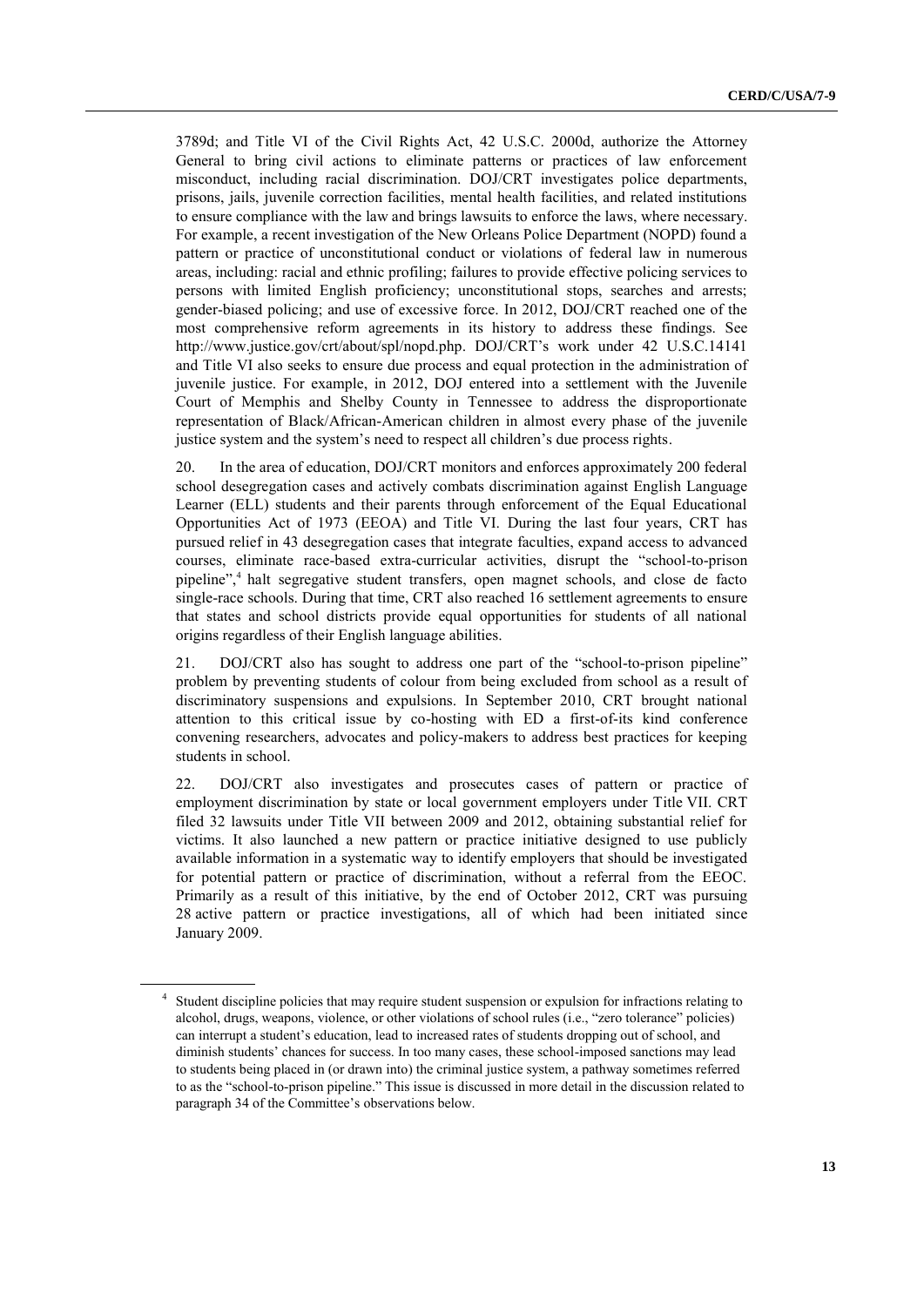3789d; and Title VI of the Civil Rights Act, 42 U.S.C. 2000d, authorize the Attorney General to bring civil actions to eliminate patterns or practices of law enforcement misconduct, including racial discrimination. DOJ/CRT investigates police departments, prisons, jails, juvenile correction facilities, mental health facilities, and related institutions to ensure compliance with the law and brings lawsuits to enforce the laws, where necessary. For example, a recent investigation of the New Orleans Police Department (NOPD) found a pattern or practice of unconstitutional conduct or violations of federal law in numerous areas, including: racial and ethnic profiling; failures to provide effective policing services to persons with limited English proficiency; unconstitutional stops, searches and arrests; gender-biased policing; and use of excessive force. In 2012, DOJ/CRT reached one of the most comprehensive reform agreements in its history to address these findings. See http://www.justice.gov/crt/about/spl/nopd.php. DOJ/CRT's work under 42 U.S.C.14141 and Title VI also seeks to ensure due process and equal protection in the administration of juvenile justice. For example, in 2012, DOJ entered into a settlement with the Juvenile Court of Memphis and Shelby County in Tennessee to address the disproportionate representation of Black/African-American children in almost every phase of the juvenile justice system and the system's need to respect all children's due process rights.

20. In the area of education, DOJ/CRT monitors and enforces approximately 200 federal school desegregation cases and actively combats discrimination against English Language Learner (ELL) students and their parents through enforcement of the Equal Educational Opportunities Act of 1973 (EEOA) and Title VI. During the last four years, CRT has pursued relief in 43 desegregation cases that integrate faculties, expand access to advanced courses, eliminate race-based extra-curricular activities, disrupt the "school-to-prison pipeline",[4] halt segregative student transfers, open magnet schools, and close de facto single-race schools. During that time, CRT also reached 16 settlement agreements to ensure that states and school districts provide equal opportunities for students of all national origins regardless of their English language abilities.

21. DOJ/CRT also has sought to address one part of the "school-to-prison pipeline" problem by preventing students of colour from being excluded from school as a result of discriminatory suspensions and expulsions. In September 2010, CRT brought national attention to this critical issue by co-hosting with ED a first-of-its kind conference convening researchers, advocates and policy-makers to address best practices for keeping students in school.

22. DOJ/CRT also investigates and prosecutes cases of pattern or practice of employment discrimination by state or local government employers under Title VII. CRT filed 32 lawsuits under Title VII between 2009 and 2012, obtaining substantial relief for victims. It also launched a new pattern or practice initiative designed to use publicly available information in a systematic way to identify employers that should be investigated for potential pattern or practice of discrimination, without a referral from the EEOC. Primarily as a result of this initiative, by the end of October 2012, CRT was pursuing 28 active pattern or practice investigations, all of which had been initiated since January 2009.

[4] Student discipline policies that may require student suspension or expulsion for infractions relating to alcohol, drugs, weapons, violence, or other violations of school rules (i.e., "zero tolerance" policies) can interrupt a student's education, lead to increased rates of students dropping out of school, and diminish students' chances for success. In too many cases, these school-imposed sanctions may lead to students being placed in (or drawn into) the criminal justice system, a pathway sometimes referred to as the "school-to-prison pipeline." This issue is discussed in more detail in the discussion related to paragraph 34 of the Committee's observations below.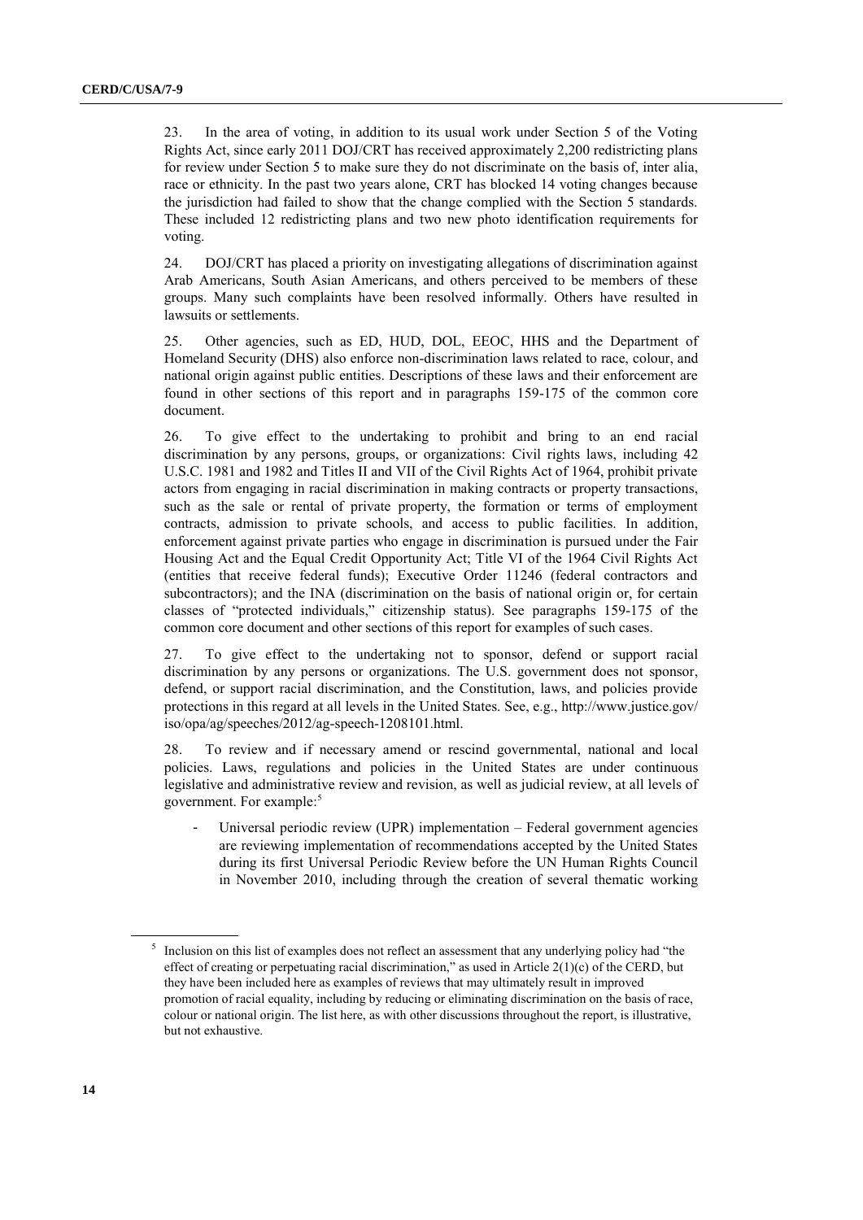23. In the area of voting, in addition to its usual work under Section 5 of the Voting Rights Act, since early 2011 DOJ/CRT has received approximately 2,200 redistricting plans for review under Section 5 to make sure they do not discriminate on the basis of, inter alia, race or ethnicity. In the past two years alone, CRT has blocked 14 voting changes because the jurisdiction had failed to show that the change complied with the Section 5 standards. These included 12 redistricting plans and two new photo identification requirements for voting.

24. DOJ/CRT has placed a priority on investigating allegations of discrimination against Arab Americans, South Asian Americans, and others perceived to be members of these groups. Many such complaints have been resolved informally. Others have resulted in lawsuits or settlements.

25. Other agencies, such as ED, HUD, DOL, EEOC, HHS and the Department of Homeland Security (DHS) also enforce non-discrimination laws related to race, colour, and national origin against public entities. Descriptions of these laws and their enforcement are found in other sections of this report and in paragraphs 159-175 of the common core document.

26. To give effect to the undertaking to prohibit and bring to an end racial discrimination by any persons, groups, or organizations: Civil rights laws, including 42 U.S.C. 1981 and 1982 and Titles II and VII of the Civil Rights Act of 1964, prohibit private actors from engaging in racial discrimination in making contracts or property transactions, such as the sale or rental of private property, the formation or terms of employment contracts, admission to private schools, and access to public facilities. In addition, enforcement against private parties who engage in discrimination is pursued under the Fair Housing Act and the Equal Credit Opportunity Act; Title VI of the 1964 Civil Rights Act (entities that receive federal funds); Executive Order 11246 (federal contractors and subcontractors); and the INA (discrimination on the basis of national origin or, for certain classes of "protected individuals," citizenship status). See paragraphs 159-175 of the common core document and other sections of this report for examples of such cases.

27. To give effect to the undertaking not to sponsor, defend or support racial discrimination by any persons or organizations. The U.S. government does not sponsor, defend, or support racial discrimination, and the Constitution, laws, and policies provide protections in this regard at all levels in the United States. See, e.g., http://www.justice.gov/iso/opa/ag/speeches/2012/ag-speech-1208101.html.

28. To review and if necessary amend or rescind governmental, national and local policies. Laws, regulations and policies in the United States are under continuous legislative and administrative review and revision, as well as judicial review, at all levels of government. For example:[5]

- Universal periodic review (UPR) implementation – Federal government agencies are reviewing implementation of recommendations accepted by the United States during its first Universal Periodic Review before the UN Human Rights Council in November 2010, including through the creation of several thematic working

[5] Inclusion on this list of examples does not reflect an assessment that any underlying policy had "the effect of creating or perpetuating racial discrimination," as used in Article 2(1)(c) of the CERD, but they have been included here as examples of reviews that may ultimately result in improved promotion of racial equality, including by reducing or eliminating discrimination on the basis of race, colour or national origin. The list here, as with other discussions throughout the report, is illustrative, but not exhaustive.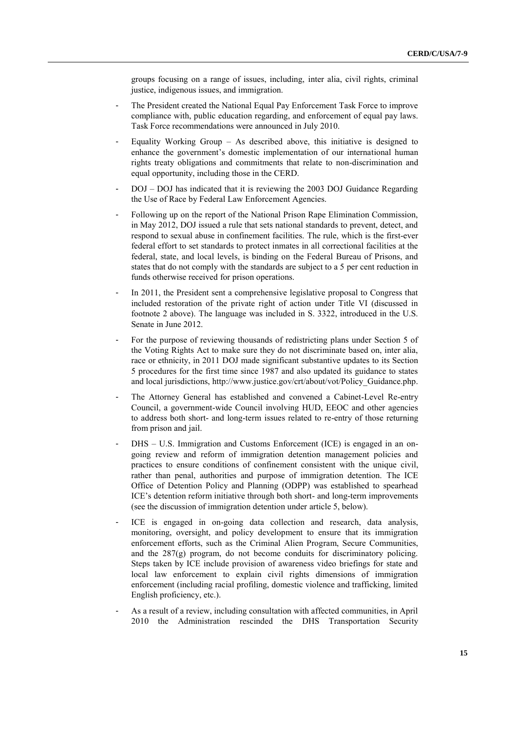groups focusing on a range of issues, including, inter alia, civil rights, criminal justice, indigenous issues, and immigration.

- The President created the National Equal Pay Enforcement Task Force to improve compliance with, public education regarding, and enforcement of equal pay laws. Task Force recommendations were announced in July 2010.
- Equality Working Group – As described above, this initiative is designed to enhance the government's domestic implementation of our international human rights treaty obligations and commitments that relate to non-discrimination and equal opportunity, including those in the CERD.
- DOJ – DOJ has indicated that it is reviewing the 2003 DOJ Guidance Regarding the Use of Race by Federal Law Enforcement Agencies.
- Following up on the report of the National Prison Rape Elimination Commission, in May 2012, DOJ issued a rule that sets national standards to prevent, detect, and respond to sexual abuse in confinement facilities. The rule, which is the first-ever federal effort to set standards to protect inmates in all correctional facilities at the federal, state, and local levels, is binding on the Federal Bureau of Prisons, and states that do not comply with the standards are subject to a 5 per cent reduction in funds otherwise received for prison operations.
- In 2011, the President sent a comprehensive legislative proposal to Congress that included restoration of the private right of action under Title VI (discussed in footnote 2 above). The language was included in S. 3322, introduced in the U.S. Senate in June 2012.
- For the purpose of reviewing thousands of redistricting plans under Section 5 of the Voting Rights Act to make sure they do not discriminate based on, inter alia, race or ethnicity, in 2011 DOJ made significant substantive updates to its Section 5 procedures for the first time since 1987 and also updated its guidance to states and local jurisdictions, http://www.justice.gov/crt/about/vot/Policy_Guidance.php.
- The Attorney General has established and convened a Cabinet-Level Re-entry Council, a government-wide Council involving HUD, EEOC and other agencies to address both short- and long-term issues related to re-entry of those returning from prison and jail.
- DHS – U.S. Immigration and Customs Enforcement (ICE) is engaged in an on-going review and reform of immigration detention management policies and practices to ensure conditions of confinement consistent with the unique civil, rather than penal, authorities and purpose of immigration detention. The ICE Office of Detention Policy and Planning (ODPP) was established to spearhead ICE's detention reform initiative through both short- and long-term improvements (see the discussion of immigration detention under article 5, below).
- ICE is engaged in on-going data collection and research, data analysis, monitoring, oversight, and policy development to ensure that its immigration enforcement efforts, such as the Criminal Alien Program, Secure Communities, and the 287(g) program, do not become conduits for discriminatory policing. Steps taken by ICE include provision of awareness video briefings for state and local law enforcement to explain civil rights dimensions of immigration enforcement (including racial profiling, domestic violence and trafficking, limited English proficiency, etc.).
- As a result of a review, including consultation with affected communities, in April 2010 the Administration rescinded the DHS Transportation Security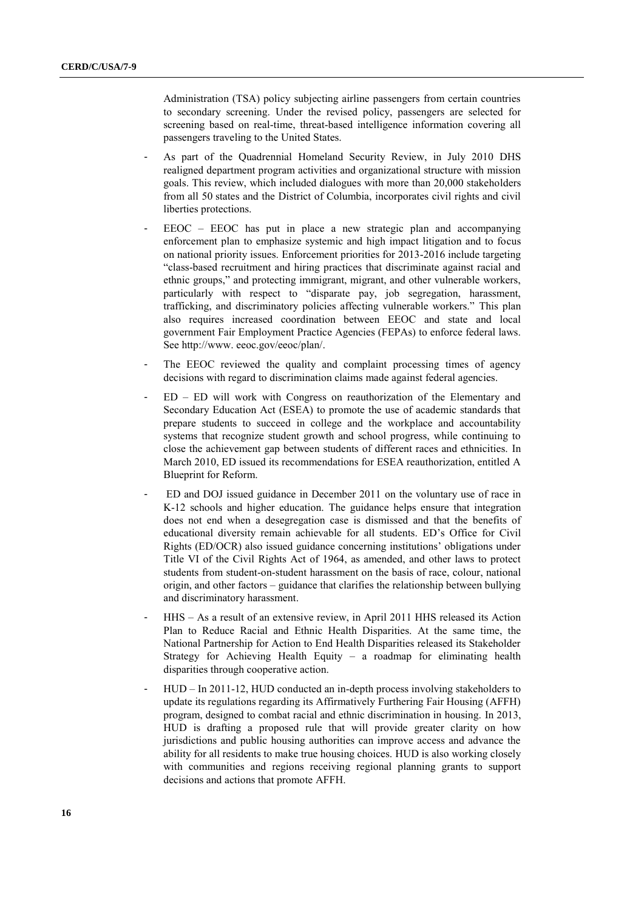Administration (TSA) policy subjecting airline passengers from certain countries to secondary screening. Under the revised policy, passengers are selected for screening based on real-time, threat-based intelligence information covering all passengers traveling to the United States.

- As part of the Quadrennial Homeland Security Review, in July 2010 DHS realigned department program activities and organizational structure with mission goals. This review, which included dialogues with more than 20,000 stakeholders from all 50 states and the District of Columbia, incorporates civil rights and civil liberties protections.
- EEOC – EEOC has put in place a new strategic plan and accompanying enforcement plan to emphasize systemic and high impact litigation and to focus on national priority issues. Enforcement priorities for 2013-2016 include targeting "class-based recruitment and hiring practices that discriminate against racial and ethnic groups," and protecting immigrant, migrant, and other vulnerable workers, particularly with respect to "disparate pay, job segregation, harassment, trafficking, and discriminatory policies affecting vulnerable workers." This plan also requires increased coordination between EEOC and state and local government Fair Employment Practice Agencies (FEPAs) to enforce federal laws. See http://www. eeoc.gov/eeoc/plan/.
- The EEOC reviewed the quality and complaint processing times of agency decisions with regard to discrimination claims made against federal agencies.
- ED – ED will work with Congress on reauthorization of the Elementary and Secondary Education Act (ESEA) to promote the use of academic standards that prepare students to succeed in college and the workplace and accountability systems that recognize student growth and school progress, while continuing to close the achievement gap between students of different races and ethnicities. In March 2010, ED issued its recommendations for ESEA reauthorization, entitled A Blueprint for Reform.
- ED and DOJ issued guidance in December 2011 on the voluntary use of race in K-12 schools and higher education. The guidance helps ensure that integration does not end when a desegregation case is dismissed and that the benefits of educational diversity remain achievable for all students. ED's Office for Civil Rights (ED/OCR) also issued guidance concerning institutions' obligations under Title VI of the Civil Rights Act of 1964, as amended, and other laws to protect students from student-on-student harassment on the basis of race, colour, national origin, and other factors – guidance that clarifies the relationship between bullying and discriminatory harassment.
- HHS – As a result of an extensive review, in April 2011 HHS released its Action Plan to Reduce Racial and Ethnic Health Disparities. At the same time, the National Partnership for Action to End Health Disparities released its Stakeholder Strategy for Achieving Health Equity – a roadmap for eliminating health disparities through cooperative action.
- HUD – In 2011-12, HUD conducted an in-depth process involving stakeholders to update its regulations regarding its Affirmatively Furthering Fair Housing (AFFH) program, designed to combat racial and ethnic discrimination in housing. In 2013, HUD is drafting a proposed rule that will provide greater clarity on how jurisdictions and public housing authorities can improve access and advance the ability for all residents to make true housing choices. HUD is also working closely with communities and regions receiving regional planning grants to support decisions and actions that promote AFFH.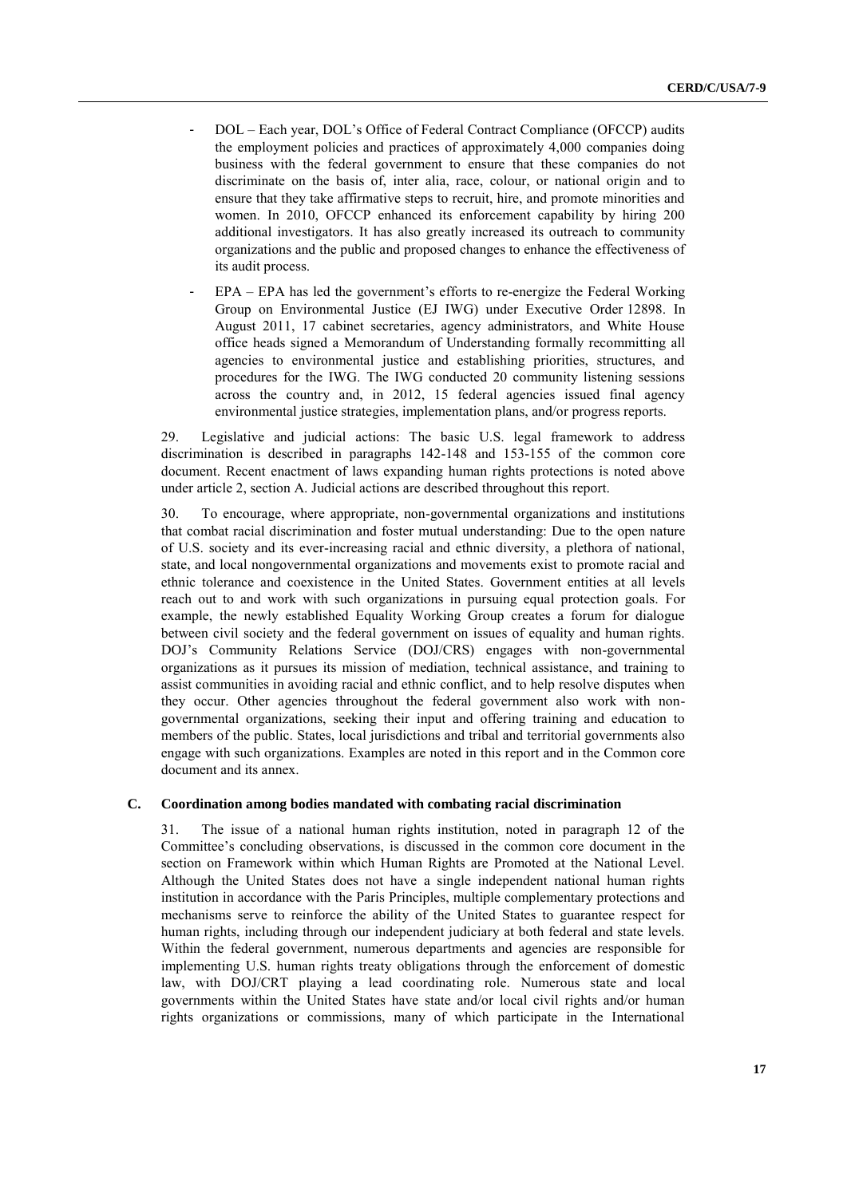- DOL – Each year, DOL's Office of Federal Contract Compliance (OFCCP) audits the employment policies and practices of approximately 4,000 companies doing business with the federal government to ensure that these companies do not discriminate on the basis of, inter alia, race, colour, or national origin and to ensure that they take affirmative steps to recruit, hire, and promote minorities and women. In 2010, OFCCP enhanced its enforcement capability by hiring 200 additional investigators. It has also greatly increased its outreach to community organizations and the public and proposed changes to enhance the effectiveness of its audit process.
- EPA – EPA has led the government's efforts to re-energize the Federal Working Group on Environmental Justice (EJ IWG) under Executive Order 12898. In August 2011, 17 cabinet secretaries, agency administrators, and White House office heads signed a Memorandum of Understanding formally recommitting all agencies to environmental justice and establishing priorities, structures, and procedures for the IWG. The IWG conducted 20 community listening sessions across the country and, in 2012, 15 federal agencies issued final agency environmental justice strategies, implementation plans, and/or progress reports.

29. Legislative and judicial actions: The basic U.S. legal framework to address discrimination is described in paragraphs 142-148 and 153-155 of the common core document. Recent enactment of laws expanding human rights protections is noted above under article 2, section A. Judicial actions are described throughout this report.

30. To encourage, where appropriate, non-governmental organizations and institutions that combat racial discrimination and foster mutual understanding: Due to the open nature of U.S. society and its ever-increasing racial and ethnic diversity, a plethora of national, state, and local nongovernmental organizations and movements exist to promote racial and ethnic tolerance and coexistence in the United States. Government entities at all levels reach out to and work with such organizations in pursuing equal protection goals. For example, the newly established Equality Working Group creates a forum for dialogue between civil society and the federal government on issues of equality and human rights. DOJ's Community Relations Service (DOJ/CRS) engages with non-governmental organizations as it pursues its mission of mediation, technical assistance, and training to assist communities in avoiding racial and ethnic conflict, and to help resolve disputes when they occur. Other agencies throughout the federal government also work with non-governmental organizations, seeking their input and offering training and education to members of the public. States, local jurisdictions and tribal and territorial governments also engage with such organizations. Examples are noted in this report and in the Common core document and its annex.

## C. Coordination among bodies mandated with combating racial discrimination

31. The issue of a national human rights institution, noted in paragraph 12 of the Committee's concluding observations, is discussed in the common core document in the section on Framework within which Human Rights are Promoted at the National Level. Although the United States does not have a single independent national human rights institution in accordance with the Paris Principles, multiple complementary protections and mechanisms serve to reinforce the ability of the United States to guarantee respect for human rights, including through our independent judiciary at both federal and state levels. Within the federal government, numerous departments and agencies are responsible for implementing U.S. human rights treaty obligations through the enforcement of domestic law, with DOJ/CRT playing a lead coordinating role. Numerous state and local governments within the United States have state and/or local civil rights and/or human rights organizations or commissions, many of which participate in the International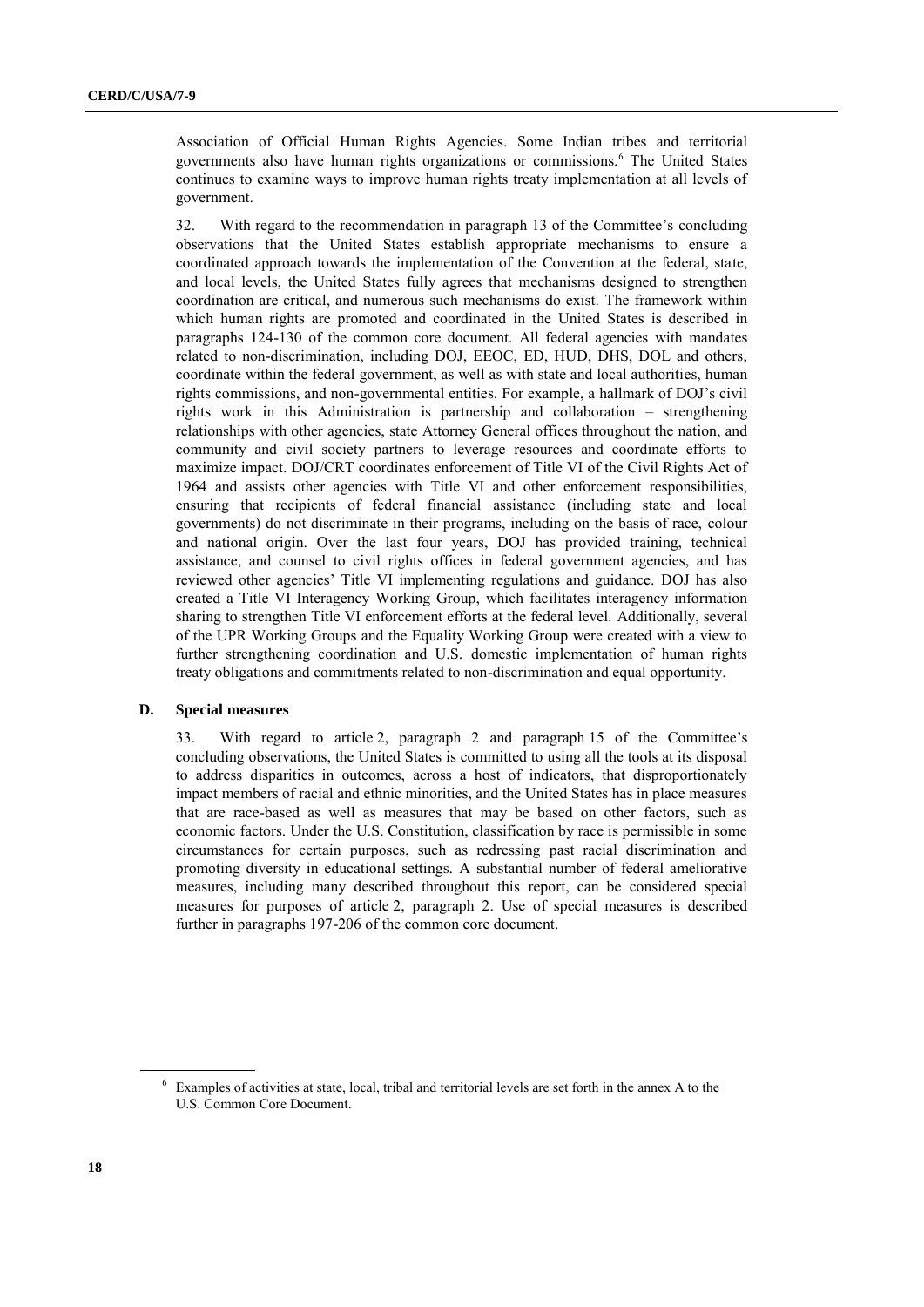Association of Official Human Rights Agencies. Some Indian tribes and territorial governments also have human rights organizations or commissions.[6] The United States continues to examine ways to improve human rights treaty implementation at all levels of government.

32. With regard to the recommendation in paragraph 13 of the Committee's concluding observations that the United States establish appropriate mechanisms to ensure a coordinated approach towards the implementation of the Convention at the federal, state, and local levels, the United States fully agrees that mechanisms designed to strengthen coordination are critical, and numerous such mechanisms do exist. The framework within which human rights are promoted and coordinated in the United States is described in paragraphs 124-130 of the common core document. All federal agencies with mandates related to non-discrimination, including DOJ, EEOC, ED, HUD, DHS, DOL and others, coordinate within the federal government, as well as with state and local authorities, human rights commissions, and non-governmental entities. For example, a hallmark of DOJ's civil rights work in this Administration is partnership and collaboration – strengthening relationships with other agencies, state Attorney General offices throughout the nation, and community and civil society partners to leverage resources and coordinate efforts to maximize impact. DOJ/CRT coordinates enforcement of Title VI of the Civil Rights Act of 1964 and assists other agencies with Title VI and other enforcement responsibilities, ensuring that recipients of federal financial assistance (including state and local governments) do not discriminate in their programs, including on the basis of race, colour and national origin. Over the last four years, DOJ has provided training, technical assistance, and counsel to civil rights offices in federal government agencies, and has reviewed other agencies' Title VI implementing regulations and guidance. DOJ has also created a Title VI Interagency Working Group, which facilitates interagency information sharing to strengthen Title VI enforcement efforts at the federal level. Additionally, several of the UPR Working Groups and the Equality Working Group were created with a view to further strengthening coordination and U.S. domestic implementation of human rights treaty obligations and commitments related to non-discrimination and equal opportunity.

### D. Special measures

33. With regard to article 2, paragraph 2 and paragraph 15 of the Committee's concluding observations, the United States is committed to using all the tools at its disposal to address disparities in outcomes, across a host of indicators, that disproportionately impact members of racial and ethnic minorities, and the United States has in place measures that are race-based as well as measures that may be based on other factors, such as economic factors. Under the U.S. Constitution, classification by race is permissible in some circumstances for certain purposes, such as redressing past racial discrimination and promoting diversity in educational settings. A substantial number of federal ameliorative measures, including many described throughout this report, can be considered special measures for purposes of article 2, paragraph 2. Use of special measures is described further in paragraphs 197-206 of the common core document.

[6] Examples of activities at state, local, tribal and territorial levels are set forth in the annex A to the U.S. Common Core Document.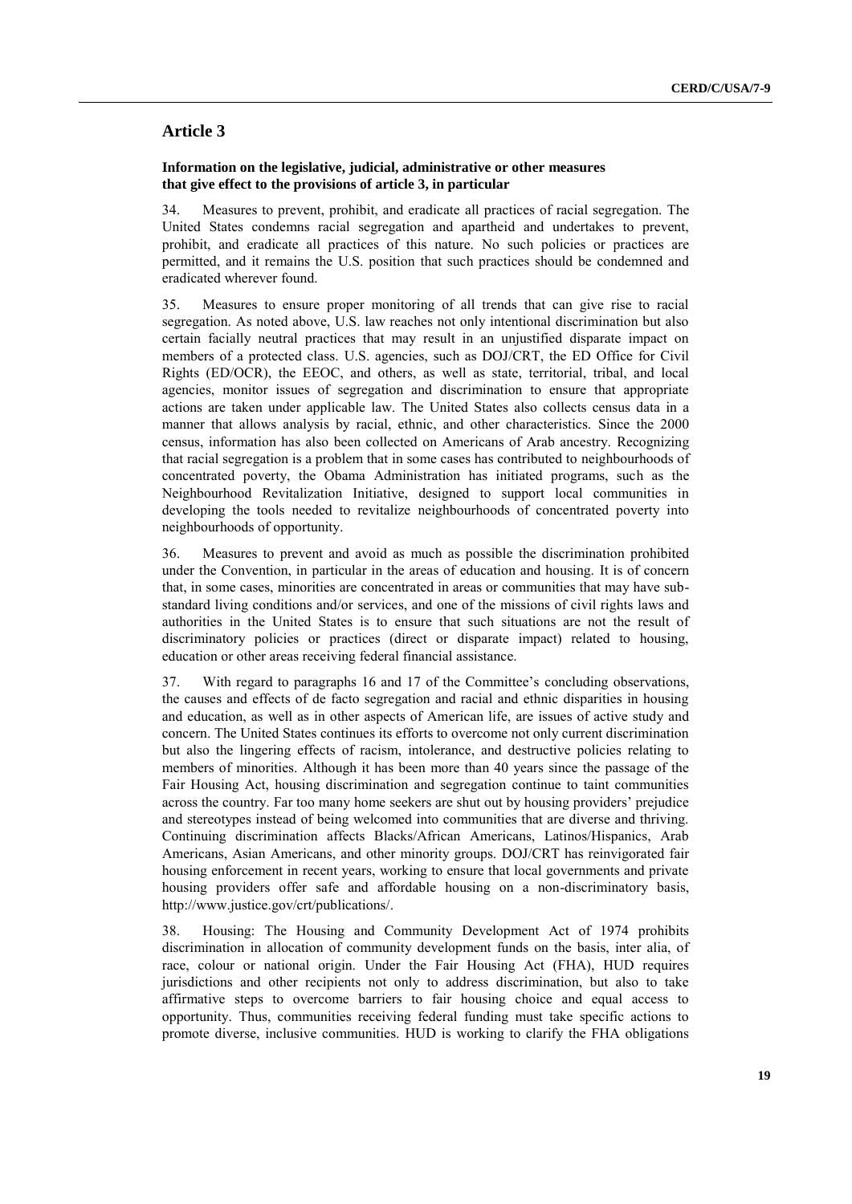## Article 3

### Information on the legislative, judicial, administrative or other measures that give effect to the provisions of article 3, in particular

34. Measures to prevent, prohibit, and eradicate all practices of racial segregation. The United States condemns racial segregation and apartheid and undertakes to prevent, prohibit, and eradicate all practices of this nature. No such policies or practices are permitted, and it remains the U.S. position that such practices should be condemned and eradicated wherever found.

35. Measures to ensure proper monitoring of all trends that can give rise to racial segregation. As noted above, U.S. law reaches not only intentional discrimination but also certain facially neutral practices that may result in an unjustified disparate impact on members of a protected class. U.S. agencies, such as DOJ/CRT, the ED Office for Civil Rights (ED/OCR), the EEOC, and others, as well as state, territorial, tribal, and local agencies, monitor issues of segregation and discrimination to ensure that appropriate actions are taken under applicable law. The United States also collects census data in a manner that allows analysis by racial, ethnic, and other characteristics. Since the 2000 census, information has also been collected on Americans of Arab ancestry. Recognizing that racial segregation is a problem that in some cases has contributed to neighbourhoods of concentrated poverty, the Obama Administration has initiated programs, such as the Neighbourhood Revitalization Initiative, designed to support local communities in developing the tools needed to revitalize neighbourhoods of concentrated poverty into neighbourhoods of opportunity.

36. Measures to prevent and avoid as much as possible the discrimination prohibited under the Convention, in particular in the areas of education and housing. It is of concern that, in some cases, minorities are concentrated in areas or communities that may have sub-standard living conditions and/or services, and one of the missions of civil rights laws and authorities in the United States is to ensure that such situations are not the result of discriminatory policies or practices (direct or disparate impact) related to housing, education or other areas receiving federal financial assistance.

37. With regard to paragraphs 16 and 17 of the Committee's concluding observations, the causes and effects of de facto segregation and racial and ethnic disparities in housing and education, as well as in other aspects of American life, are issues of active study and concern. The United States continues its efforts to overcome not only current discrimination but also the lingering effects of racism, intolerance, and destructive policies relating to members of minorities. Although it has been more than 40 years since the passage of the Fair Housing Act, housing discrimination and segregation continue to taint communities across the country. Far too many home seekers are shut out by housing providers' prejudice and stereotypes instead of being welcomed into communities that are diverse and thriving. Continuing discrimination affects Blacks/African Americans, Latinos/Hispanics, Arab Americans, Asian Americans, and other minority groups. DOJ/CRT has reinvigorated fair housing enforcement in recent years, working to ensure that local governments and private housing providers offer safe and affordable housing on a non-discriminatory basis, http://www.justice.gov/crt/publications/.

38. Housing: The Housing and Community Development Act of 1974 prohibits discrimination in allocation of community development funds on the basis, inter alia, of race, colour or national origin. Under the Fair Housing Act (FHA), HUD requires jurisdictions and other recipients not only to address discrimination, but also to take affirmative steps to overcome barriers to fair housing choice and equal access to opportunity. Thus, communities receiving federal funding must take specific actions to promote diverse, inclusive communities. HUD is working to clarify the FHA obligations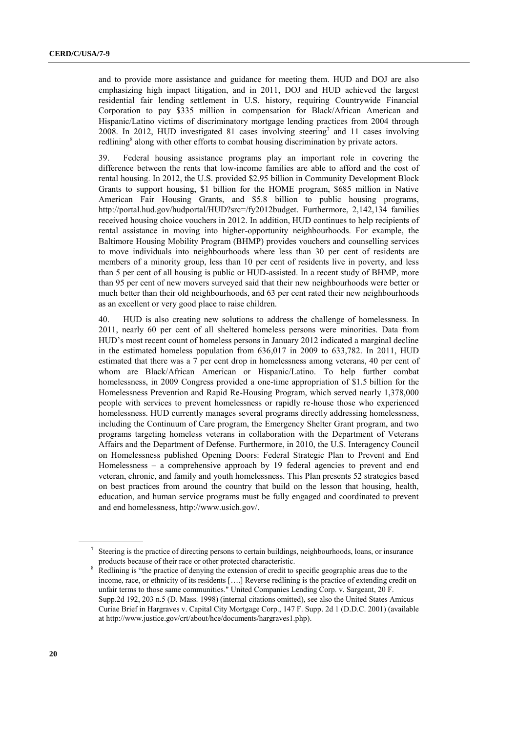and to provide more assistance and guidance for meeting them. HUD and DOJ are also emphasizing high impact litigation, and in 2011, DOJ and HUD achieved the largest residential fair lending settlement in U.S. history, requiring Countrywide Financial Corporation to pay \$335 million in compensation for Black/African American and Hispanic/Latino victims of discriminatory mortgage lending practices from 2004 through 2008. In 2012, HUD investigated 81 cases involving steering[7] and 11 cases involving redlining[8] along with other efforts to combat housing discrimination by private actors.

39. Federal housing assistance programs play an important role in covering the difference between the rents that low-income families are able to afford and the cost of rental housing. In 2012, the U.S. provided \$2.95 billion in Community Development Block Grants to support housing, \$1 billion for the HOME program, \$685 million in Native American Fair Housing Grants, and \$5.8 billion to public housing programs, http://portal.hud.gov/hudportal/HUD?src=/fy2012budget. Furthermore, 2,142,134 families received housing choice vouchers in 2012. In addition, HUD continues to help recipients of rental assistance in moving into higher-opportunity neighbourhoods. For example, the Baltimore Housing Mobility Program (BHMP) provides vouchers and counselling services to move individuals into neighbourhoods where less than 30 per cent of residents are members of a minority group, less than 10 per cent of residents live in poverty, and less than 5 per cent of all housing is public or HUD-assisted. In a recent study of BHMP, more than 95 per cent of new movers surveyed said that their new neighbourhoods were better or much better than their old neighbourhoods, and 63 per cent rated their new neighbourhoods as an excellent or very good place to raise children.

40. HUD is also creating new solutions to address the challenge of homelessness. In 2011, nearly 60 per cent of all sheltered homeless persons were minorities. Data from HUD's most recent count of homeless persons in January 2012 indicated a marginal decline in the estimated homeless population from 636,017 in 2009 to 633,782. In 2011, HUD estimated that there was a 7 per cent drop in homelessness among veterans, 40 per cent of whom are Black/African American or Hispanic/Latino. To help further combat homelessness, in 2009 Congress provided a one-time appropriation of \$1.5 billion for the Homelessness Prevention and Rapid Re-Housing Program, which served nearly 1,378,000 people with services to prevent homelessness or rapidly re-house those who experienced homelessness. HUD currently manages several programs directly addressing homelessness, including the Continuum of Care program, the Emergency Shelter Grant program, and two programs targeting homeless veterans in collaboration with the Department of Veterans Affairs and the Department of Defense. Furthermore, in 2010, the U.S. Interagency Council on Homelessness published Opening Doors: Federal Strategic Plan to Prevent and End Homelessness – a comprehensive approach by 19 federal agencies to prevent and end veteran, chronic, and family and youth homelessness. This Plan presents 52 strategies based on best practices from around the country that build on the lesson that housing, health, education, and human service programs must be fully engaged and coordinated to prevent and end homelessness, http://www.usich.gov/.

---

[7] Steering is the practice of directing persons to certain buildings, neighbourhoods, loans, or insurance products because of their race or other protected characteristic.

[8] Redlining is "the practice of denying the extension of credit to specific geographic areas due to the income, race, or ethnicity of its residents [….] Reverse redlining is the practice of extending credit on unfair terms to those same communities." United Companies Lending Corp. v. Sargeant, 20 F. Supp.2d 192, 203 n.5 (D. Mass. 1998) (internal citations omitted), see also the United States Amicus Curiae Brief in Hargraves v. Capital City Mortgage Corp., 147 F. Supp. 2d 1 (D.D.C. 2001) (available at http://www.justice.gov/crt/about/hce/documents/hargraves1.php).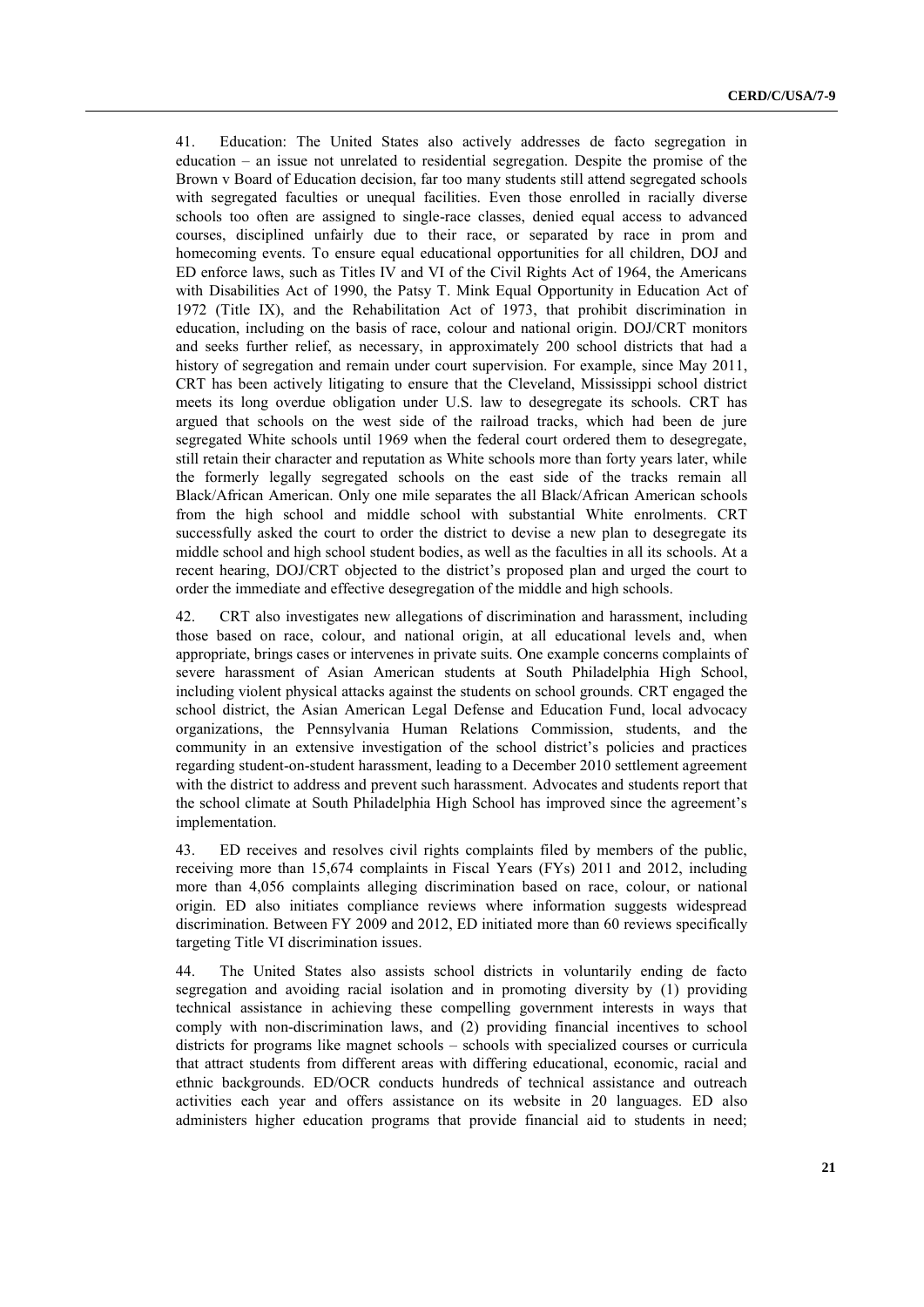41. Education: The United States also actively addresses de facto segregation in education – an issue not unrelated to residential segregation. Despite the promise of the Brown v Board of Education decision, far too many students still attend segregated schools with segregated faculties or unequal facilities. Even those enrolled in racially diverse schools too often are assigned to single-race classes, denied equal access to advanced courses, disciplined unfairly due to their race, or separated by race in prom and homecoming events. To ensure equal educational opportunities for all children, DOJ and ED enforce laws, such as Titles IV and VI of the Civil Rights Act of 1964, the Americans with Disabilities Act of 1990, the Patsy T. Mink Equal Opportunity in Education Act of 1972 (Title IX), and the Rehabilitation Act of 1973, that prohibit discrimination in education, including on the basis of race, colour and national origin. DOJ/CRT monitors and seeks further relief, as necessary, in approximately 200 school districts that had a history of segregation and remain under court supervision. For example, since May 2011, CRT has been actively litigating to ensure that the Cleveland, Mississippi school district meets its long overdue obligation under U.S. law to desegregate its schools. CRT has argued that schools on the west side of the railroad tracks, which had been de jure segregated White schools until 1969 when the federal court ordered them to desegregate, still retain their character and reputation as White schools more than forty years later, while the formerly legally segregated schools on the east side of the tracks remain all Black/African American. Only one mile separates the all Black/African American schools from the high school and middle school with substantial White enrolments. CRT successfully asked the court to order the district to devise a new plan to desegregate its middle school and high school student bodies, as well as the faculties in all its schools. At a recent hearing, DOJ/CRT objected to the district's proposed plan and urged the court to order the immediate and effective desegregation of the middle and high schools.

42. CRT also investigates new allegations of discrimination and harassment, including those based on race, colour, and national origin, at all educational levels and, when appropriate, brings cases or intervenes in private suits. One example concerns complaints of severe harassment of Asian American students at South Philadelphia High School, including violent physical attacks against the students on school grounds. CRT engaged the school district, the Asian American Legal Defense and Education Fund, local advocacy organizations, the Pennsylvania Human Relations Commission, students, and the community in an extensive investigation of the school district's policies and practices regarding student-on-student harassment, leading to a December 2010 settlement agreement with the district to address and prevent such harassment. Advocates and students report that the school climate at South Philadelphia High School has improved since the agreement's implementation.

43. ED receives and resolves civil rights complaints filed by members of the public, receiving more than 15,674 complaints in Fiscal Years (FYs) 2011 and 2012, including more than 4,056 complaints alleging discrimination based on race, colour, or national origin. ED also initiates compliance reviews where information suggests widespread discrimination. Between FY 2009 and 2012, ED initiated more than 60 reviews specifically targeting Title VI discrimination issues.

44. The United States also assists school districts in voluntarily ending de facto segregation and avoiding racial isolation and in promoting diversity by (1) providing technical assistance in achieving these compelling government interests in ways that comply with non-discrimination laws, and (2) providing financial incentives to school districts for programs like magnet schools – schools with specialized courses or curricula that attract students from different areas with differing educational, economic, racial and ethnic backgrounds. ED/OCR conducts hundreds of technical assistance and outreach activities each year and offers assistance on its website in 20 languages. ED also administers higher education programs that provide financial aid to students in need;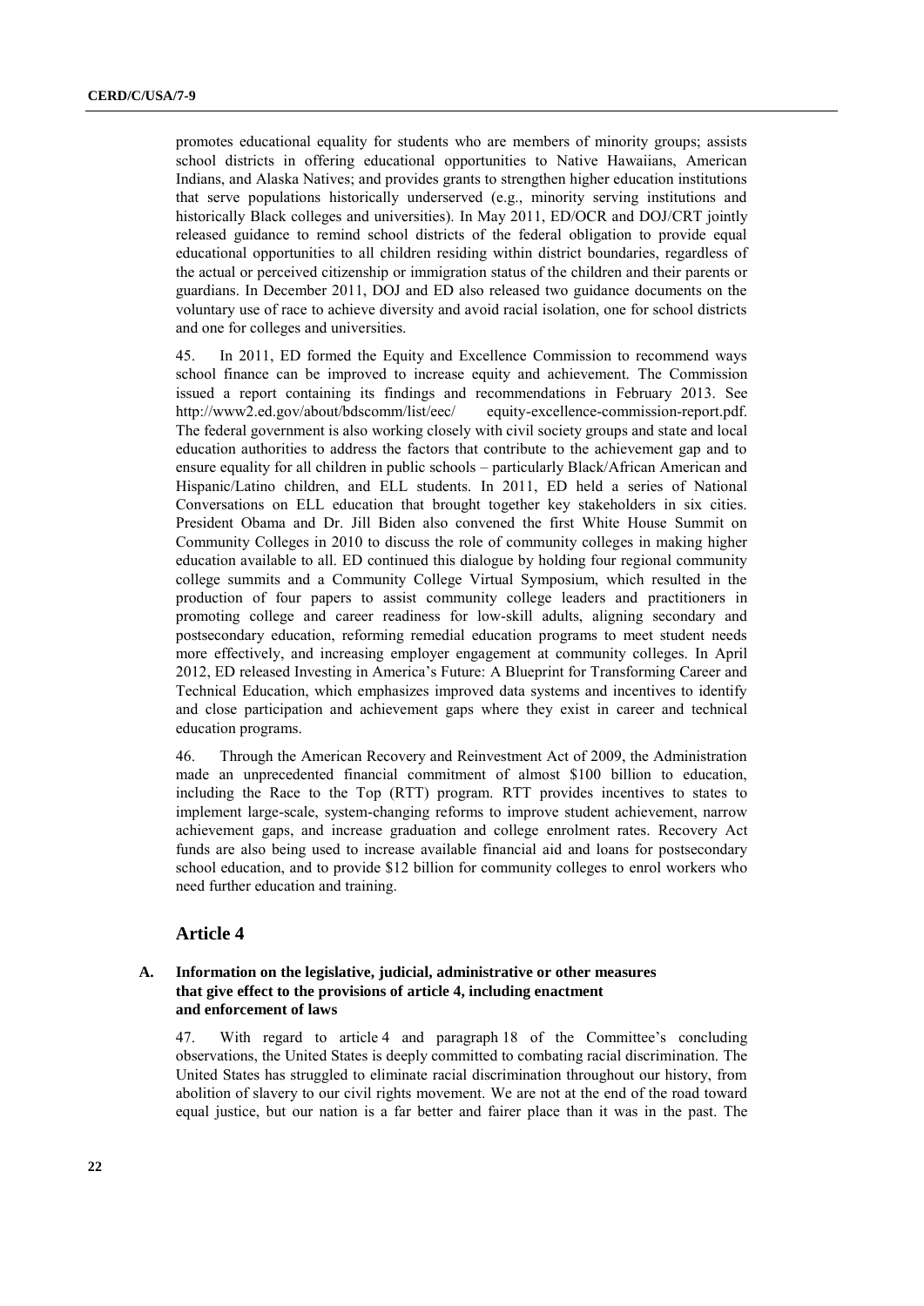promotes educational equality for students who are members of minority groups; assists school districts in offering educational opportunities to Native Hawaiians, American Indians, and Alaska Natives; and provides grants to strengthen higher education institutions that serve populations historically underserved (e.g., minority serving institutions and historically Black colleges and universities). In May 2011, ED/OCR and DOJ/CRT jointly released guidance to remind school districts of the federal obligation to provide equal educational opportunities to all children residing within district boundaries, regardless of the actual or perceived citizenship or immigration status of the children and their parents or guardians. In December 2011, DOJ and ED also released two guidance documents on the voluntary use of race to achieve diversity and avoid racial isolation, one for school districts and one for colleges and universities.

45. In 2011, ED formed the Equity and Excellence Commission to recommend ways school finance can be improved to increase equity and achievement. The Commission issued a report containing its findings and recommendations in February 2013. See http://www2.ed.gov/about/bdscomm/list/eec/ equity-excellence-commission-report.pdf. The federal government is also working closely with civil society groups and state and local education authorities to address the factors that contribute to the achievement gap and to ensure equality for all children in public schools – particularly Black/African American and Hispanic/Latino children, and ELL students. In 2011, ED held a series of National Conversations on ELL education that brought together key stakeholders in six cities. President Obama and Dr. Jill Biden also convened the first White House Summit on Community Colleges in 2010 to discuss the role of community colleges in making higher education available to all. ED continued this dialogue by holding four regional community college summits and a Community College Virtual Symposium, which resulted in the production of four papers to assist community college leaders and practitioners in promoting college and career readiness for low-skill adults, aligning secondary and postsecondary education, reforming remedial education programs to meet student needs more effectively, and increasing employer engagement at community colleges. In April 2012, ED released Investing in America's Future: A Blueprint for Transforming Career and Technical Education, which emphasizes improved data systems and incentives to identify and close participation and achievement gaps where they exist in career and technical education programs.

46. Through the American Recovery and Reinvestment Act of 2009, the Administration made an unprecedented financial commitment of almost $100 billion to education, including the Race to the Top (RTT) program. RTT provides incentives to states to implement large-scale, system-changing reforms to improve student achievement, narrow achievement gaps, and increase graduation and college enrolment rates. Recovery Act funds are also being used to increase available financial aid and loans for postsecondary school education, and to provide $12 billion for community colleges to enrol workers who need further education and training.

## Article 4

### A. Information on the legislative, judicial, administrative or other measures that give effect to the provisions of article 4, including enactment and enforcement of laws

47. With regard to article 4 and paragraph 18 of the Committee's concluding observations, the United States is deeply committed to combating racial discrimination. The United States has struggled to eliminate racial discrimination throughout our history, from abolition of slavery to our civil rights movement. We are not at the end of the road toward equal justice, but our nation is a far better and fairer place than it was in the past. The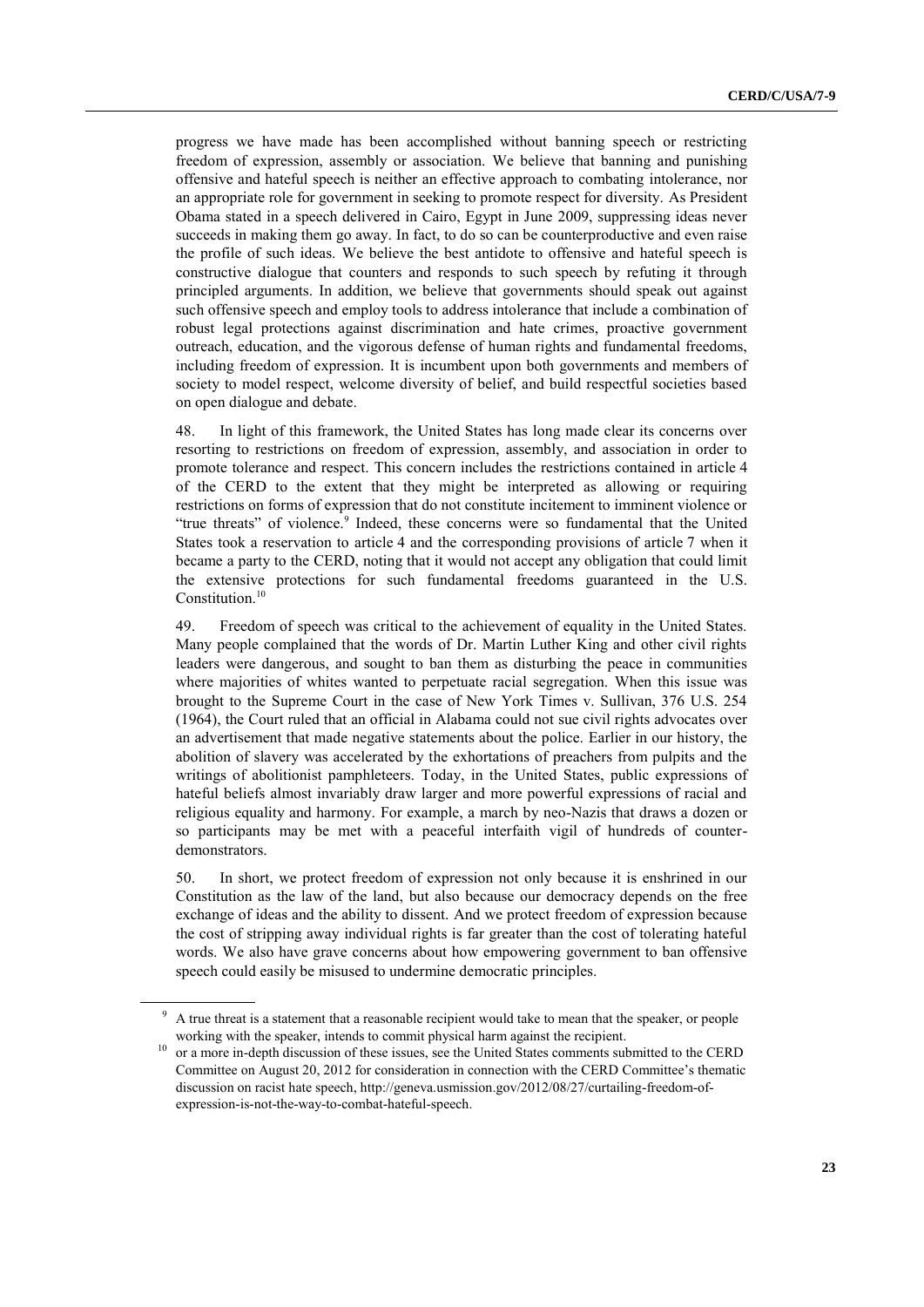progress we have made has been accomplished without banning speech or restricting freedom of expression, assembly or association. We believe that banning and punishing offensive and hateful speech is neither an effective approach to combating intolerance, nor an appropriate role for government in seeking to promote respect for diversity. As President Obama stated in a speech delivered in Cairo, Egypt in June 2009, suppressing ideas never succeeds in making them go away. In fact, to do so can be counterproductive and even raise the profile of such ideas. We believe the best antidote to offensive and hateful speech is constructive dialogue that counters and responds to such speech by refuting it through principled arguments. In addition, we believe that governments should speak out against such offensive speech and employ tools to address intolerance that include a combination of robust legal protections against discrimination and hate crimes, proactive government outreach, education, and the vigorous defense of human rights and fundamental freedoms, including freedom of expression. It is incumbent upon both governments and members of society to model respect, welcome diversity of belief, and build respectful societies based on open dialogue and debate.

48. In light of this framework, the United States has long made clear its concerns over resorting to restrictions on freedom of expression, assembly, and association in order to promote tolerance and respect. This concern includes the restrictions contained in article 4 of the CERD to the extent that they might be interpreted as allowing or requiring restrictions on forms of expression that do not constitute incitement to imminent violence or "true threats" of violence.[9] Indeed, these concerns were so fundamental that the United States took a reservation to article 4 and the corresponding provisions of article 7 when it became a party to the CERD, noting that it would not accept any obligation that could limit the extensive protections for such fundamental freedoms guaranteed in the U.S. Constitution.[10]

49. Freedom of speech was critical to the achievement of equality in the United States. Many people complained that the words of Dr. Martin Luther King and other civil rights leaders were dangerous, and sought to ban them as disturbing the peace in communities where majorities of whites wanted to perpetuate racial segregation. When this issue was brought to the Supreme Court in the case of New York Times v. Sullivan, 376 U.S. 254 (1964), the Court ruled that an official in Alabama could not sue civil rights advocates over an advertisement that made negative statements about the police. Earlier in our history, the abolition of slavery was accelerated by the exhortations of preachers from pulpits and the writings of abolitionist pamphleteers. Today, in the United States, public expressions of hateful beliefs almost invariably draw larger and more powerful expressions of racial and religious equality and harmony. For example, a march by neo-Nazis that draws a dozen or so participants may be met with a peaceful interfaith vigil of hundreds of counter-demonstrators.

50. In short, we protect freedom of expression not only because it is enshrined in our Constitution as the law of the land, but also because our democracy depends on the free exchange of ideas and the ability to dissent. And we protect freedom of expression because the cost of stripping away individual rights is far greater than the cost of tolerating hateful words. We also have grave concerns about how empowering government to ban offensive speech could easily be misused to undermine democratic principles.

---

[9] A true threat is a statement that a reasonable recipient would take to mean that the speaker, or people working with the speaker, intends to commit physical harm against the recipient.

[10] or a more in-depth discussion of these issues, see the United States comments submitted to the CERD Committee on August 20, 2012 for consideration in connection with the CERD Committee's thematic discussion on racist hate speech, http://geneva.usmission.gov/2012/08/27/curtailing-freedom-of-expression-is-not-the-way-to-combat-hateful-speech.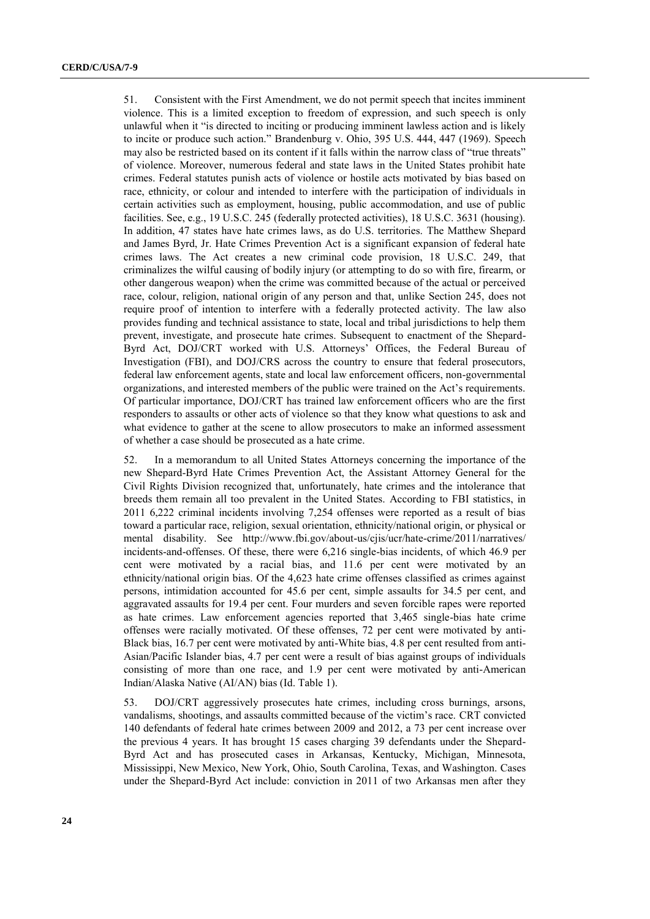51. Consistent with the First Amendment, we do not permit speech that incites imminent violence. This is a limited exception to freedom of expression, and such speech is only unlawful when it "is directed to inciting or producing imminent lawless action and is likely to incite or produce such action." Brandenburg v. Ohio, 395 U.S. 444, 447 (1969). Speech may also be restricted based on its content if it falls within the narrow class of "true threats" of violence. Moreover, numerous federal and state laws in the United States prohibit hate crimes. Federal statutes punish acts of violence or hostile acts motivated by bias based on race, ethnicity, or colour and intended to interfere with the participation of individuals in certain activities such as employment, housing, public accommodation, and use of public facilities. See, e.g., 19 U.S.C. 245 (federally protected activities), 18 U.S.C. 3631 (housing). In addition, 47 states have hate crimes laws, as do U.S. territories. The Matthew Shepard and James Byrd, Jr. Hate Crimes Prevention Act is a significant expansion of federal hate crimes laws. The Act creates a new criminal code provision, 18 U.S.C. 249, that criminalizes the wilful causing of bodily injury (or attempting to do so with fire, firearm, or other dangerous weapon) when the crime was committed because of the actual or perceived race, colour, religion, national origin of any person and that, unlike Section 245, does not require proof of intention to interfere with a federally protected activity. The law also provides funding and technical assistance to state, local and tribal jurisdictions to help them prevent, investigate, and prosecute hate crimes. Subsequent to enactment of the Shepard-Byrd Act, DOJ/CRT worked with U.S. Attorneys' Offices, the Federal Bureau of Investigation (FBI), and DOJ/CRS across the country to ensure that federal prosecutors, federal law enforcement agents, state and local law enforcement officers, non-governmental organizations, and interested members of the public were trained on the Act's requirements. Of particular importance, DOJ/CRT has trained law enforcement officers who are the first responders to assaults or other acts of violence so that they know what questions to ask and what evidence to gather at the scene to allow prosecutors to make an informed assessment of whether a case should be prosecuted as a hate crime.

52. In a memorandum to all United States Attorneys concerning the importance of the new Shepard-Byrd Hate Crimes Prevention Act, the Assistant Attorney General for the Civil Rights Division recognized that, unfortunately, hate crimes and the intolerance that breeds them remain all too prevalent in the United States. According to FBI statistics, in 2011 6,222 criminal incidents involving 7,254 offenses were reported as a result of bias toward a particular race, religion, sexual orientation, ethnicity/national origin, or physical or mental disability. See http://www.fbi.gov/about-us/cjis/ucr/hate-crime/2011/narratives/incidents-and-offenses. Of these, there were 6,216 single-bias incidents, of which 46.9 per cent were motivated by a racial bias, and 11.6 per cent were motivated by an ethnicity/national origin bias. Of the 4,623 hate crime offenses classified as crimes against persons, intimidation accounted for 45.6 per cent, simple assaults for 34.5 per cent, and aggravated assaults for 19.4 per cent. Four murders and seven forcible rapes were reported as hate crimes. Law enforcement agencies reported that 3,465 single-bias hate crime offenses were racially motivated. Of these offenses, 72 per cent were motivated by anti-Black bias, 16.7 per cent were motivated by anti-White bias, 4.8 per cent resulted from anti-Asian/Pacific Islander bias, 4.7 per cent were a result of bias against groups of individuals consisting of more than one race, and 1.9 per cent were motivated by anti-American Indian/Alaska Native (AI/AN) bias (Id. Table 1).

53. DOJ/CRT aggressively prosecutes hate crimes, including cross burnings, arsons, vandalisms, shootings, and assaults committed because of the victim's race. CRT convicted 140 defendants of federal hate crimes between 2009 and 2012, a 73 per cent increase over the previous 4 years. It has brought 15 cases charging 39 defendants under the Shepard-Byrd Act and has prosecuted cases in Arkansas, Kentucky, Michigan, Minnesota, Mississippi, New Mexico, New York, Ohio, South Carolina, Texas, and Washington. Cases under the Shepard-Byrd Act include: conviction in 2011 of two Arkansas men after they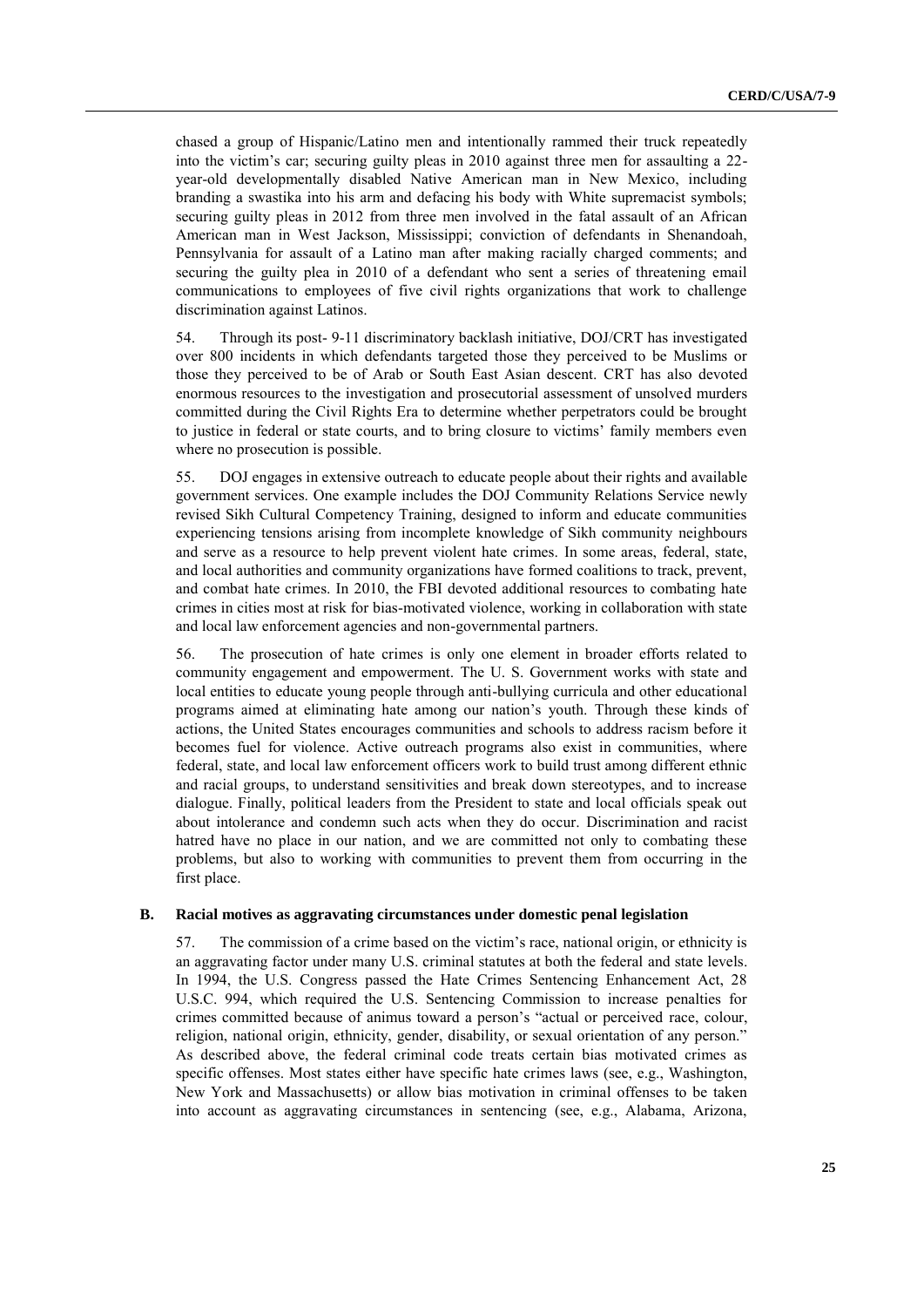chased a group of Hispanic/Latino men and intentionally rammed their truck repeatedly into the victim's car; securing guilty pleas in 2010 against three men for assaulting a 22-year-old developmentally disabled Native American man in New Mexico, including branding a swastika into his arm and defacing his body with White supremacist symbols; securing guilty pleas in 2012 from three men involved in the fatal assault of an African American man in West Jackson, Mississippi; conviction of defendants in Shenandoah, Pennsylvania for assault of a Latino man after making racially charged comments; and securing the guilty plea in 2010 of a defendant who sent a series of threatening email communications to employees of five civil rights organizations that work to challenge discrimination against Latinos.

54. Through its post- 9-11 discriminatory backlash initiative, DOJ/CRT has investigated over 800 incidents in which defendants targeted those they perceived to be Muslims or those they perceived to be of Arab or South East Asian descent. CRT has also devoted enormous resources to the investigation and prosecutorial assessment of unsolved murders committed during the Civil Rights Era to determine whether perpetrators could be brought to justice in federal or state courts, and to bring closure to victims' family members even where no prosecution is possible.

55. DOJ engages in extensive outreach to educate people about their rights and available government services. One example includes the DOJ Community Relations Service newly revised Sikh Cultural Competency Training, designed to inform and educate communities experiencing tensions arising from incomplete knowledge of Sikh community neighbours and serve as a resource to help prevent violent hate crimes. In some areas, federal, state, and local authorities and community organizations have formed coalitions to track, prevent, and combat hate crimes. In 2010, the FBI devoted additional resources to combating hate crimes in cities most at risk for bias-motivated violence, working in collaboration with state and local law enforcement agencies and non-governmental partners.

56. The prosecution of hate crimes is only one element in broader efforts related to community engagement and empowerment. The U. S. Government works with state and local entities to educate young people through anti-bullying curricula and other educational programs aimed at eliminating hate among our nation's youth. Through these kinds of actions, the United States encourages communities and schools to address racism before it becomes fuel for violence. Active outreach programs also exist in communities, where federal, state, and local law enforcement officers work to build trust among different ethnic and racial groups, to understand sensitivities and break down stereotypes, and to increase dialogue. Finally, political leaders from the President to state and local officials speak out about intolerance and condemn such acts when they do occur. Discrimination and racist hatred have no place in our nation, and we are committed not only to combating these problems, but also to working with communities to prevent them from occurring in the first place.

### B. Racial motives as aggravating circumstances under domestic penal legislation

57. The commission of a crime based on the victim's race, national origin, or ethnicity is an aggravating factor under many U.S. criminal statutes at both the federal and state levels. In 1994, the U.S. Congress passed the Hate Crimes Sentencing Enhancement Act, 28 U.S.C. 994, which required the U.S. Sentencing Commission to increase penalties for crimes committed because of animus toward a person's "actual or perceived race, colour, religion, national origin, ethnicity, gender, disability, or sexual orientation of any person." As described above, the federal criminal code treats certain bias motivated crimes as specific offenses. Most states either have specific hate crimes laws (see, e.g., Washington, New York and Massachusetts) or allow bias motivation in criminal offenses to be taken into account as aggravating circumstances in sentencing (see, e.g., Alabama, Arizona,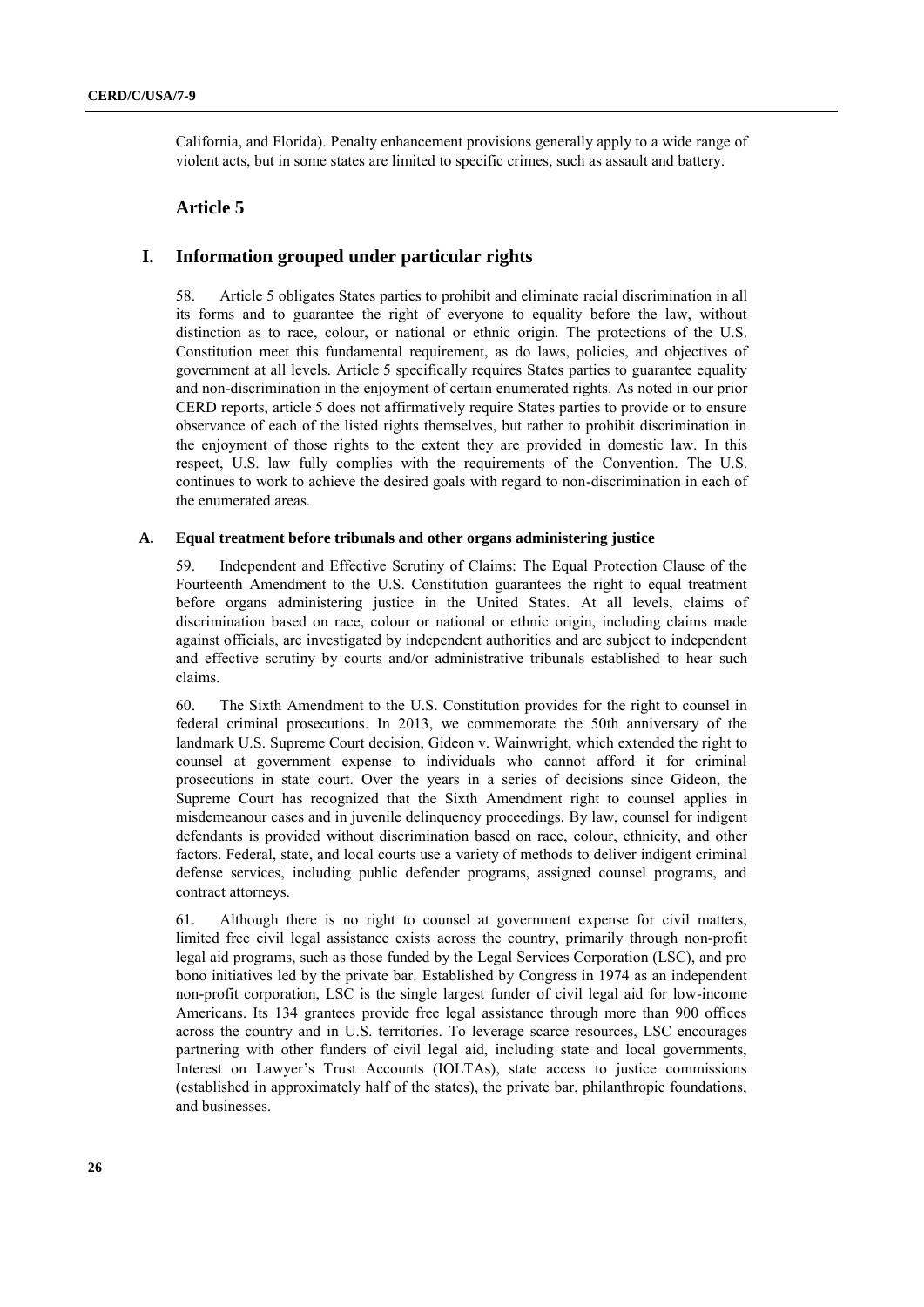California, and Florida). Penalty enhancement provisions generally apply to a wide range of violent acts, but in some states are limited to specific crimes, such as assault and battery.

## Article 5

# I. Information grouped under particular rights

58. Article 5 obligates States parties to prohibit and eliminate racial discrimination in all its forms and to guarantee the right of everyone to equality before the law, without distinction as to race, colour, or national or ethnic origin. The protections of the U.S. Constitution meet this fundamental requirement, as do laws, policies, and objectives of government at all levels. Article 5 specifically requires States parties to guarantee equality and non-discrimination in the enjoyment of certain enumerated rights. As noted in our prior CERD reports, article 5 does not affirmatively require States parties to provide or to ensure observance of each of the listed rights themselves, but rather to prohibit discrimination in the enjoyment of those rights to the extent they are provided in domestic law. In this respect, U.S. law fully complies with the requirements of the Convention. The U.S. continues to work to achieve the desired goals with regard to non-discrimination in each of the enumerated areas.

### A. Equal treatment before tribunals and other organs administering justice

59. Independent and Effective Scrutiny of Claims: The Equal Protection Clause of the Fourteenth Amendment to the U.S. Constitution guarantees the right to equal treatment before organs administering justice in the United States. At all levels, claims of discrimination based on race, colour or national or ethnic origin, including claims made against officials, are investigated by independent authorities and are subject to independent and effective scrutiny by courts and/or administrative tribunals established to hear such claims.

60. The Sixth Amendment to the U.S. Constitution provides for the right to counsel in federal criminal prosecutions. In 2013, we commemorate the 50th anniversary of the landmark U.S. Supreme Court decision, Gideon v. Wainwright, which extended the right to counsel at government expense to individuals who cannot afford it for criminal prosecutions in state court. Over the years in a series of decisions since Gideon, the Supreme Court has recognized that the Sixth Amendment right to counsel applies in misdemeanour cases and in juvenile delinquency proceedings. By law, counsel for indigent defendants is provided without discrimination based on race, colour, ethnicity, and other factors. Federal, state, and local courts use a variety of methods to deliver indigent criminal defense services, including public defender programs, assigned counsel programs, and contract attorneys.

61. Although there is no right to counsel at government expense for civil matters, limited free civil legal assistance exists across the country, primarily through non-profit legal aid programs, such as those funded by the Legal Services Corporation (LSC), and pro bono initiatives led by the private bar. Established by Congress in 1974 as an independent non-profit corporation, LSC is the single largest funder of civil legal aid for low-income Americans. Its 134 grantees provide free legal assistance through more than 900 offices across the country and in U.S. territories. To leverage scarce resources, LSC encourages partnering with other funders of civil legal aid, including state and local governments, Interest on Lawyer's Trust Accounts (IOLTAs), state access to justice commissions (established in approximately half of the states), the private bar, philanthropic foundations, and businesses.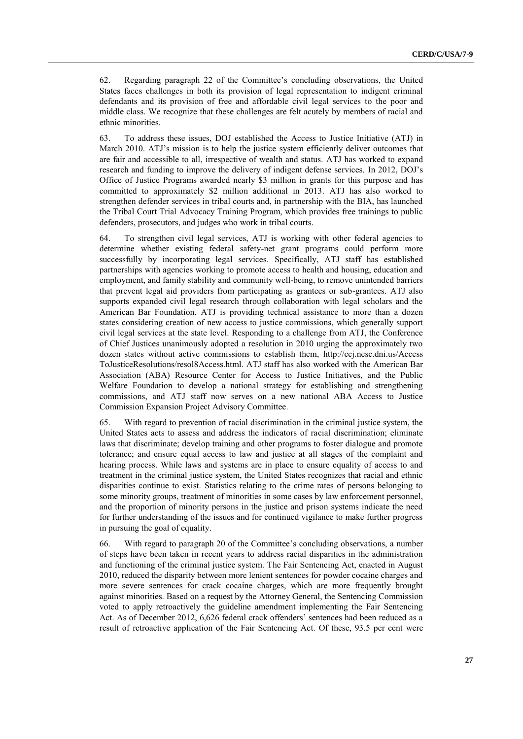62. Regarding paragraph 22 of the Committee's concluding observations, the United States faces challenges in both its provision of legal representation to indigent criminal defendants and its provision of free and affordable civil legal services to the poor and middle class. We recognize that these challenges are felt acutely by members of racial and ethnic minorities.

63. To address these issues, DOJ established the Access to Justice Initiative (ATJ) in March 2010. ATJ's mission is to help the justice system efficiently deliver outcomes that are fair and accessible to all, irrespective of wealth and status. ATJ has worked to expand research and funding to improve the delivery of indigent defense services. In 2012, DOJ's Office of Justice Programs awarded nearly $3 million in grants for this purpose and has committed to approximately $2 million additional in 2013. ATJ has also worked to strengthen defender services in tribal courts and, in partnership with the BIA, has launched the Tribal Court Trial Advocacy Training Program, which provides free trainings to public defenders, prosecutors, and judges who work in tribal courts.

64. To strengthen civil legal services, ATJ is working with other federal agencies to determine whether existing federal safety-net grant programs could perform more successfully by incorporating legal services. Specifically, ATJ staff has established partnerships with agencies working to promote access to health and housing, education and employment, and family stability and community well-being, to remove unintended barriers that prevent legal aid providers from participating as grantees or sub-grantees. ATJ also supports expanded civil legal research through collaboration with legal scholars and the American Bar Foundation. ATJ is providing technical assistance to more than a dozen states considering creation of new access to justice commissions, which generally support civil legal services at the state level. Responding to a challenge from ATJ, the Conference of Chief Justices unanimously adopted a resolution in 2010 urging the approximately two dozen states without active commissions to establish them, http://ccj.ncsc.dni.us/AccessToJusticeResolutions/resol8Access.html. ATJ staff has also worked with the American Bar Association (ABA) Resource Center for Access to Justice Initiatives, and the Public Welfare Foundation to develop a national strategy for establishing and strengthening commissions, and ATJ staff now serves on a new national ABA Access to Justice Commission Expansion Project Advisory Committee.

65. With regard to prevention of racial discrimination in the criminal justice system, the United States acts to assess and address the indicators of racial discrimination; eliminate laws that discriminate; develop training and other programs to foster dialogue and promote tolerance; and ensure equal access to law and justice at all stages of the complaint and hearing process. While laws and systems are in place to ensure equality of access to and treatment in the criminal justice system, the United States recognizes that racial and ethnic disparities continue to exist. Statistics relating to the crime rates of persons belonging to some minority groups, treatment of minorities in some cases by law enforcement personnel, and the proportion of minority persons in the justice and prison systems indicate the need for further understanding of the issues and for continued vigilance to make further progress in pursuing the goal of equality.

66. With regard to paragraph 20 of the Committee's concluding observations, a number of steps have been taken in recent years to address racial disparities in the administration and functioning of the criminal justice system. The Fair Sentencing Act, enacted in August 2010, reduced the disparity between more lenient sentences for powder cocaine charges and more severe sentences for crack cocaine charges, which are more frequently brought against minorities. Based on a request by the Attorney General, the Sentencing Commission voted to apply retroactively the guideline amendment implementing the Fair Sentencing Act. As of December 2012, 6,626 federal crack offenders' sentences had been reduced as a result of retroactive application of the Fair Sentencing Act. Of these, 93.5 per cent were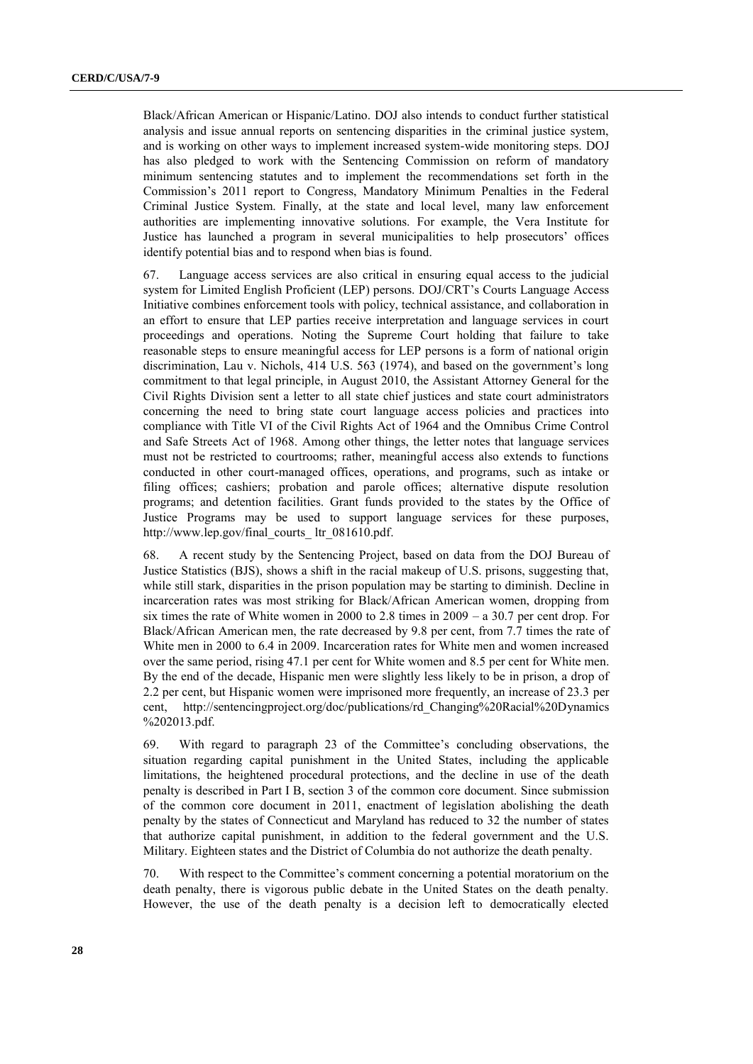Black/African American or Hispanic/Latino. DOJ also intends to conduct further statistical analysis and issue annual reports on sentencing disparities in the criminal justice system, and is working on other ways to implement increased system-wide monitoring steps. DOJ has also pledged to work with the Sentencing Commission on reform of mandatory minimum sentencing statutes and to implement the recommendations set forth in the Commission's 2011 report to Congress, Mandatory Minimum Penalties in the Federal Criminal Justice System. Finally, at the state and local level, many law enforcement authorities are implementing innovative solutions. For example, the Vera Institute for Justice has launched a program in several municipalities to help prosecutors' offices identify potential bias and to respond when bias is found.

67. Language access services are also critical in ensuring equal access to the judicial system for Limited English Proficient (LEP) persons. DOJ/CRT's Courts Language Access Initiative combines enforcement tools with policy, technical assistance, and collaboration in an effort to ensure that LEP parties receive interpretation and language services in court proceedings and operations. Noting the Supreme Court holding that failure to take reasonable steps to ensure meaningful access for LEP persons is a form of national origin discrimination, Lau v. Nichols, 414 U.S. 563 (1974), and based on the government's long commitment to that legal principle, in August 2010, the Assistant Attorney General for the Civil Rights Division sent a letter to all state chief justices and state court administrators concerning the need to bring state court language access policies and practices into compliance with Title VI of the Civil Rights Act of 1964 and the Omnibus Crime Control and Safe Streets Act of 1968. Among other things, the letter notes that language services must not be restricted to courtrooms; rather, meaningful access also extends to functions conducted in other court-managed offices, operations, and programs, such as intake or filing offices; cashiers; probation and parole offices; alternative dispute resolution programs; and detention facilities. Grant funds provided to the states by the Office of Justice Programs may be used to support language services for these purposes, http://www.lep.gov/final_courts_ ltr_081610.pdf.

68. A recent study by the Sentencing Project, based on data from the DOJ Bureau of Justice Statistics (BJS), shows a shift in the racial makeup of U.S. prisons, suggesting that, while still stark, disparities in the prison population may be starting to diminish. Decline in incarceration rates was most striking for Black/African American women, dropping from six times the rate of White women in 2000 to 2.8 times in 2009 – a 30.7 per cent drop. For Black/African American men, the rate decreased by 9.8 per cent, from 7.7 times the rate of White men in 2000 to 6.4 in 2009. Incarceration rates for White men and women increased over the same period, rising 47.1 per cent for White women and 8.5 per cent for White men. By the end of the decade, Hispanic men were slightly less likely to be in prison, a drop of 2.2 per cent, but Hispanic women were imprisoned more frequently, an increase of 23.3 per cent, http://sentencingproject.org/doc/publications/rd_Changing%20Racial%20Dynamics%202013.pdf.

69. With regard to paragraph 23 of the Committee's concluding observations, the situation regarding capital punishment in the United States, including the applicable limitations, the heightened procedural protections, and the decline in use of the death penalty is described in Part I B, section 3 of the common core document. Since submission of the common core document in 2011, enactment of legislation abolishing the death penalty by the states of Connecticut and Maryland has reduced to 32 the number of states that authorize capital punishment, in addition to the federal government and the U.S. Military. Eighteen states and the District of Columbia do not authorize the death penalty.

70. With respect to the Committee's comment concerning a potential moratorium on the death penalty, there is vigorous public debate in the United States on the death penalty. However, the use of the death penalty is a decision left to democratically elected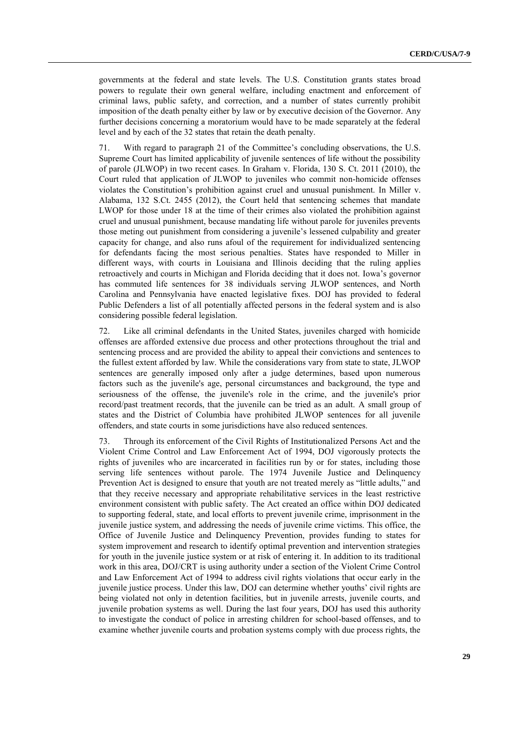governments at the federal and state levels. The U.S. Constitution grants states broad powers to regulate their own general welfare, including enactment and enforcement of criminal laws, public safety, and correction, and a number of states currently prohibit imposition of the death penalty either by law or by executive decision of the Governor. Any further decisions concerning a moratorium would have to be made separately at the federal level and by each of the 32 states that retain the death penalty.

71. With regard to paragraph 21 of the Committee's concluding observations, the U.S. Supreme Court has limited applicability of juvenile sentences of life without the possibility of parole (JLWOP) in two recent cases. In Graham v. Florida, 130 S. Ct. 2011 (2010), the Court ruled that application of JLWOP to juveniles who commit non-homicide offenses violates the Constitution's prohibition against cruel and unusual punishment. In Miller v. Alabama, 132 S.Ct. 2455 (2012), the Court held that sentencing schemes that mandate LWOP for those under 18 at the time of their crimes also violated the prohibition against cruel and unusual punishment, because mandating life without parole for juveniles prevents those meting out punishment from considering a juvenile's lessened culpability and greater capacity for change, and also runs afoul of the requirement for individualized sentencing for defendants facing the most serious penalties. States have responded to Miller in different ways, with courts in Louisiana and Illinois deciding that the ruling applies retroactively and courts in Michigan and Florida deciding that it does not. Iowa's governor has commuted life sentences for 38 individuals serving JLWOP sentences, and North Carolina and Pennsylvania have enacted legislative fixes. DOJ has provided to federal Public Defenders a list of all potentially affected persons in the federal system and is also considering possible federal legislation.

72. Like all criminal defendants in the United States, juveniles charged with homicide offenses are afforded extensive due process and other protections throughout the trial and sentencing process and are provided the ability to appeal their convictions and sentences to the fullest extent afforded by law. While the considerations vary from state to state, JLWOP sentences are generally imposed only after a judge determines, based upon numerous factors such as the juvenile's age, personal circumstances and background, the type and seriousness of the offense, the juvenile's role in the crime, and the juvenile's prior record/past treatment records, that the juvenile can be tried as an adult. A small group of states and the District of Columbia have prohibited JLWOP sentences for all juvenile offenders, and state courts in some jurisdictions have also reduced sentences.

73. Through its enforcement of the Civil Rights of Institutionalized Persons Act and the Violent Crime Control and Law Enforcement Act of 1994, DOJ vigorously protects the rights of juveniles who are incarcerated in facilities run by or for states, including those serving life sentences without parole. The 1974 Juvenile Justice and Delinquency Prevention Act is designed to ensure that youth are not treated merely as "little adults," and that they receive necessary and appropriate rehabilitative services in the least restrictive environment consistent with public safety. The Act created an office within DOJ dedicated to supporting federal, state, and local efforts to prevent juvenile crime, imprisonment in the juvenile justice system, and addressing the needs of juvenile crime victims. This office, the Office of Juvenile Justice and Delinquency Prevention, provides funding to states for system improvement and research to identify optimal prevention and intervention strategies for youth in the juvenile justice system or at risk of entering it. In addition to its traditional work in this area, DOJ/CRT is using authority under a section of the Violent Crime Control and Law Enforcement Act of 1994 to address civil rights violations that occur early in the juvenile justice process. Under this law, DOJ can determine whether youths' civil rights are being violated not only in detention facilities, but in juvenile arrests, juvenile courts, and juvenile probation systems as well. During the last four years, DOJ has used this authority to investigate the conduct of police in arresting children for school-based offenses, and to examine whether juvenile courts and probation systems comply with due process rights, the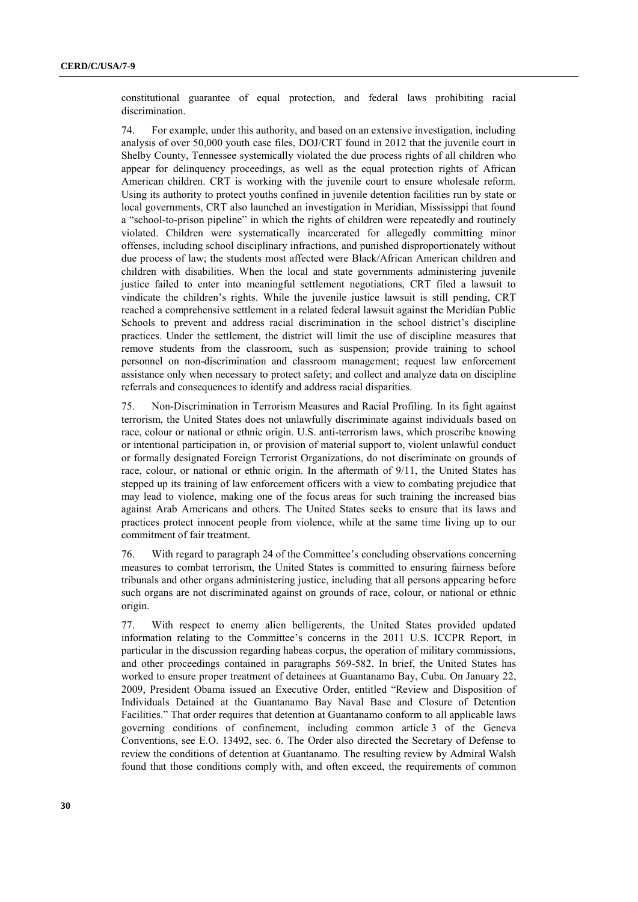constitutional guarantee of equal protection, and federal laws prohibiting racial discrimination.

74. For example, under this authority, and based on an extensive investigation, including analysis of over 50,000 youth case files, DOJ/CRT found in 2012 that the juvenile court in Shelby County, Tennessee systemically violated the due process rights of all children who appear for delinquency proceedings, as well as the equal protection rights of African American children. CRT is working with the juvenile court to ensure wholesale reform. Using its authority to protect youths confined in juvenile detention facilities run by state or local governments, CRT also launched an investigation in Meridian, Mississippi that found a "school-to-prison pipeline" in which the rights of children were repeatedly and routinely violated. Children were systematically incarcerated for allegedly committing minor offenses, including school disciplinary infractions, and punished disproportionately without due process of law; the students most affected were Black/African American children and children with disabilities. When the local and state governments administering juvenile justice failed to enter into meaningful settlement negotiations, CRT filed a lawsuit to vindicate the children's rights. While the juvenile justice lawsuit is still pending, CRT reached a comprehensive settlement in a related federal lawsuit against the Meridian Public Schools to prevent and address racial discrimination in the school district's discipline practices. Under the settlement, the district will limit the use of discipline measures that remove students from the classroom, such as suspension; provide training to school personnel on non-discrimination and classroom management; request law enforcement assistance only when necessary to protect safety; and collect and analyze data on discipline referrals and consequences to identify and address racial disparities.

75. Non-Discrimination in Terrorism Measures and Racial Profiling. In its fight against terrorism, the United States does not unlawfully discriminate against individuals based on race, colour or national or ethnic origin. U.S. anti-terrorism laws, which proscribe knowing or intentional participation in, or provision of material support to, violent unlawful conduct or formally designated Foreign Terrorist Organizations, do not discriminate on grounds of race, colour, or national or ethnic origin. In the aftermath of 9/11, the United States has stepped up its training of law enforcement officers with a view to combating prejudice that may lead to violence, making one of the focus areas for such training the increased bias against Arab Americans and others. The United States seeks to ensure that its laws and practices protect innocent people from violence, while at the same time living up to our commitment of fair treatment.

76. With regard to paragraph 24 of the Committee's concluding observations concerning measures to combat terrorism, the United States is committed to ensuring fairness before tribunals and other organs administering justice, including that all persons appearing before such organs are not discriminated against on grounds of race, colour, or national or ethnic origin.

77. With respect to enemy alien belligerents, the United States provided updated information relating to the Committee's concerns in the 2011 U.S. ICCPR Report, in particular in the discussion regarding habeas corpus, the operation of military commissions, and other proceedings contained in paragraphs 569-582. In brief, the United States has worked to ensure proper treatment of detainees at Guantanamo Bay, Cuba. On January 22, 2009, President Obama issued an Executive Order, entitled "Review and Disposition of Individuals Detained at the Guantanamo Bay Naval Base and Closure of Detention Facilities." That order requires that detention at Guantanamo conform to all applicable laws governing conditions of confinement, including common article 3 of the Geneva Conventions, see E.O. 13492, sec. 6. The Order also directed the Secretary of Defense to review the conditions of detention at Guantanamo. The resulting review by Admiral Walsh found that those conditions comply with, and often exceed, the requirements of common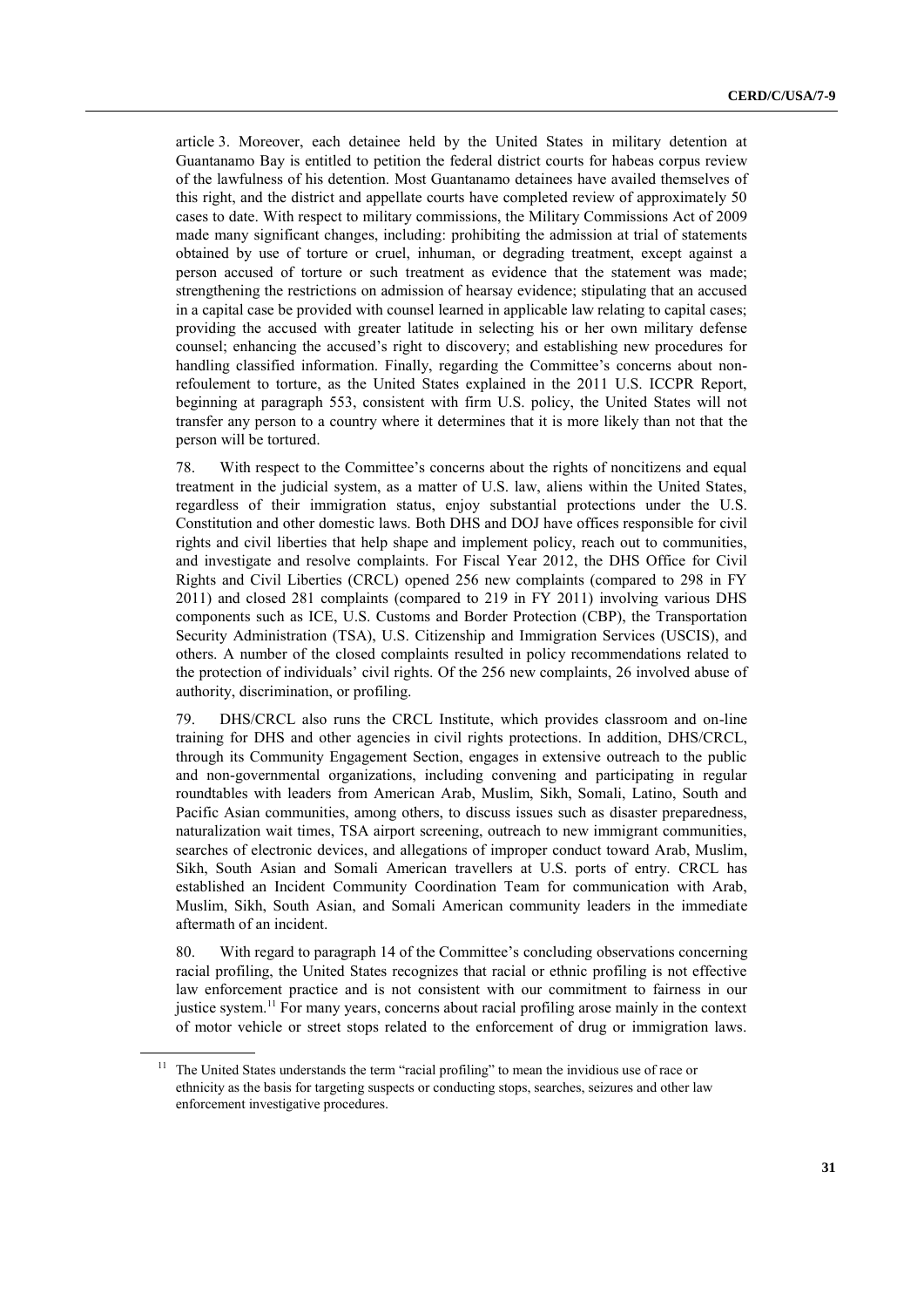article 3. Moreover, each detainee held by the United States in military detention at Guantanamo Bay is entitled to petition the federal district courts for habeas corpus review of the lawfulness of his detention. Most Guantanamo detainees have availed themselves of this right, and the district and appellate courts have completed review of approximately 50 cases to date. With respect to military commissions, the Military Commissions Act of 2009 made many significant changes, including: prohibiting the admission at trial of statements obtained by use of torture or cruel, inhuman, or degrading treatment, except against a person accused of torture or such treatment as evidence that the statement was made; strengthening the restrictions on admission of hearsay evidence; stipulating that an accused in a capital case be provided with counsel learned in applicable law relating to capital cases; providing the accused with greater latitude in selecting his or her own military defense counsel; enhancing the accused's right to discovery; and establishing new procedures for handling classified information. Finally, regarding the Committee's concerns about non-refoulement to torture, as the United States explained in the 2011 U.S. ICCPR Report, beginning at paragraph 553, consistent with firm U.S. policy, the United States will not transfer any person to a country where it determines that it is more likely than not that the person will be tortured.

78. With respect to the Committee's concerns about the rights of noncitizens and equal treatment in the judicial system, as a matter of U.S. law, aliens within the United States, regardless of their immigration status, enjoy substantial protections under the U.S. Constitution and other domestic laws. Both DHS and DOJ have offices responsible for civil rights and civil liberties that help shape and implement policy, reach out to communities, and investigate and resolve complaints. For Fiscal Year 2012, the DHS Office for Civil Rights and Civil Liberties (CRCL) opened 256 new complaints (compared to 298 in FY 2011) and closed 281 complaints (compared to 219 in FY 2011) involving various DHS components such as ICE, U.S. Customs and Border Protection (CBP), the Transportation Security Administration (TSA), U.S. Citizenship and Immigration Services (USCIS), and others. A number of the closed complaints resulted in policy recommendations related to the protection of individuals' civil rights. Of the 256 new complaints, 26 involved abuse of authority, discrimination, or profiling.

79. DHS/CRCL also runs the CRCL Institute, which provides classroom and on-line training for DHS and other agencies in civil rights protections. In addition, DHS/CRCL, through its Community Engagement Section, engages in extensive outreach to the public and non-governmental organizations, including convening and participating in regular roundtables with leaders from American Arab, Muslim, Sikh, Somali, Latino, South and Pacific Asian communities, among others, to discuss issues such as disaster preparedness, naturalization wait times, TSA airport screening, outreach to new immigrant communities, searches of electronic devices, and allegations of improper conduct toward Arab, Muslim, Sikh, South Asian and Somali American travellers at U.S. ports of entry. CRCL has established an Incident Community Coordination Team for communication with Arab, Muslim, Sikh, South Asian, and Somali American community leaders in the immediate aftermath of an incident.

80. With regard to paragraph 14 of the Committee's concluding observations concerning racial profiling, the United States recognizes that racial or ethnic profiling is not effective law enforcement practice and is not consistent with our commitment to fairness in our justice system.[11] For many years, concerns about racial profiling arose mainly in the context of motor vehicle or street stops related to the enforcement of drug or immigration laws.

[11] The United States understands the term "racial profiling" to mean the invidious use of race or ethnicity as the basis for targeting suspects or conducting stops, searches, seizures and other law enforcement investigative procedures.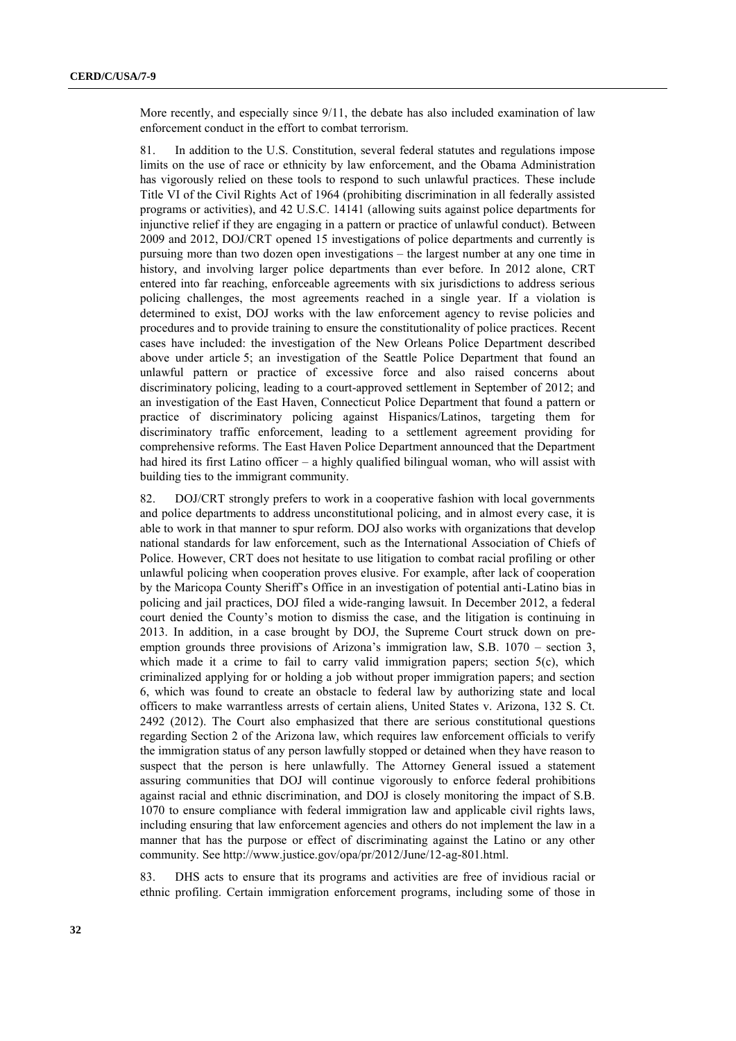More recently, and especially since 9/11, the debate has also included examination of law enforcement conduct in the effort to combat terrorism.

81. In addition to the U.S. Constitution, several federal statutes and regulations impose limits on the use of race or ethnicity by law enforcement, and the Obama Administration has vigorously relied on these tools to respond to such unlawful practices. These include Title VI of the Civil Rights Act of 1964 (prohibiting discrimination in all federally assisted programs or activities), and 42 U.S.C. 14141 (allowing suits against police departments for injunctive relief if they are engaging in a pattern or practice of unlawful conduct). Between 2009 and 2012, DOJ/CRT opened 15 investigations of police departments and currently is pursuing more than two dozen open investigations – the largest number at any one time in history, and involving larger police departments than ever before. In 2012 alone, CRT entered into far reaching, enforceable agreements with six jurisdictions to address serious policing challenges, the most agreements reached in a single year. If a violation is determined to exist, DOJ works with the law enforcement agency to revise policies and procedures and to provide training to ensure the constitutionality of police practices. Recent cases have included: the investigation of the New Orleans Police Department described above under article 5; an investigation of the Seattle Police Department that found an unlawful pattern or practice of excessive force and also raised concerns about discriminatory policing, leading to a court-approved settlement in September of 2012; and an investigation of the East Haven, Connecticut Police Department that found a pattern or practice of discriminatory policing against Hispanics/Latinos, targeting them for discriminatory traffic enforcement, leading to a settlement agreement providing for comprehensive reforms. The East Haven Police Department announced that the Department had hired its first Latino officer – a highly qualified bilingual woman, who will assist with building ties to the immigrant community.

82. DOJ/CRT strongly prefers to work in a cooperative fashion with local governments and police departments to address unconstitutional policing, and in almost every case, it is able to work in that manner to spur reform. DOJ also works with organizations that develop national standards for law enforcement, such as the International Association of Chiefs of Police. However, CRT does not hesitate to use litigation to combat racial profiling or other unlawful policing when cooperation proves elusive. For example, after lack of cooperation by the Maricopa County Sheriff's Office in an investigation of potential anti-Latino bias in policing and jail practices, DOJ filed a wide-ranging lawsuit. In December 2012, a federal court denied the County's motion to dismiss the case, and the litigation is continuing in 2013. In addition, in a case brought by DOJ, the Supreme Court struck down on pre-emption grounds three provisions of Arizona's immigration law, S.B. 1070 – section 3, which made it a crime to fail to carry valid immigration papers; section 5(c), which criminalized applying for or holding a job without proper immigration papers; and section 6, which was found to create an obstacle to federal law by authorizing state and local officers to make warrantless arrests of certain aliens, United States v. Arizona, 132 S. Ct. 2492 (2012). The Court also emphasized that there are serious constitutional questions regarding Section 2 of the Arizona law, which requires law enforcement officials to verify the immigration status of any person lawfully stopped or detained when they have reason to suspect that the person is here unlawfully. The Attorney General issued a statement assuring communities that DOJ will continue vigorously to enforce federal prohibitions against racial and ethnic discrimination, and DOJ is closely monitoring the impact of S.B. 1070 to ensure compliance with federal immigration law and applicable civil rights laws, including ensuring that law enforcement agencies and others do not implement the law in a manner that has the purpose or effect of discriminating against the Latino or any other community. See http://www.justice.gov/opa/pr/2012/June/12-ag-801.html.

83. DHS acts to ensure that its programs and activities are free of invidious racial or ethnic profiling. Certain immigration enforcement programs, including some of those in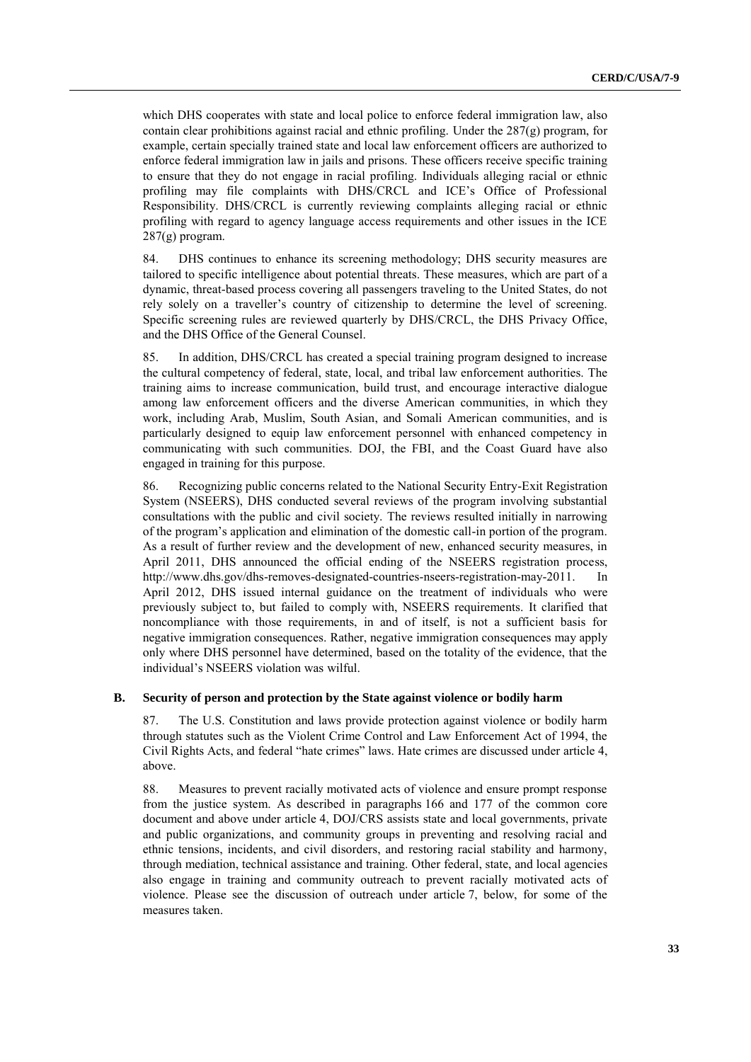which DHS cooperates with state and local police to enforce federal immigration law, also contain clear prohibitions against racial and ethnic profiling. Under the 287(g) program, for example, certain specially trained state and local law enforcement officers are authorized to enforce federal immigration law in jails and prisons. These officers receive specific training to ensure that they do not engage in racial profiling. Individuals alleging racial or ethnic profiling may file complaints with DHS/CRCL and ICE's Office of Professional Responsibility. DHS/CRCL is currently reviewing complaints alleging racial or ethnic profiling with regard to agency language access requirements and other issues in the ICE 287(g) program.

84. DHS continues to enhance its screening methodology; DHS security measures are tailored to specific intelligence about potential threats. These measures, which are part of a dynamic, threat-based process covering all passengers traveling to the United States, do not rely solely on a traveller's country of citizenship to determine the level of screening. Specific screening rules are reviewed quarterly by DHS/CRCL, the DHS Privacy Office, and the DHS Office of the General Counsel.

85. In addition, DHS/CRCL has created a special training program designed to increase the cultural competency of federal, state, local, and tribal law enforcement authorities. The training aims to increase communication, build trust, and encourage interactive dialogue among law enforcement officers and the diverse American communities, in which they work, including Arab, Muslim, South Asian, and Somali American communities, and is particularly designed to equip law enforcement personnel with enhanced competency in communicating with such communities. DOJ, the FBI, and the Coast Guard have also engaged in training for this purpose.

86. Recognizing public concerns related to the National Security Entry-Exit Registration System (NSEERS), DHS conducted several reviews of the program involving substantial consultations with the public and civil society. The reviews resulted initially in narrowing of the program's application and elimination of the domestic call-in portion of the program. As a result of further review and the development of new, enhanced security measures, in April 2011, DHS announced the official ending of the NSEERS registration process, http://www.dhs.gov/dhs-removes-designated-countries-nseers-registration-may-2011. In April 2012, DHS issued internal guidance on the treatment of individuals who were previously subject to, but failed to comply with, NSEERS requirements. It clarified that noncompliance with those requirements, in and of itself, is not a sufficient basis for negative immigration consequences. Rather, negative immigration consequences may apply only where DHS personnel have determined, based on the totality of the evidence, that the individual's NSEERS violation was wilful.

### B. Security of person and protection by the State against violence or bodily harm

87. The U.S. Constitution and laws provide protection against violence or bodily harm through statutes such as the Violent Crime Control and Law Enforcement Act of 1994, the Civil Rights Acts, and federal "hate crimes" laws. Hate crimes are discussed under article 4, above.

88. Measures to prevent racially motivated acts of violence and ensure prompt response from the justice system. As described in paragraphs 166 and 177 of the common core document and above under article 4, DOJ/CRS assists state and local governments, private and public organizations, and community groups in preventing and resolving racial and ethnic tensions, incidents, and civil disorders, and restoring racial stability and harmony, through mediation, technical assistance and training. Other federal, state, and local agencies also engage in training and community outreach to prevent racially motivated acts of violence. Please see the discussion of outreach under article 7, below, for some of the measures taken.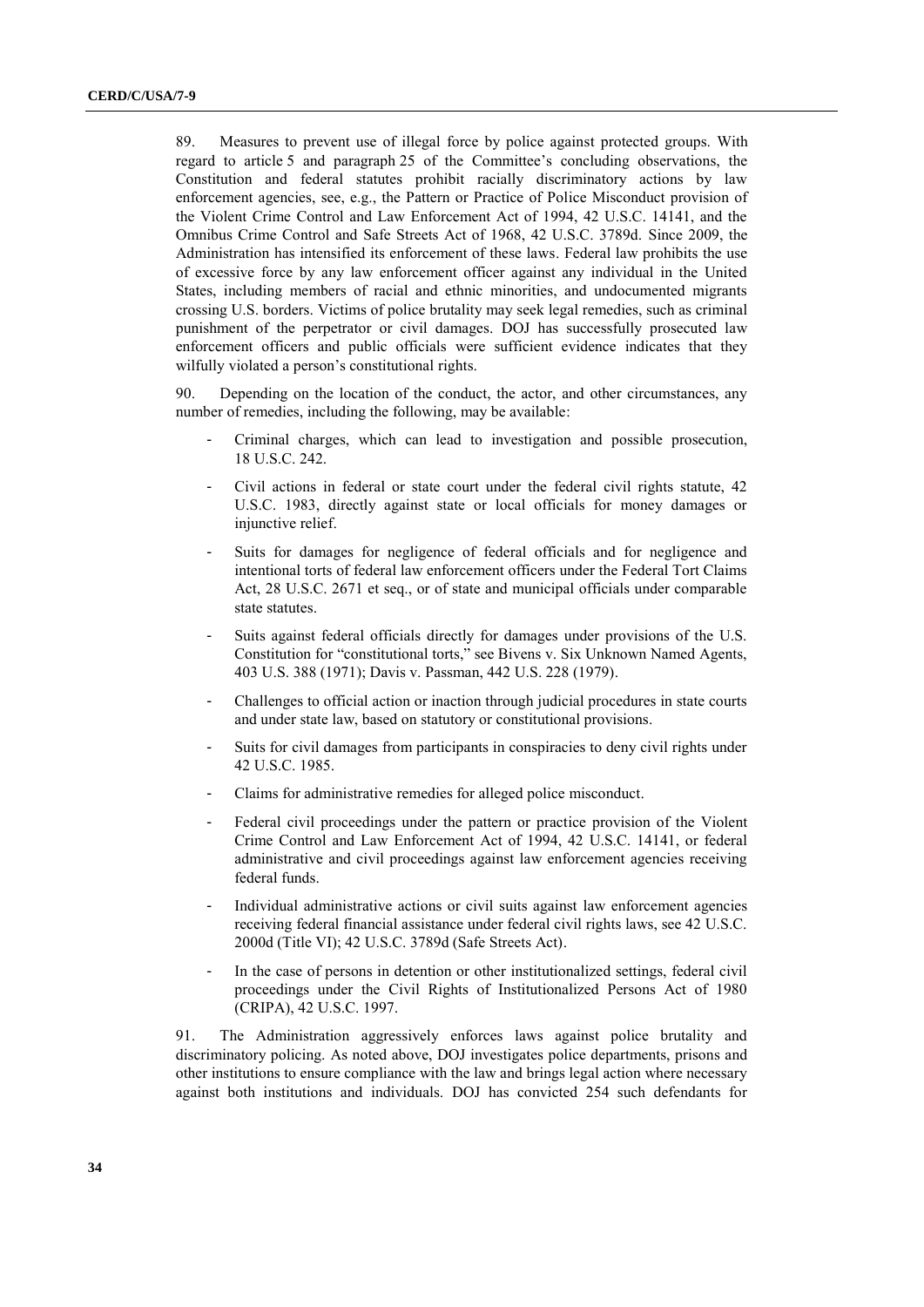89. Measures to prevent use of illegal force by police against protected groups. With regard to article 5 and paragraph 25 of the Committee's concluding observations, the Constitution and federal statutes prohibit racially discriminatory actions by law enforcement agencies, see, e.g., the Pattern or Practice of Police Misconduct provision of the Violent Crime Control and Law Enforcement Act of 1994, 42 U.S.C. 14141, and the Omnibus Crime Control and Safe Streets Act of 1968, 42 U.S.C. 3789d. Since 2009, the Administration has intensified its enforcement of these laws. Federal law prohibits the use of excessive force by any law enforcement officer against any individual in the United States, including members of racial and ethnic minorities, and undocumented migrants crossing U.S. borders. Victims of police brutality may seek legal remedies, such as criminal punishment of the perpetrator or civil damages. DOJ has successfully prosecuted law enforcement officers and public officials were sufficient evidence indicates that they wilfully violated a person's constitutional rights.

90. Depending on the location of the conduct, the actor, and other circumstances, any number of remedies, including the following, may be available:

- Criminal charges, which can lead to investigation and possible prosecution, 18 U.S.C. 242.
- Civil actions in federal or state court under the federal civil rights statute, 42 U.S.C. 1983, directly against state or local officials for money damages or injunctive relief.
- Suits for damages for negligence of federal officials and for negligence and intentional torts of federal law enforcement officers under the Federal Tort Claims Act, 28 U.S.C. 2671 et seq., or of state and municipal officials under comparable state statutes.
- Suits against federal officials directly for damages under provisions of the U.S. Constitution for "constitutional torts," see Bivens v. Six Unknown Named Agents, 403 U.S. 388 (1971); Davis v. Passman, 442 U.S. 228 (1979).
- Challenges to official action or inaction through judicial procedures in state courts and under state law, based on statutory or constitutional provisions.
- Suits for civil damages from participants in conspiracies to deny civil rights under 42 U.S.C. 1985.
- Claims for administrative remedies for alleged police misconduct.
- Federal civil proceedings under the pattern or practice provision of the Violent Crime Control and Law Enforcement Act of 1994, 42 U.S.C. 14141, or federal administrative and civil proceedings against law enforcement agencies receiving federal funds.
- Individual administrative actions or civil suits against law enforcement agencies receiving federal financial assistance under federal civil rights laws, see 42 U.S.C. 2000d (Title VI); 42 U.S.C. 3789d (Safe Streets Act).
- In the case of persons in detention or other institutionalized settings, federal civil proceedings under the Civil Rights of Institutionalized Persons Act of 1980 (CRIPA), 42 U.S.C. 1997.

91. The Administration aggressively enforces laws against police brutality and discriminatory policing. As noted above, DOJ investigates police departments, prisons and other institutions to ensure compliance with the law and brings legal action where necessary against both institutions and individuals. DOJ has convicted 254 such defendants for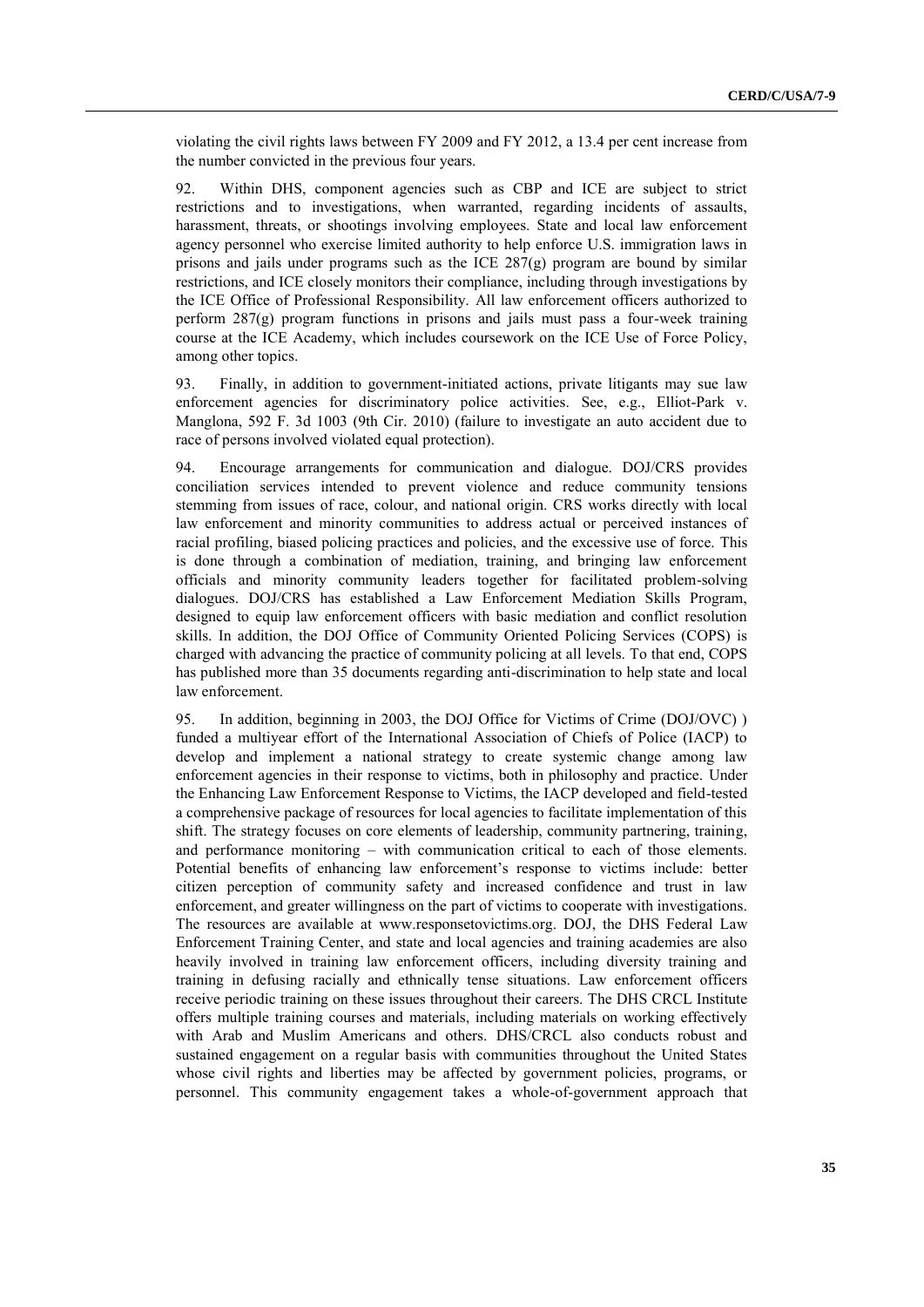violating the civil rights laws between FY 2009 and FY 2012, a 13.4 per cent increase from the number convicted in the previous four years.

92. Within DHS, component agencies such as CBP and ICE are subject to strict restrictions and to investigations, when warranted, regarding incidents of assaults, harassment, threats, or shootings involving employees. State and local law enforcement agency personnel who exercise limited authority to help enforce U.S. immigration laws in prisons and jails under programs such as the ICE 287(g) program are bound by similar restrictions, and ICE closely monitors their compliance, including through investigations by the ICE Office of Professional Responsibility. All law enforcement officers authorized to perform 287(g) program functions in prisons and jails must pass a four-week training course at the ICE Academy, which includes coursework on the ICE Use of Force Policy, among other topics.

93. Finally, in addition to government-initiated actions, private litigants may sue law enforcement agencies for discriminatory police activities. See, e.g., Elliot-Park v. Manglona, 592 F. 3d 1003 (9th Cir. 2010) (failure to investigate an auto accident due to race of persons involved violated equal protection).

94. Encourage arrangements for communication and dialogue. DOJ/CRS provides conciliation services intended to prevent violence and reduce community tensions stemming from issues of race, colour, and national origin. CRS works directly with local law enforcement and minority communities to address actual or perceived instances of racial profiling, biased policing practices and policies, and the excessive use of force. This is done through a combination of mediation, training, and bringing law enforcement officials and minority community leaders together for facilitated problem-solving dialogues. DOJ/CRS has established a Law Enforcement Mediation Skills Program, designed to equip law enforcement officers with basic mediation and conflict resolution skills. In addition, the DOJ Office of Community Oriented Policing Services (COPS) is charged with advancing the practice of community policing at all levels. To that end, COPS has published more than 35 documents regarding anti-discrimination to help state and local law enforcement.

95. In addition, beginning in 2003, the DOJ Office for Victims of Crime (DOJ/OVC) ) funded a multiyear effort of the International Association of Chiefs of Police (IACP) to develop and implement a national strategy to create systemic change among law enforcement agencies in their response to victims, both in philosophy and practice. Under the Enhancing Law Enforcement Response to Victims, the IACP developed and field-tested a comprehensive package of resources for local agencies to facilitate implementation of this shift. The strategy focuses on core elements of leadership, community partnering, training, and performance monitoring – with communication critical to each of those elements. Potential benefits of enhancing law enforcement's response to victims include: better citizen perception of community safety and increased confidence and trust in law enforcement, and greater willingness on the part of victims to cooperate with investigations. The resources are available at www.responsetovictims.org. DOJ, the DHS Federal Law Enforcement Training Center, and state and local agencies and training academies are also heavily involved in training law enforcement officers, including diversity training and training in defusing racially and ethnically tense situations. Law enforcement officers receive periodic training on these issues throughout their careers. The DHS CRCL Institute offers multiple training courses and materials, including materials on working effectively with Arab and Muslim Americans and others. DHS/CRCL also conducts robust and sustained engagement on a regular basis with communities throughout the United States whose civil rights and liberties may be affected by government policies, programs, or personnel. This community engagement takes a whole-of-government approach that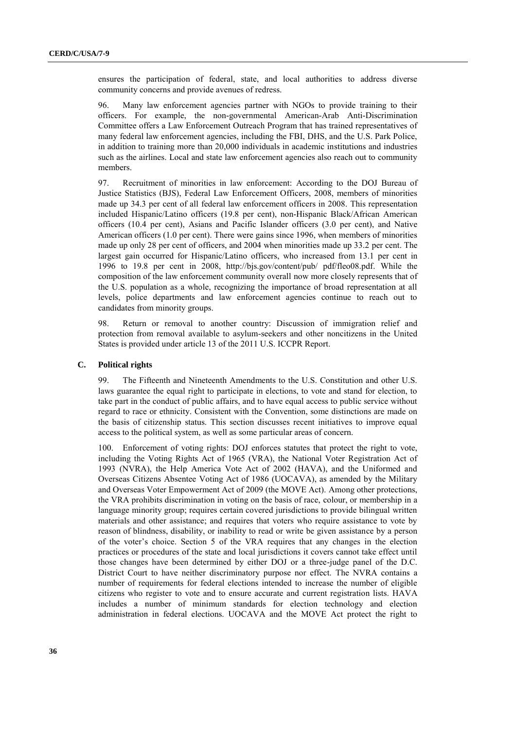ensures the participation of federal, state, and local authorities to address diverse community concerns and provide avenues of redress.

96. Many law enforcement agencies partner with NGOs to provide training to their officers. For example, the non-governmental American-Arab Anti-Discrimination Committee offers a Law Enforcement Outreach Program that has trained representatives of many federal law enforcement agencies, including the FBI, DHS, and the U.S. Park Police, in addition to training more than 20,000 individuals in academic institutions and industries such as the airlines. Local and state law enforcement agencies also reach out to community members.

97. Recruitment of minorities in law enforcement: According to the DOJ Bureau of Justice Statistics (BJS), Federal Law Enforcement Officers, 2008, members of minorities made up 34.3 per cent of all federal law enforcement officers in 2008. This representation included Hispanic/Latino officers (19.8 per cent), non-Hispanic Black/African American officers (10.4 per cent), Asians and Pacific Islander officers (3.0 per cent), and Native American officers (1.0 per cent). There were gains since 1996, when members of minorities made up only 28 per cent of officers, and 2004 when minorities made up 33.2 per cent. The largest gain occurred for Hispanic/Latino officers, who increased from 13.1 per cent in 1996 to 19.8 per cent in 2008, http://bjs.gov/content/pub/ pdf/fleo08.pdf. While the composition of the law enforcement community overall now more closely represents that of the U.S. population as a whole, recognizing the importance of broad representation at all levels, police departments and law enforcement agencies continue to reach out to candidates from minority groups.

98. Return or removal to another country: Discussion of immigration relief and protection from removal available to asylum-seekers and other noncitizens in the United States is provided under article 13 of the 2011 U.S. ICCPR Report.

### C. Political rights

99. The Fifteenth and Nineteenth Amendments to the U.S. Constitution and other U.S. laws guarantee the equal right to participate in elections, to vote and stand for election, to take part in the conduct of public affairs, and to have equal access to public service without regard to race or ethnicity. Consistent with the Convention, some distinctions are made on the basis of citizenship status. This section discusses recent initiatives to improve equal access to the political system, as well as some particular areas of concern.

100. Enforcement of voting rights: DOJ enforces statutes that protect the right to vote, including the Voting Rights Act of 1965 (VRA), the National Voter Registration Act of 1993 (NVRA), the Help America Vote Act of 2002 (HAVA), and the Uniformed and Overseas Citizens Absentee Voting Act of 1986 (UOCAVA), as amended by the Military and Overseas Voter Empowerment Act of 2009 (the MOVE Act). Among other protections, the VRA prohibits discrimination in voting on the basis of race, colour, or membership in a language minority group; requires certain covered jurisdictions to provide bilingual written materials and other assistance; and requires that voters who require assistance to vote by reason of blindness, disability, or inability to read or write be given assistance by a person of the voter's choice. Section 5 of the VRA requires that any changes in the election practices or procedures of the state and local jurisdictions it covers cannot take effect until those changes have been determined by either DOJ or a three-judge panel of the D.C. District Court to have neither discriminatory purpose nor effect. The NVRA contains a number of requirements for federal elections intended to increase the number of eligible citizens who register to vote and to ensure accurate and current registration lists. HAVA includes a number of minimum standards for election technology and election administration in federal elections. UOCAVA and the MOVE Act protect the right to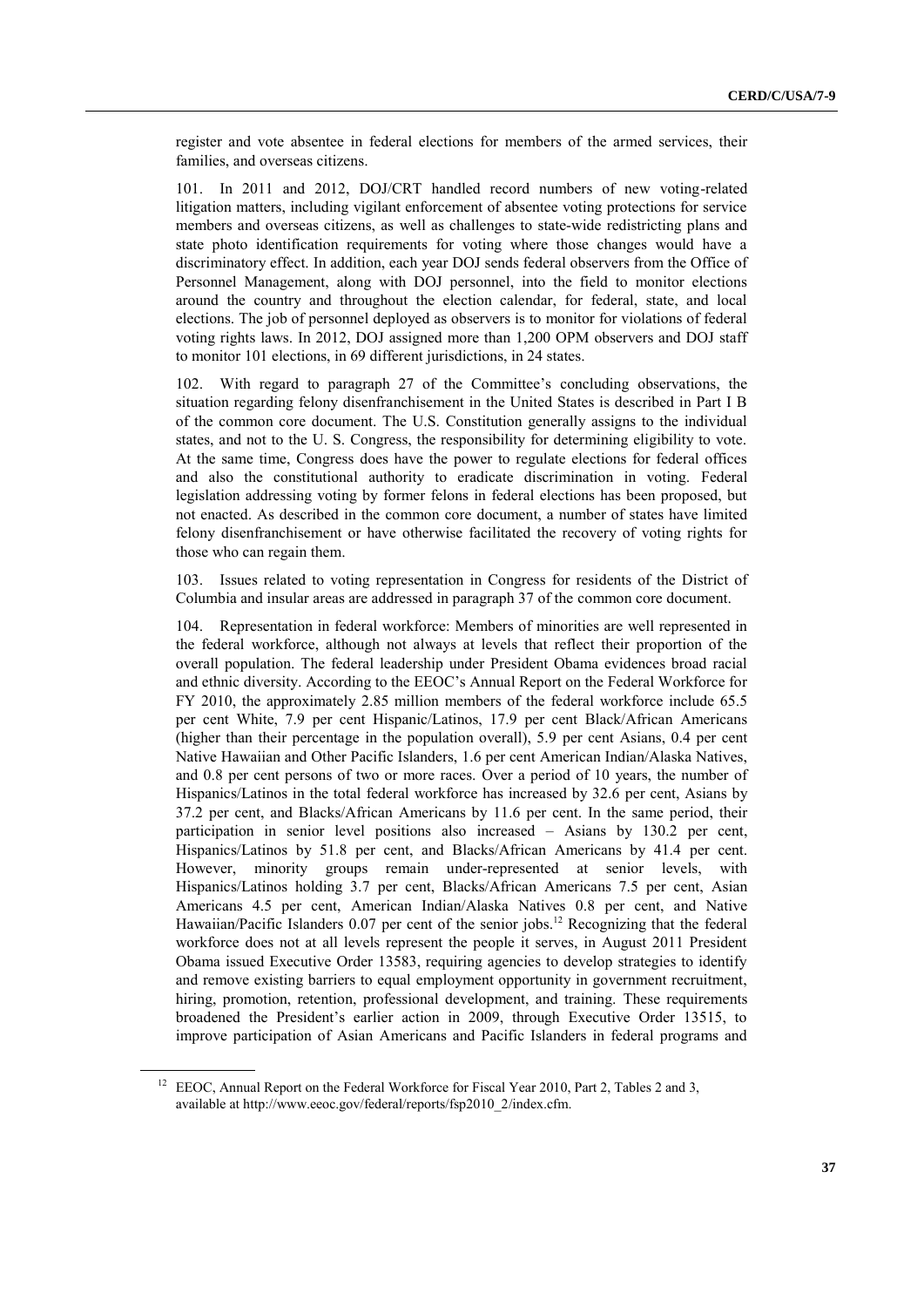register and vote absentee in federal elections for members of the armed services, their families, and overseas citizens.

101. In 2011 and 2012, DOJ/CRT handled record numbers of new voting-related litigation matters, including vigilant enforcement of absentee voting protections for service members and overseas citizens, as well as challenges to state-wide redistricting plans and state photo identification requirements for voting where those changes would have a discriminatory effect. In addition, each year DOJ sends federal observers from the Office of Personnel Management, along with DOJ personnel, into the field to monitor elections around the country and throughout the election calendar, for federal, state, and local elections. The job of personnel deployed as observers is to monitor for violations of federal voting rights laws. In 2012, DOJ assigned more than 1,200 OPM observers and DOJ staff to monitor 101 elections, in 69 different jurisdictions, in 24 states.

102. With regard to paragraph 27 of the Committee's concluding observations, the situation regarding felony disenfranchisement in the United States is described in Part I B of the common core document. The U.S. Constitution generally assigns to the individual states, and not to the U. S. Congress, the responsibility for determining eligibility to vote. At the same time, Congress does have the power to regulate elections for federal offices and also the constitutional authority to eradicate discrimination in voting. Federal legislation addressing voting by former felons in federal elections has been proposed, but not enacted. As described in the common core document, a number of states have limited felony disenfranchisement or have otherwise facilitated the recovery of voting rights for those who can regain them.

103. Issues related to voting representation in Congress for residents of the District of Columbia and insular areas are addressed in paragraph 37 of the common core document.

104. Representation in federal workforce: Members of minorities are well represented in the federal workforce, although not always at levels that reflect their proportion of the overall population. The federal leadership under President Obama evidences broad racial and ethnic diversity. According to the EEOC's Annual Report on the Federal Workforce for FY 2010, the approximately 2.85 million members of the federal workforce include 65.5 per cent White, 7.9 per cent Hispanic/Latinos, 17.9 per cent Black/African Americans (higher than their percentage in the population overall), 5.9 per cent Asians, 0.4 per cent Native Hawaiian and Other Pacific Islanders, 1.6 per cent American Indian/Alaska Natives, and 0.8 per cent persons of two or more races. Over a period of 10 years, the number of Hispanics/Latinos in the total federal workforce has increased by 32.6 per cent, Asians by 37.2 per cent, and Blacks/African Americans by 11.6 per cent. In the same period, their participation in senior level positions also increased – Asians by 130.2 per cent, Hispanics/Latinos by 51.8 per cent, and Blacks/African Americans by 41.4 per cent. However, minority groups remain under-represented at senior levels, with Hispanics/Latinos holding 3.7 per cent, Blacks/African Americans 7.5 per cent, Asian Americans 4.5 per cent, American Indian/Alaska Natives 0.8 per cent, and Native Hawaiian/Pacific Islanders 0.07 per cent of the senior jobs.[12] Recognizing that the federal workforce does not at all levels represent the people it serves, in August 2011 President Obama issued Executive Order 13583, requiring agencies to develop strategies to identify and remove existing barriers to equal employment opportunity in government recruitment, hiring, promotion, retention, professional development, and training. These requirements broadened the President's earlier action in 2009, through Executive Order 13515, to improve participation of Asian Americans and Pacific Islanders in federal programs and

[12] EEOC, Annual Report on the Federal Workforce for Fiscal Year 2010, Part 2, Tables 2 and 3, available at http://www.eeoc.gov/federal/reports/fsp2010_2/index.cfm.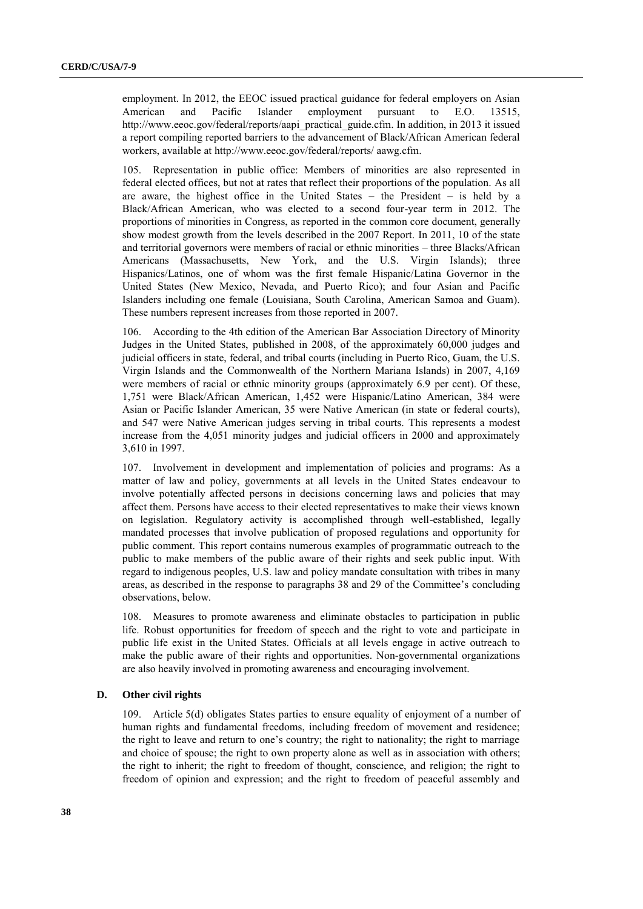employment. In 2012, the EEOC issued practical guidance for federal employers on Asian American and Pacific Islander employment pursuant to E.O. 13515, http://www.eeoc.gov/federal/reports/aapi_practical_guide.cfm. In addition, in 2013 it issued a report compiling reported barriers to the advancement of Black/African American federal workers, available at http://www.eeoc.gov/federal/reports/ aawg.cfm.

105. Representation in public office: Members of minorities are also represented in federal elected offices, but not at rates that reflect their proportions of the population. As all are aware, the highest office in the United States – the President – is held by a Black/African American, who was elected to a second four-year term in 2012. The proportions of minorities in Congress, as reported in the common core document, generally show modest growth from the levels described in the 2007 Report. In 2011, 10 of the state and territorial governors were members of racial or ethnic minorities – three Blacks/African Americans (Massachusetts, New York, and the U.S. Virgin Islands); three Hispanics/Latinos, one of whom was the first female Hispanic/Latina Governor in the United States (New Mexico, Nevada, and Puerto Rico); and four Asian and Pacific Islanders including one female (Louisiana, South Carolina, American Samoa and Guam). These numbers represent increases from those reported in 2007.

106. According to the 4th edition of the American Bar Association Directory of Minority Judges in the United States, published in 2008, of the approximately 60,000 judges and judicial officers in state, federal, and tribal courts (including in Puerto Rico, Guam, the U.S. Virgin Islands and the Commonwealth of the Northern Mariana Islands) in 2007, 4,169 were members of racial or ethnic minority groups (approximately 6.9 per cent). Of these, 1,751 were Black/African American, 1,452 were Hispanic/Latino American, 384 were Asian or Pacific Islander American, 35 were Native American (in state or federal courts), and 547 were Native American judges serving in tribal courts. This represents a modest increase from the 4,051 minority judges and judicial officers in 2000 and approximately 3,610 in 1997.

107. Involvement in development and implementation of policies and programs: As a matter of law and policy, governments at all levels in the United States endeavour to involve potentially affected persons in decisions concerning laws and policies that may affect them. Persons have access to their elected representatives to make their views known on legislation. Regulatory activity is accomplished through well-established, legally mandated processes that involve publication of proposed regulations and opportunity for public comment. This report contains numerous examples of programmatic outreach to the public to make members of the public aware of their rights and seek public input. With regard to indigenous peoples, U.S. law and policy mandate consultation with tribes in many areas, as described in the response to paragraphs 38 and 29 of the Committee's concluding observations, below.

108. Measures to promote awareness and eliminate obstacles to participation in public life. Robust opportunities for freedom of speech and the right to vote and participate in public life exist in the United States. Officials at all levels engage in active outreach to make the public aware of their rights and opportunities. Non-governmental organizations are also heavily involved in promoting awareness and encouraging involvement.

### D. Other civil rights

109. Article 5(d) obligates States parties to ensure equality of enjoyment of a number of human rights and fundamental freedoms, including freedom of movement and residence; the right to leave and return to one's country; the right to nationality; the right to marriage and choice of spouse; the right to own property alone as well as in association with others; the right to inherit; the right to freedom of thought, conscience, and religion; the right to freedom of opinion and expression; and the right to freedom of peaceful assembly and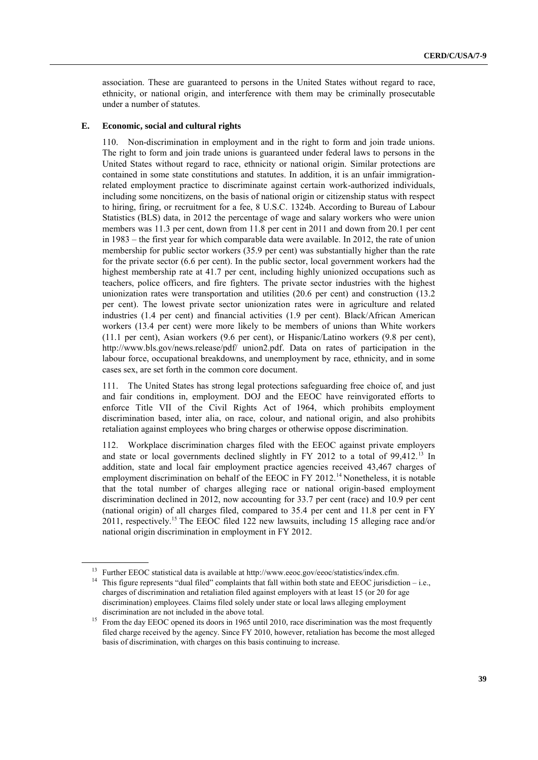association. These are guaranteed to persons in the United States without regard to race, ethnicity, or national origin, and interference with them may be criminally prosecutable under a number of statutes.

### E. Economic, social and cultural rights

110. Non-discrimination in employment and in the right to form and join trade unions. The right to form and join trade unions is guaranteed under federal laws to persons in the United States without regard to race, ethnicity or national origin. Similar protections are contained in some state constitutions and statutes. In addition, it is an unfair immigration-related employment practice to discriminate against certain work-authorized individuals, including some noncitizens, on the basis of national origin or citizenship status with respect to hiring, firing, or recruitment for a fee, 8 U.S.C. 1324b. According to Bureau of Labour Statistics (BLS) data, in 2012 the percentage of wage and salary workers who were union members was 11.3 per cent, down from 11.8 per cent in 2011 and down from 20.1 per cent in 1983 – the first year for which comparable data were available. In 2012, the rate of union membership for public sector workers (35.9 per cent) was substantially higher than the rate for the private sector (6.6 per cent). In the public sector, local government workers had the highest membership rate at 41.7 per cent, including highly unionized occupations such as teachers, police officers, and fire fighters. The private sector industries with the highest unionization rates were transportation and utilities (20.6 per cent) and construction (13.2 per cent). The lowest private sector unionization rates were in agriculture and related industries (1.4 per cent) and financial activities (1.9 per cent). Black/African American workers (13.4 per cent) were more likely to be members of unions than White workers (11.1 per cent), Asian workers (9.6 per cent), or Hispanic/Latino workers (9.8 per cent), http://www.bls.gov/news.release/pdf/ union2.pdf. Data on rates of participation in the labour force, occupational breakdowns, and unemployment by race, ethnicity, and in some cases sex, are set forth in the common core document.

111. The United States has strong legal protections safeguarding free choice of, and just and fair conditions in, employment. DOJ and the EEOC have reinvigorated efforts to enforce Title VII of the Civil Rights Act of 1964, which prohibits employment discrimination based, inter alia, on race, colour, and national origin, and also prohibits retaliation against employees who bring charges or otherwise oppose discrimination.

112. Workplace discrimination charges filed with the EEOC against private employers and state or local governments declined slightly in FY 2012 to a total of 99,412.[13] In addition, state and local fair employment practice agencies received 43,467 charges of employment discrimination on behalf of the EEOC in FY 2012.[14] Nonetheless, it is notable that the total number of charges alleging race or national origin-based employment discrimination declined in 2012, now accounting for 33.7 per cent (race) and 10.9 per cent (national origin) of all charges filed, compared to 35.4 per cent and 11.8 per cent in FY 2011, respectively.[15] The EEOC filed 122 new lawsuits, including 15 alleging race and/or national origin discrimination in employment in FY 2012.

---

[13] Further EEOC statistical data is available at http://www.eeoc.gov/eeoc/statistics/index.cfm.

[14] This figure represents "dual filed" complaints that fall within both state and EEOC jurisdiction – i.e., charges of discrimination and retaliation filed against employers with at least 15 (or 20 for age discrimination) employees. Claims filed solely under state or local laws alleging employment discrimination are not included in the above total.

[15] From the day EEOC opened its doors in 1965 until 2010, race discrimination was the most frequently filed charge received by the agency. Since FY 2010, however, retaliation has become the most alleged basis of discrimination, with charges on this basis continuing to increase.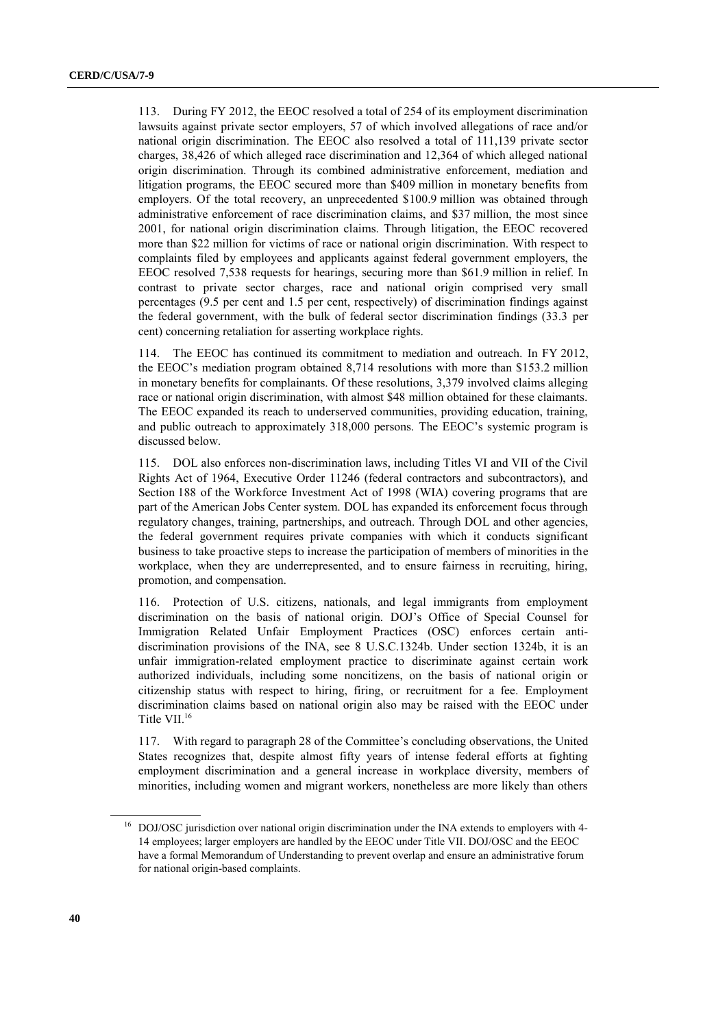113. During FY 2012, the EEOC resolved a total of 254 of its employment discrimination lawsuits against private sector employers, 57 of which involved allegations of race and/or national origin discrimination. The EEOC also resolved a total of 111,139 private sector charges, 38,426 of which alleged race discrimination and 12,364 of which alleged national origin discrimination. Through its combined administrative enforcement, mediation and litigation programs, the EEOC secured more than $409 million in monetary benefits from employers. Of the total recovery, an unprecedented $100.9 million was obtained through administrative enforcement of race discrimination claims, and $37 million, the most since 2001, for national origin discrimination claims. Through litigation, the EEOC recovered more than $22 million for victims of race or national origin discrimination. With respect to complaints filed by employees and applicants against federal government employers, the EEOC resolved 7,538 requests for hearings, securing more than $61.9 million in relief. In contrast to private sector charges, race and national origin comprised very small percentages (9.5 per cent and 1.5 per cent, respectively) of discrimination findings against the federal government, with the bulk of federal sector discrimination findings (33.3 per cent) concerning retaliation for asserting workplace rights.

114. The EEOC has continued its commitment to mediation and outreach. In FY 2012, the EEOC's mediation program obtained 8,714 resolutions with more than $153.2 million in monetary benefits for complainants. Of these resolutions, 3,379 involved claims alleging race or national origin discrimination, with almost $48 million obtained for these claimants. The EEOC expanded its reach to underserved communities, providing education, training, and public outreach to approximately 318,000 persons. The EEOC's systemic program is discussed below.

115. DOL also enforces non-discrimination laws, including Titles VI and VII of the Civil Rights Act of 1964, Executive Order 11246 (federal contractors and subcontractors), and Section 188 of the Workforce Investment Act of 1998 (WIA) covering programs that are part of the American Jobs Center system. DOL has expanded its enforcement focus through regulatory changes, training, partnerships, and outreach. Through DOL and other agencies, the federal government requires private companies with which it conducts significant business to take proactive steps to increase the participation of members of minorities in the workplace, when they are underrepresented, and to ensure fairness in recruiting, hiring, promotion, and compensation.

116. Protection of U.S. citizens, nationals, and legal immigrants from employment discrimination on the basis of national origin. DOJ's Office of Special Counsel for Immigration Related Unfair Employment Practices (OSC) enforces certain anti-discrimination provisions of the INA, see 8 U.S.C.1324b. Under section 1324b, it is an unfair immigration-related employment practice to discriminate against certain work authorized individuals, including some noncitizens, on the basis of national origin or citizenship status with respect to hiring, firing, or recruitment for a fee. Employment discrimination claims based on national origin also may be raised with the EEOC under Title VII.[16]

117. With regard to paragraph 28 of the Committee's concluding observations, the United States recognizes that, despite almost fifty years of intense federal efforts at fighting employment discrimination and a general increase in workplace diversity, members of minorities, including women and migrant workers, nonetheless are more likely than others

[16] DOJ/OSC jurisdiction over national origin discrimination under the INA extends to employers with 4-14 employees; larger employers are handled by the EEOC under Title VII. DOJ/OSC and the EEOC have a formal Memorandum of Understanding to prevent overlap and ensure an administrative forum for national origin-based complaints.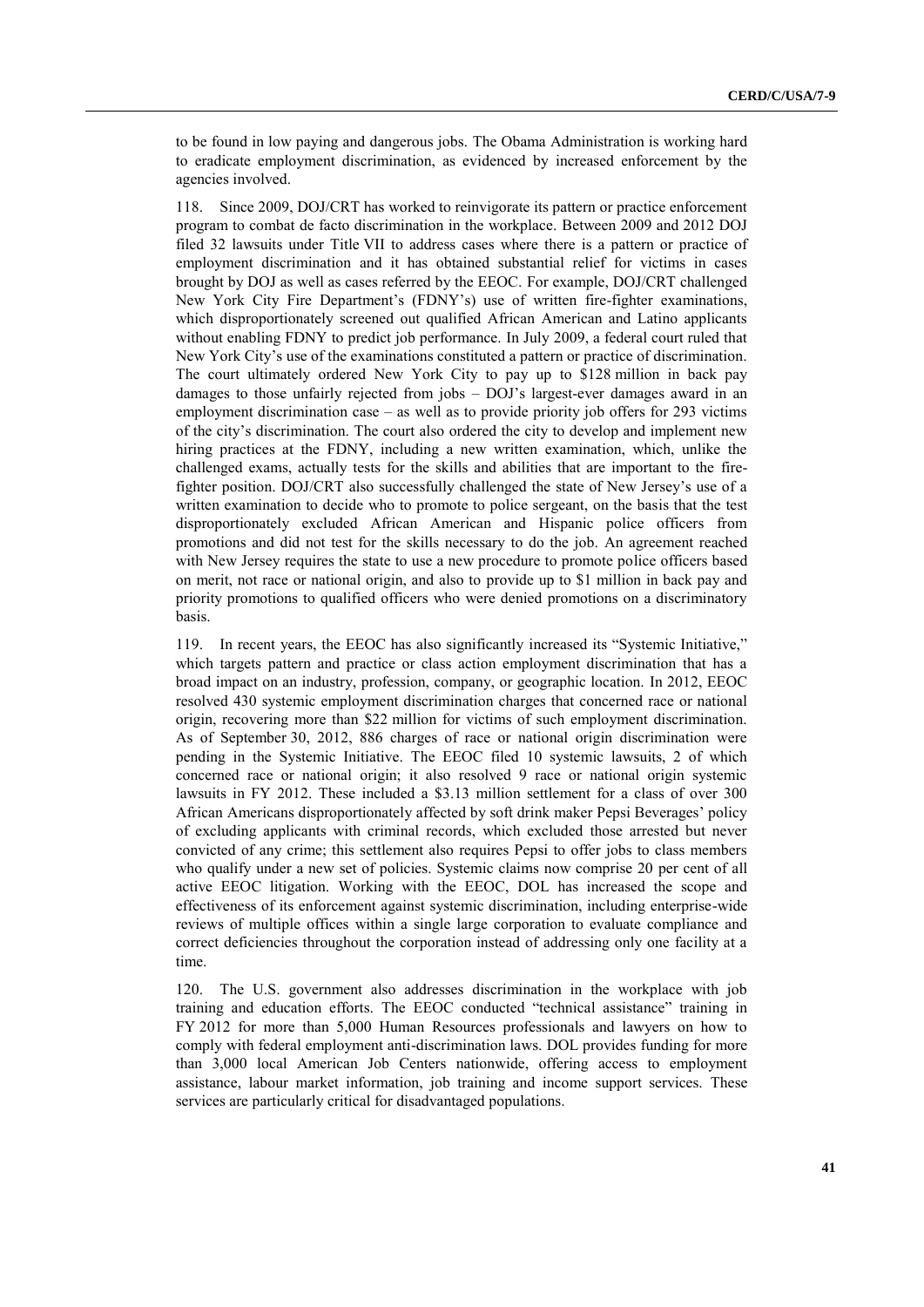to be found in low paying and dangerous jobs. The Obama Administration is working hard to eradicate employment discrimination, as evidenced by increased enforcement by the agencies involved.

118. Since 2009, DOJ/CRT has worked to reinvigorate its pattern or practice enforcement program to combat de facto discrimination in the workplace. Between 2009 and 2012 DOJ filed 32 lawsuits under Title VII to address cases where there is a pattern or practice of employment discrimination and it has obtained substantial relief for victims in cases brought by DOJ as well as cases referred by the EEOC. For example, DOJ/CRT challenged New York City Fire Department's (FDNY's) use of written fire-fighter examinations, which disproportionately screened out qualified African American and Latino applicants without enabling FDNY to predict job performance. In July 2009, a federal court ruled that New York City's use of the examinations constituted a pattern or practice of discrimination. The court ultimately ordered New York City to pay up to $128 million in back pay damages to those unfairly rejected from jobs – DOJ's largest-ever damages award in an employment discrimination case – as well as to provide priority job offers for 293 victims of the city's discrimination. The court also ordered the city to develop and implement new hiring practices at the FDNY, including a new written examination, which, unlike the challenged exams, actually tests for the skills and abilities that are important to the fire-fighter position. DOJ/CRT also successfully challenged the state of New Jersey's use of a written examination to decide who to promote to police sergeant, on the basis that the test disproportionately excluded African American and Hispanic police officers from promotions and did not test for the skills necessary to do the job. An agreement reached with New Jersey requires the state to use a new procedure to promote police officers based on merit, not race or national origin, and also to provide up to $1 million in back pay and priority promotions to qualified officers who were denied promotions on a discriminatory basis.

119. In recent years, the EEOC has also significantly increased its "Systemic Initiative," which targets pattern and practice or class action employment discrimination that has a broad impact on an industry, profession, company, or geographic location. In 2012, EEOC resolved 430 systemic employment discrimination charges that concerned race or national origin, recovering more than $22 million for victims of such employment discrimination. As of September 30, 2012, 886 charges of race or national origin discrimination were pending in the Systemic Initiative. The EEOC filed 10 systemic lawsuits, 2 of which concerned race or national origin; it also resolved 9 race or national origin systemic lawsuits in FY 2012. These included a $3.13 million settlement for a class of over 300 African Americans disproportionately affected by soft drink maker Pepsi Beverages' policy of excluding applicants with criminal records, which excluded those arrested but never convicted of any crime; this settlement also requires Pepsi to offer jobs to class members who qualify under a new set of policies. Systemic claims now comprise 20 per cent of all active EEOC litigation. Working with the EEOC, DOL has increased the scope and effectiveness of its enforcement against systemic discrimination, including enterprise-wide reviews of multiple offices within a single large corporation to evaluate compliance and correct deficiencies throughout the corporation instead of addressing only one facility at a time.

120. The U.S. government also addresses discrimination in the workplace with job training and education efforts. The EEOC conducted "technical assistance" training in FY 2012 for more than 5,000 Human Resources professionals and lawyers on how to comply with federal employment anti-discrimination laws. DOL provides funding for more than 3,000 local American Job Centers nationwide, offering access to employment assistance, labour market information, job training and income support services. These services are particularly critical for disadvantaged populations.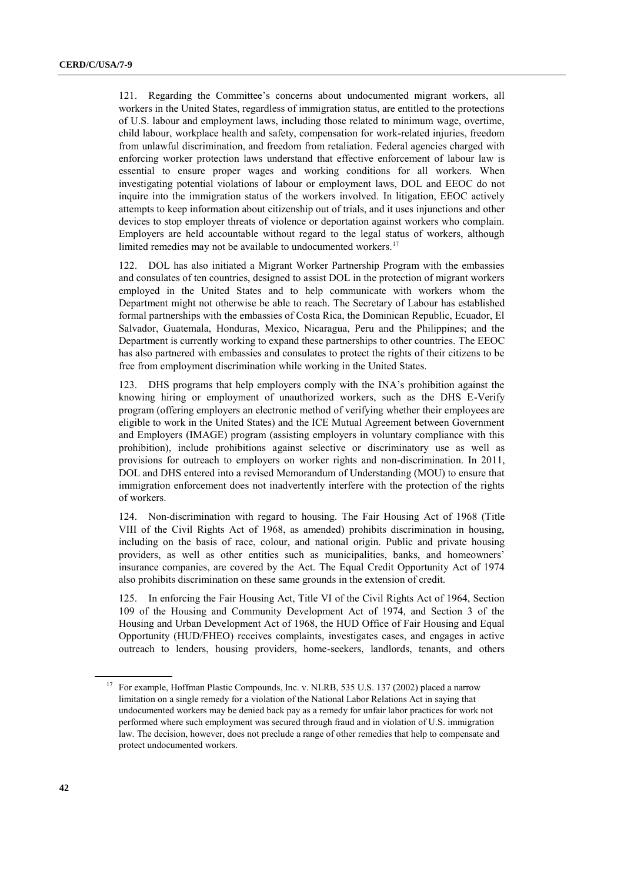121. Regarding the Committee's concerns about undocumented migrant workers, all workers in the United States, regardless of immigration status, are entitled to the protections of U.S. labour and employment laws, including those related to minimum wage, overtime, child labour, workplace health and safety, compensation for work-related injuries, freedom from unlawful discrimination, and freedom from retaliation. Federal agencies charged with enforcing worker protection laws understand that effective enforcement of labour law is essential to ensure proper wages and working conditions for all workers. When investigating potential violations of labour or employment laws, DOL and EEOC do not inquire into the immigration status of the workers involved. In litigation, EEOC actively attempts to keep information about citizenship out of trials, and it uses injunctions and other devices to stop employer threats of violence or deportation against workers who complain. Employers are held accountable without regard to the legal status of workers, although limited remedies may not be available to undocumented workers.[17]

122. DOL has also initiated a Migrant Worker Partnership Program with the embassies and consulates of ten countries, designed to assist DOL in the protection of migrant workers employed in the United States and to help communicate with workers whom the Department might not otherwise be able to reach. The Secretary of Labour has established formal partnerships with the embassies of Costa Rica, the Dominican Republic, Ecuador, El Salvador, Guatemala, Honduras, Mexico, Nicaragua, Peru and the Philippines; and the Department is currently working to expand these partnerships to other countries. The EEOC has also partnered with embassies and consulates to protect the rights of their citizens to be free from employment discrimination while working in the United States.

123. DHS programs that help employers comply with the INA's prohibition against the knowing hiring or employment of unauthorized workers, such as the DHS E-Verify program (offering employers an electronic method of verifying whether their employees are eligible to work in the United States) and the ICE Mutual Agreement between Government and Employers (IMAGE) program (assisting employers in voluntary compliance with this prohibition), include prohibitions against selective or discriminatory use as well as provisions for outreach to employers on worker rights and non-discrimination. In 2011, DOL and DHS entered into a revised Memorandum of Understanding (MOU) to ensure that immigration enforcement does not inadvertently interfere with the protection of the rights of workers.

124. Non-discrimination with regard to housing. The Fair Housing Act of 1968 (Title VIII of the Civil Rights Act of 1968, as amended) prohibits discrimination in housing, including on the basis of race, colour, and national origin. Public and private housing providers, as well as other entities such as municipalities, banks, and homeowners' insurance companies, are covered by the Act. The Equal Credit Opportunity Act of 1974 also prohibits discrimination on these same grounds in the extension of credit.

125. In enforcing the Fair Housing Act, Title VI of the Civil Rights Act of 1964, Section 109 of the Housing and Community Development Act of 1974, and Section 3 of the Housing and Urban Development Act of 1968, the HUD Office of Fair Housing and Equal Opportunity (HUD/FHEO) receives complaints, investigates cases, and engages in active outreach to lenders, housing providers, home-seekers, landlords, tenants, and others

[17] For example, Hoffman Plastic Compounds, Inc. v. NLRB, 535 U.S. 137 (2002) placed a narrow limitation on a single remedy for a violation of the National Labor Relations Act in saying that undocumented workers may be denied back pay as a remedy for unfair labor practices for work not performed where such employment was secured through fraud and in violation of U.S. immigration law. The decision, however, does not preclude a range of other remedies that help to compensate and protect undocumented workers.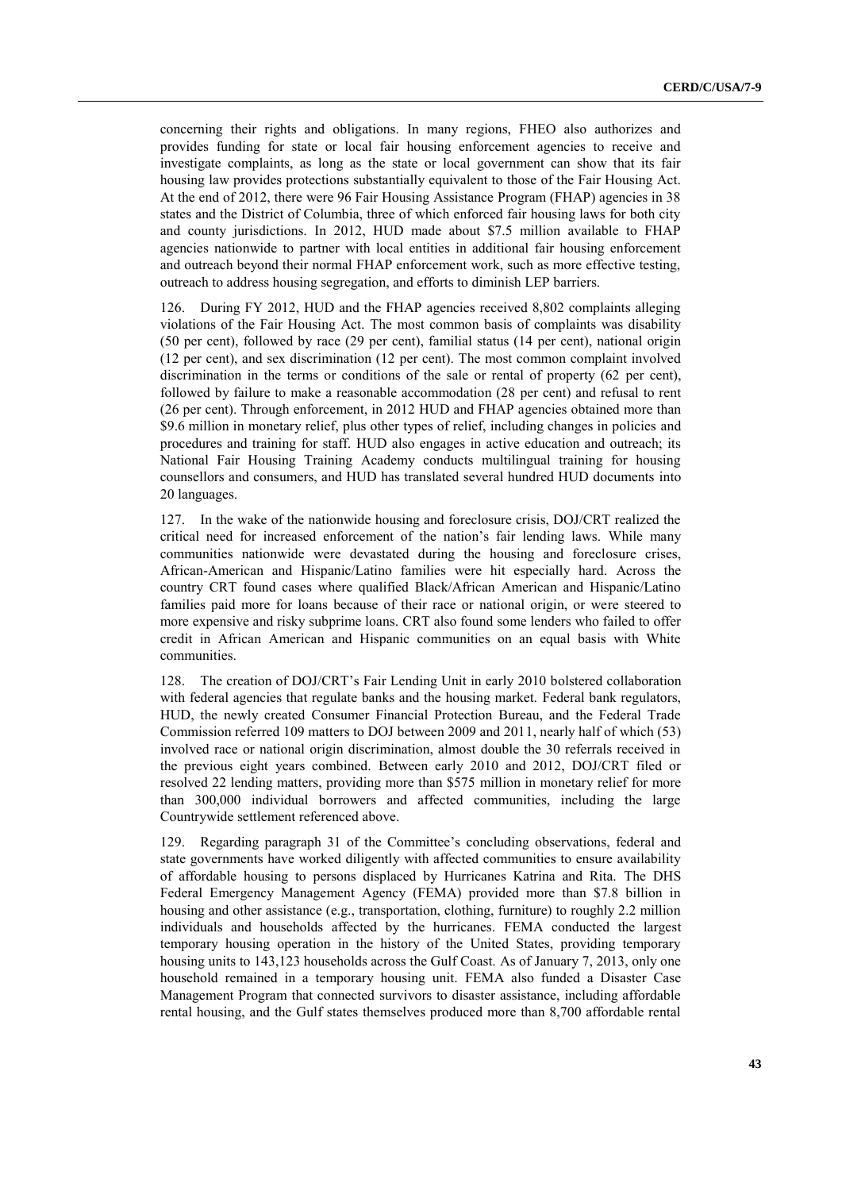concerning their rights and obligations. In many regions, FHEO also authorizes and provides funding for state or local fair housing enforcement agencies to receive and investigate complaints, as long as the state or local government can show that its fair housing law provides protections substantially equivalent to those of the Fair Housing Act. At the end of 2012, there were 96 Fair Housing Assistance Program (FHAP) agencies in 38 states and the District of Columbia, three of which enforced fair housing laws for both city and county jurisdictions. In 2012, HUD made about $7.5 million available to FHAP agencies nationwide to partner with local entities in additional fair housing enforcement and outreach beyond their normal FHAP enforcement work, such as more effective testing, outreach to address housing segregation, and efforts to diminish LEP barriers.

126. During FY 2012, HUD and the FHAP agencies received 8,802 complaints alleging violations of the Fair Housing Act. The most common basis of complaints was disability (50 per cent), followed by race (29 per cent), familial status (14 per cent), national origin (12 per cent), and sex discrimination (12 per cent). The most common complaint involved discrimination in the terms or conditions of the sale or rental of property (62 per cent), followed by failure to make a reasonable accommodation (28 per cent) and refusal to rent (26 per cent). Through enforcement, in 2012 HUD and FHAP agencies obtained more than $9.6 million in monetary relief, plus other types of relief, including changes in policies and procedures and training for staff. HUD also engages in active education and outreach; its National Fair Housing Training Academy conducts multilingual training for housing counsellors and consumers, and HUD has translated several hundred HUD documents into 20 languages.

127. In the wake of the nationwide housing and foreclosure crisis, DOJ/CRT realized the critical need for increased enforcement of the nation's fair lending laws. While many communities nationwide were devastated during the housing and foreclosure crises, African-American and Hispanic/Latino families were hit especially hard. Across the country CRT found cases where qualified Black/African American and Hispanic/Latino families paid more for loans because of their race or national origin, or were steered to more expensive and risky subprime loans. CRT also found some lenders who failed to offer credit in African American and Hispanic communities on an equal basis with White communities.

128. The creation of DOJ/CRT's Fair Lending Unit in early 2010 bolstered collaboration with federal agencies that regulate banks and the housing market. Federal bank regulators, HUD, the newly created Consumer Financial Protection Bureau, and the Federal Trade Commission referred 109 matters to DOJ between 2009 and 2011, nearly half of which (53) involved race or national origin discrimination, almost double the 30 referrals received in the previous eight years combined. Between early 2010 and 2012, DOJ/CRT filed or resolved 22 lending matters, providing more than $575 million in monetary relief for more than 300,000 individual borrowers and affected communities, including the large Countrywide settlement referenced above.

129. Regarding paragraph 31 of the Committee's concluding observations, federal and state governments have worked diligently with affected communities to ensure availability of affordable housing to persons displaced by Hurricanes Katrina and Rita. The DHS Federal Emergency Management Agency (FEMA) provided more than $7.8 billion in housing and other assistance (e.g., transportation, clothing, furniture) to roughly 2.2 million individuals and households affected by the hurricanes. FEMA conducted the largest temporary housing operation in the history of the United States, providing temporary housing units to 143,123 households across the Gulf Coast. As of January 7, 2013, only one household remained in a temporary housing unit. FEMA also funded a Disaster Case Management Program that connected survivors to disaster assistance, including affordable rental housing, and the Gulf states themselves produced more than 8,700 affordable rental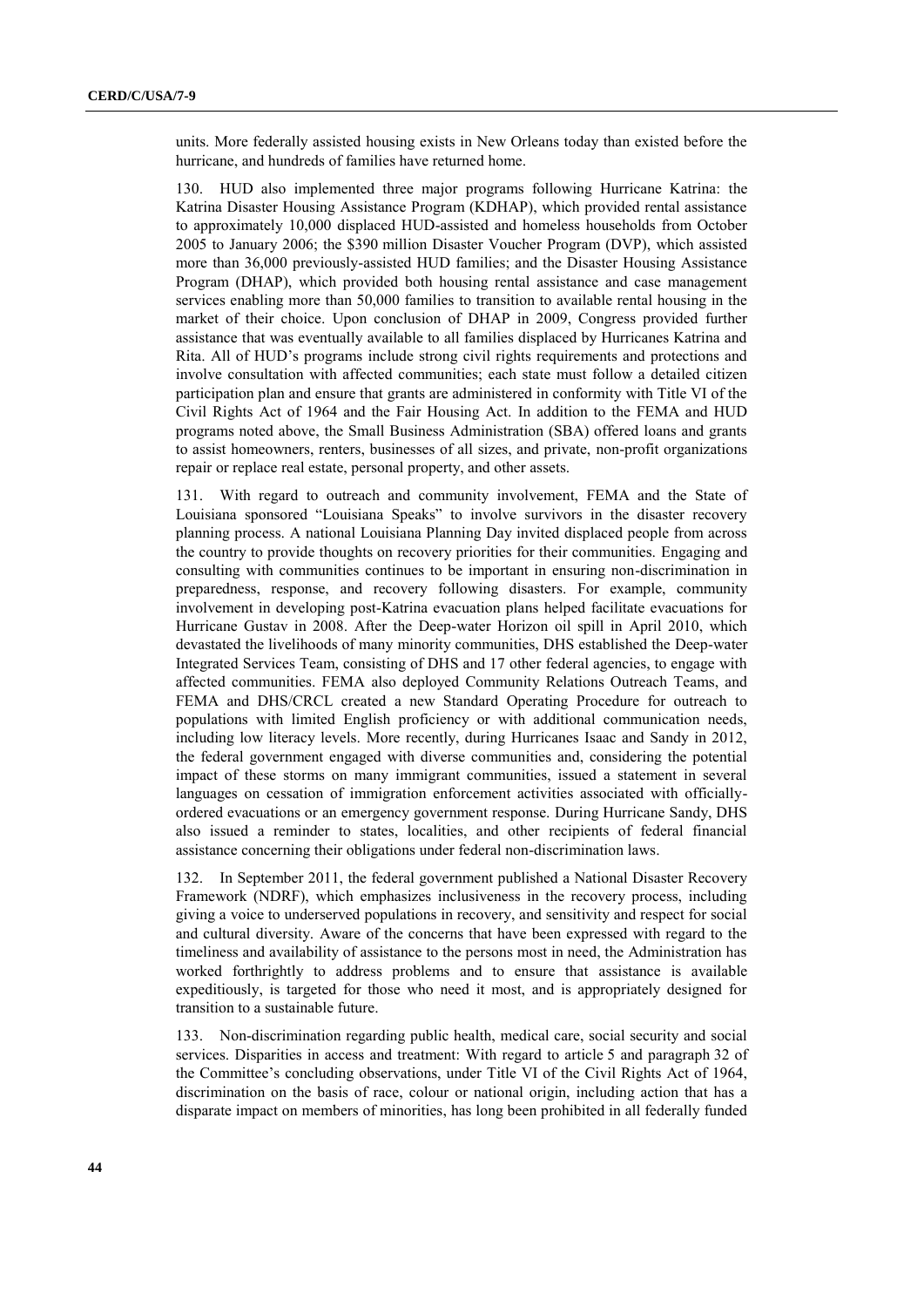units. More federally assisted housing exists in New Orleans today than existed before the hurricane, and hundreds of families have returned home.

130. HUD also implemented three major programs following Hurricane Katrina: the Katrina Disaster Housing Assistance Program (KDHAP), which provided rental assistance to approximately 10,000 displaced HUD-assisted and homeless households from October 2005 to January 2006; the $390 million Disaster Voucher Program (DVP), which assisted more than 36,000 previously-assisted HUD families; and the Disaster Housing Assistance Program (DHAP), which provided both housing rental assistance and case management services enabling more than 50,000 families to transition to available rental housing in the market of their choice. Upon conclusion of DHAP in 2009, Congress provided further assistance that was eventually available to all families displaced by Hurricanes Katrina and Rita. All of HUD's programs include strong civil rights requirements and protections and involve consultation with affected communities; each state must follow a detailed citizen participation plan and ensure that grants are administered in conformity with Title VI of the Civil Rights Act of 1964 and the Fair Housing Act. In addition to the FEMA and HUD programs noted above, the Small Business Administration (SBA) offered loans and grants to assist homeowners, renters, businesses of all sizes, and private, non-profit organizations repair or replace real estate, personal property, and other assets.

131. With regard to outreach and community involvement, FEMA and the State of Louisiana sponsored "Louisiana Speaks" to involve survivors in the disaster recovery planning process. A national Louisiana Planning Day invited displaced people from across the country to provide thoughts on recovery priorities for their communities. Engaging and consulting with communities continues to be important in ensuring non-discrimination in preparedness, response, and recovery following disasters. For example, community involvement in developing post-Katrina evacuation plans helped facilitate evacuations for Hurricane Gustav in 2008. After the Deep-water Horizon oil spill in April 2010, which devastated the livelihoods of many minority communities, DHS established the Deep-water Integrated Services Team, consisting of DHS and 17 other federal agencies, to engage with affected communities. FEMA also deployed Community Relations Outreach Teams, and FEMA and DHS/CRCL created a new Standard Operating Procedure for outreach to populations with limited English proficiency or with additional communication needs, including low literacy levels. More recently, during Hurricanes Isaac and Sandy in 2012, the federal government engaged with diverse communities and, considering the potential impact of these storms on many immigrant communities, issued a statement in several languages on cessation of immigration enforcement activities associated with officially-ordered evacuations or an emergency government response. During Hurricane Sandy, DHS also issued a reminder to states, localities, and other recipients of federal financial assistance concerning their obligations under federal non-discrimination laws.

132. In September 2011, the federal government published a National Disaster Recovery Framework (NDRF), which emphasizes inclusiveness in the recovery process, including giving a voice to underserved populations in recovery, and sensitivity and respect for social and cultural diversity. Aware of the concerns that have been expressed with regard to the timeliness and availability of assistance to the persons most in need, the Administration has worked forthrightly to address problems and to ensure that assistance is available expeditiously, is targeted for those who need it most, and is appropriately designed for transition to a sustainable future.

133. Non-discrimination regarding public health, medical care, social security and social services. Disparities in access and treatment: With regard to article 5 and paragraph 32 of the Committee's concluding observations, under Title VI of the Civil Rights Act of 1964, discrimination on the basis of race, colour or national origin, including action that has a disparate impact on members of minorities, has long been prohibited in all federally funded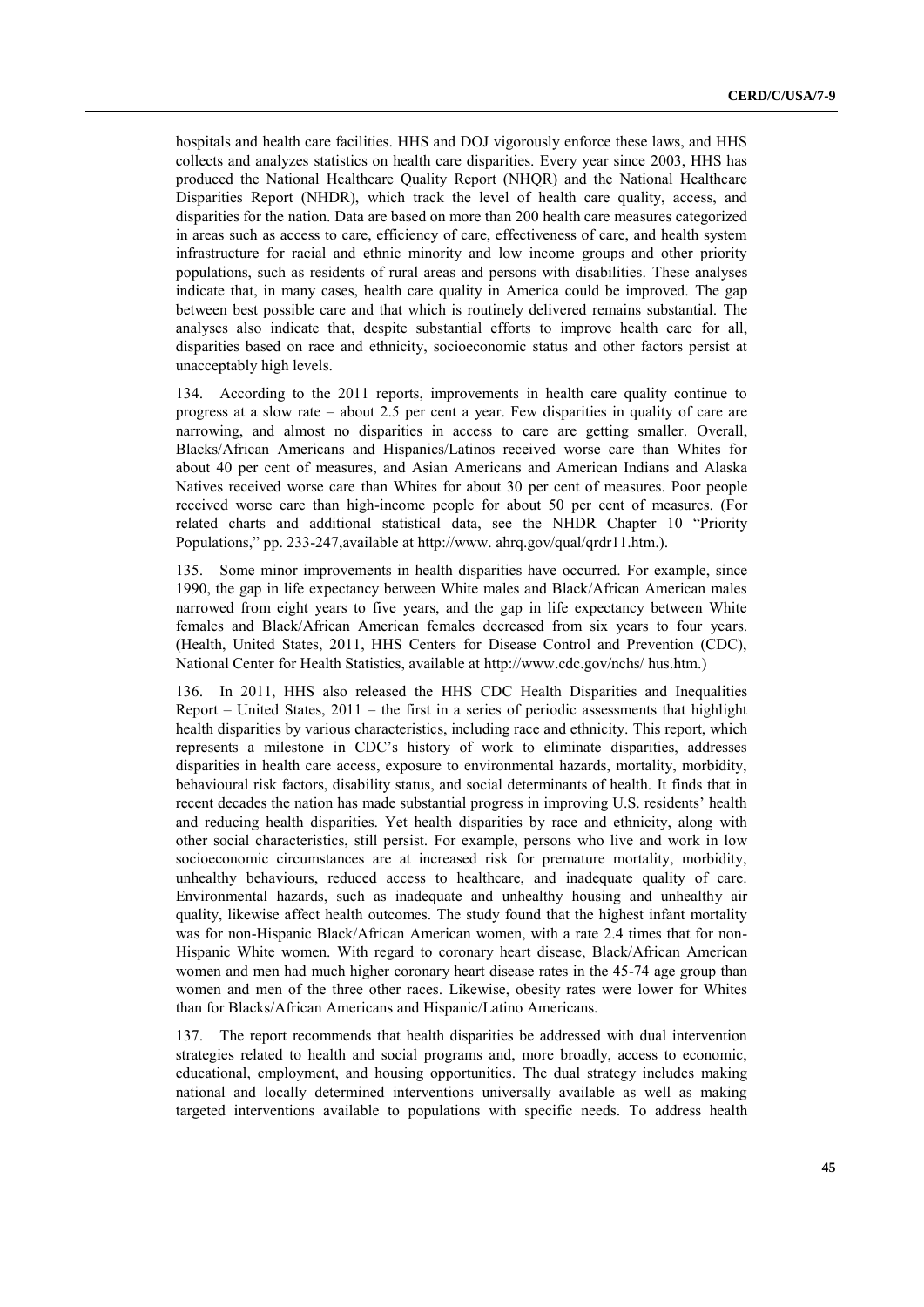hospitals and health care facilities. HHS and DOJ vigorously enforce these laws, and HHS collects and analyzes statistics on health care disparities. Every year since 2003, HHS has produced the National Healthcare Quality Report (NHQR) and the National Healthcare Disparities Report (NHDR), which track the level of health care quality, access, and disparities for the nation. Data are based on more than 200 health care measures categorized in areas such as access to care, efficiency of care, effectiveness of care, and health system infrastructure for racial and ethnic minority and low income groups and other priority populations, such as residents of rural areas and persons with disabilities. These analyses indicate that, in many cases, health care quality in America could be improved. The gap between best possible care and that which is routinely delivered remains substantial. The analyses also indicate that, despite substantial efforts to improve health care for all, disparities based on race and ethnicity, socioeconomic status and other factors persist at unacceptably high levels.

134. According to the 2011 reports, improvements in health care quality continue to progress at a slow rate – about 2.5 per cent a year. Few disparities in quality of care are narrowing, and almost no disparities in access to care are getting smaller. Overall, Blacks/African Americans and Hispanics/Latinos received worse care than Whites for about 40 per cent of measures, and Asian Americans and American Indians and Alaska Natives received worse care than Whites for about 30 per cent of measures. Poor people received worse care than high-income people for about 50 per cent of measures. (For related charts and additional statistical data, see the NHDR Chapter 10 "Priority Populations," pp. 233-247,available at http://www. ahrq.gov/qual/qrdr11.htm.).

135. Some minor improvements in health disparities have occurred. For example, since 1990, the gap in life expectancy between White males and Black/African American males narrowed from eight years to five years, and the gap in life expectancy between White females and Black/African American females decreased from six years to four years. (Health, United States, 2011, HHS Centers for Disease Control and Prevention (CDC), National Center for Health Statistics, available at http://www.cdc.gov/nchs/ hus.htm.)

136. In 2011, HHS also released the HHS CDC Health Disparities and Inequalities Report – United States, 2011 – the first in a series of periodic assessments that highlight health disparities by various characteristics, including race and ethnicity. This report, which represents a milestone in CDC's history of work to eliminate disparities, addresses disparities in health care access, exposure to environmental hazards, mortality, morbidity, behavioural risk factors, disability status, and social determinants of health. It finds that in recent decades the nation has made substantial progress in improving U.S. residents' health and reducing health disparities. Yet health disparities by race and ethnicity, along with other social characteristics, still persist. For example, persons who live and work in low socioeconomic circumstances are at increased risk for premature mortality, morbidity, unhealthy behaviours, reduced access to healthcare, and inadequate quality of care. Environmental hazards, such as inadequate and unhealthy housing and unhealthy air quality, likewise affect health outcomes. The study found that the highest infant mortality was for non-Hispanic Black/African American women, with a rate 2.4 times that for non-Hispanic White women. With regard to coronary heart disease, Black/African American women and men had much higher coronary heart disease rates in the 45-74 age group than women and men of the three other races. Likewise, obesity rates were lower for Whites than for Blacks/African Americans and Hispanic/Latino Americans.

137. The report recommends that health disparities be addressed with dual intervention strategies related to health and social programs and, more broadly, access to economic, educational, employment, and housing opportunities. The dual strategy includes making national and locally determined interventions universally available as well as making targeted interventions available to populations with specific needs. To address health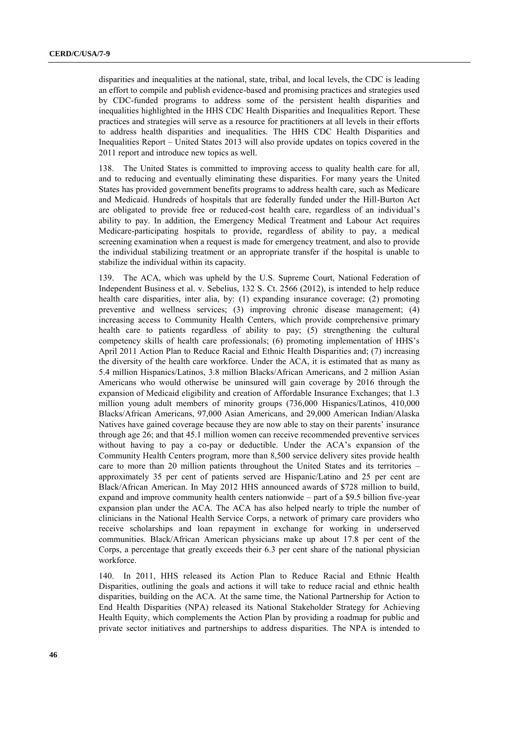disparities and inequalities at the national, state, tribal, and local levels, the CDC is leading an effort to compile and publish evidence-based and promising practices and strategies used by CDC-funded programs to address some of the persistent health disparities and inequalities highlighted in the HHS CDC Health Disparities and Inequalities Report. These practices and strategies will serve as a resource for practitioners at all levels in their efforts to address health disparities and inequalities. The HHS CDC Health Disparities and Inequalities Report – United States 2013 will also provide updates on topics covered in the 2011 report and introduce new topics as well.

138. The United States is committed to improving access to quality health care for all, and to reducing and eventually eliminating these disparities. For many years the United States has provided government benefits programs to address health care, such as Medicare and Medicaid. Hundreds of hospitals that are federally funded under the Hill-Burton Act are obligated to provide free or reduced-cost health care, regardless of an individual's ability to pay. In addition, the Emergency Medical Treatment and Labour Act requires Medicare-participating hospitals to provide, regardless of ability to pay, a medical screening examination when a request is made for emergency treatment, and also to provide the individual stabilizing treatment or an appropriate transfer if the hospital is unable to stabilize the individual within its capacity.

139. The ACA, which was upheld by the U.S. Supreme Court, National Federation of Independent Business et al. v. Sebelius, 132 S. Ct. 2566 (2012), is intended to help reduce health care disparities, inter alia, by: (1) expanding insurance coverage; (2) promoting preventive and wellness services; (3) improving chronic disease management; (4) increasing access to Community Health Centers, which provide comprehensive primary health care to patients regardless of ability to pay; (5) strengthening the cultural competency skills of health care professionals; (6) promoting implementation of HHS's April 2011 Action Plan to Reduce Racial and Ethnic Health Disparities and; (7) increasing the diversity of the health care workforce. Under the ACA, it is estimated that as many as 5.4 million Hispanics/Latinos, 3.8 million Blacks/African Americans, and 2 million Asian Americans who would otherwise be uninsured will gain coverage by 2016 through the expansion of Medicaid eligibility and creation of Affordable Insurance Exchanges; that 1.3 million young adult members of minority groups (736,000 Hispanics/Latinos, 410,000 Blacks/African Americans, 97,000 Asian Americans, and 29,000 American Indian/Alaska Natives have gained coverage because they are now able to stay on their parents' insurance through age 26; and that 45.1 million women can receive recommended preventive services without having to pay a co-pay or deductible. Under the ACA's expansion of the Community Health Centers program, more than 8,500 service delivery sites provide health care to more than 20 million patients throughout the United States and its territories – approximately 35 per cent of patients served are Hispanic/Latino and 25 per cent are Black/African American. In May 2012 HHS announced awards of $728 million to build, expand and improve community health centers nationwide – part of a $9.5 billion five-year expansion plan under the ACA. The ACA has also helped nearly to triple the number of clinicians in the National Health Service Corps, a network of primary care providers who receive scholarships and loan repayment in exchange for working in underserved communities. Black/African American physicians make up about 17.8 per cent of the Corps, a percentage that greatly exceeds their 6.3 per cent share of the national physician workforce.

140. In 2011, HHS released its Action Plan to Reduce Racial and Ethnic Health Disparities, outlining the goals and actions it will take to reduce racial and ethnic health disparities, building on the ACA. At the same time, the National Partnership for Action to End Health Disparities (NPA) released its National Stakeholder Strategy for Achieving Health Equity, which complements the Action Plan by providing a roadmap for public and private sector initiatives and partnerships to address disparities. The NPA is intended to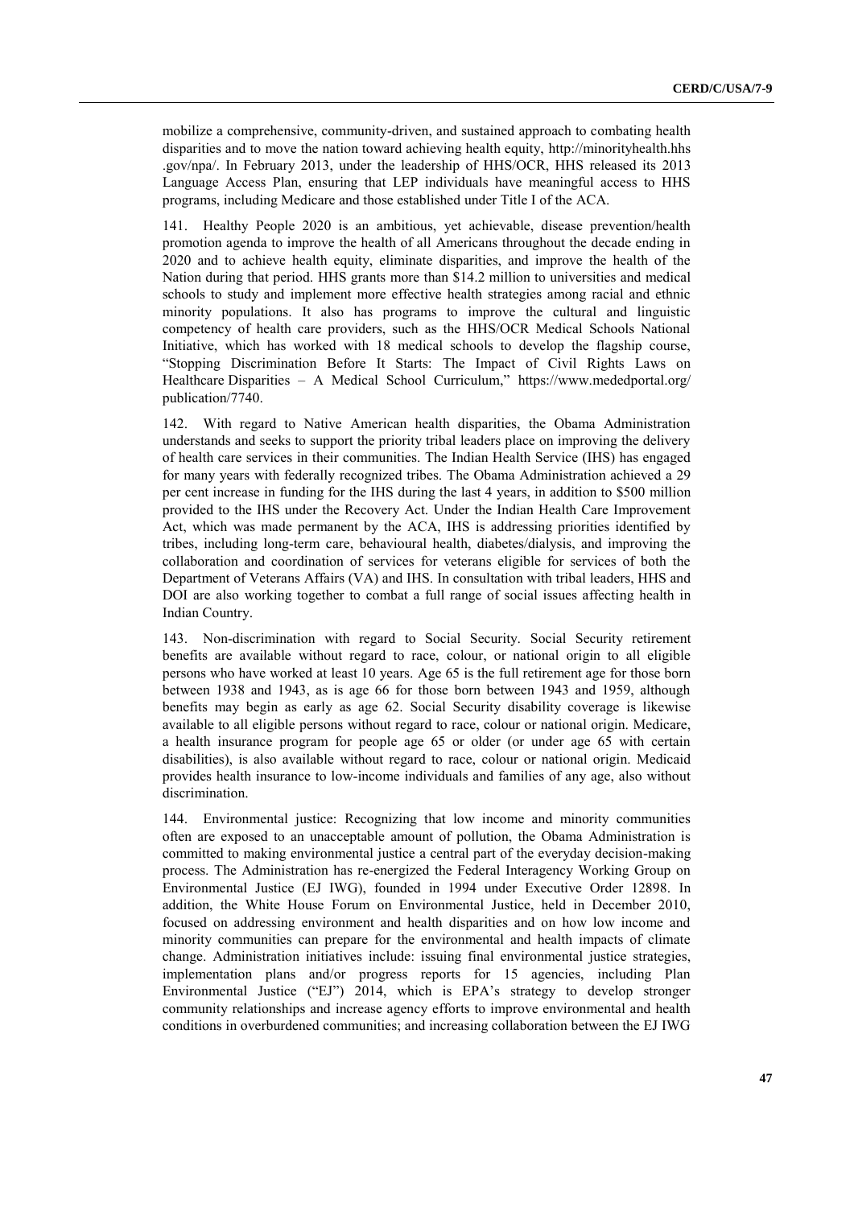mobilize a comprehensive, community-driven, and sustained approach to combating health disparities and to move the nation toward achieving health equity, http://minorityhealth.hhs .gov/npa/. In February 2013, under the leadership of HHS/OCR, HHS released its 2013 Language Access Plan, ensuring that LEP individuals have meaningful access to HHS programs, including Medicare and those established under Title I of the ACA.

141. Healthy People 2020 is an ambitious, yet achievable, disease prevention/health promotion agenda to improve the health of all Americans throughout the decade ending in 2020 and to achieve health equity, eliminate disparities, and improve the health of the Nation during that period. HHS grants more than $14.2 million to universities and medical schools to study and implement more effective health strategies among racial and ethnic minority populations. It also has programs to improve the cultural and linguistic competency of health care providers, such as the HHS/OCR Medical Schools National Initiative, which has worked with 18 medical schools to develop the flagship course, "Stopping Discrimination Before It Starts: The Impact of Civil Rights Laws on Healthcare Disparities – A Medical School Curriculum," https://www.mededportal.org/ publication/7740.

142. With regard to Native American health disparities, the Obama Administration understands and seeks to support the priority tribal leaders place on improving the delivery of health care services in their communities. The Indian Health Service (IHS) has engaged for many years with federally recognized tribes. The Obama Administration achieved a 29 per cent increase in funding for the IHS during the last 4 years, in addition to $500 million provided to the IHS under the Recovery Act. Under the Indian Health Care Improvement Act, which was made permanent by the ACA, IHS is addressing priorities identified by tribes, including long-term care, behavioural health, diabetes/dialysis, and improving the collaboration and coordination of services for veterans eligible for services of both the Department of Veterans Affairs (VA) and IHS. In consultation with tribal leaders, HHS and DOI are also working together to combat a full range of social issues affecting health in Indian Country.

143. Non-discrimination with regard to Social Security. Social Security retirement benefits are available without regard to race, colour, or national origin to all eligible persons who have worked at least 10 years. Age 65 is the full retirement age for those born between 1938 and 1943, as is age 66 for those born between 1943 and 1959, although benefits may begin as early as age 62. Social Security disability coverage is likewise available to all eligible persons without regard to race, colour or national origin. Medicare, a health insurance program for people age 65 or older (or under age 65 with certain disabilities), is also available without regard to race, colour or national origin. Medicaid provides health insurance to low-income individuals and families of any age, also without discrimination.

144. Environmental justice: Recognizing that low income and minority communities often are exposed to an unacceptable amount of pollution, the Obama Administration is committed to making environmental justice a central part of the everyday decision-making process. The Administration has re-energized the Federal Interagency Working Group on Environmental Justice (EJ IWG), founded in 1994 under Executive Order 12898. In addition, the White House Forum on Environmental Justice, held in December 2010, focused on addressing environment and health disparities and on how low income and minority communities can prepare for the environmental and health impacts of climate change. Administration initiatives include: issuing final environmental justice strategies, implementation plans and/or progress reports for 15 agencies, including Plan Environmental Justice ("EJ") 2014, which is EPA's strategy to develop stronger community relationships and increase agency efforts to improve environmental and health conditions in overburdened communities; and increasing collaboration between the EJ IWG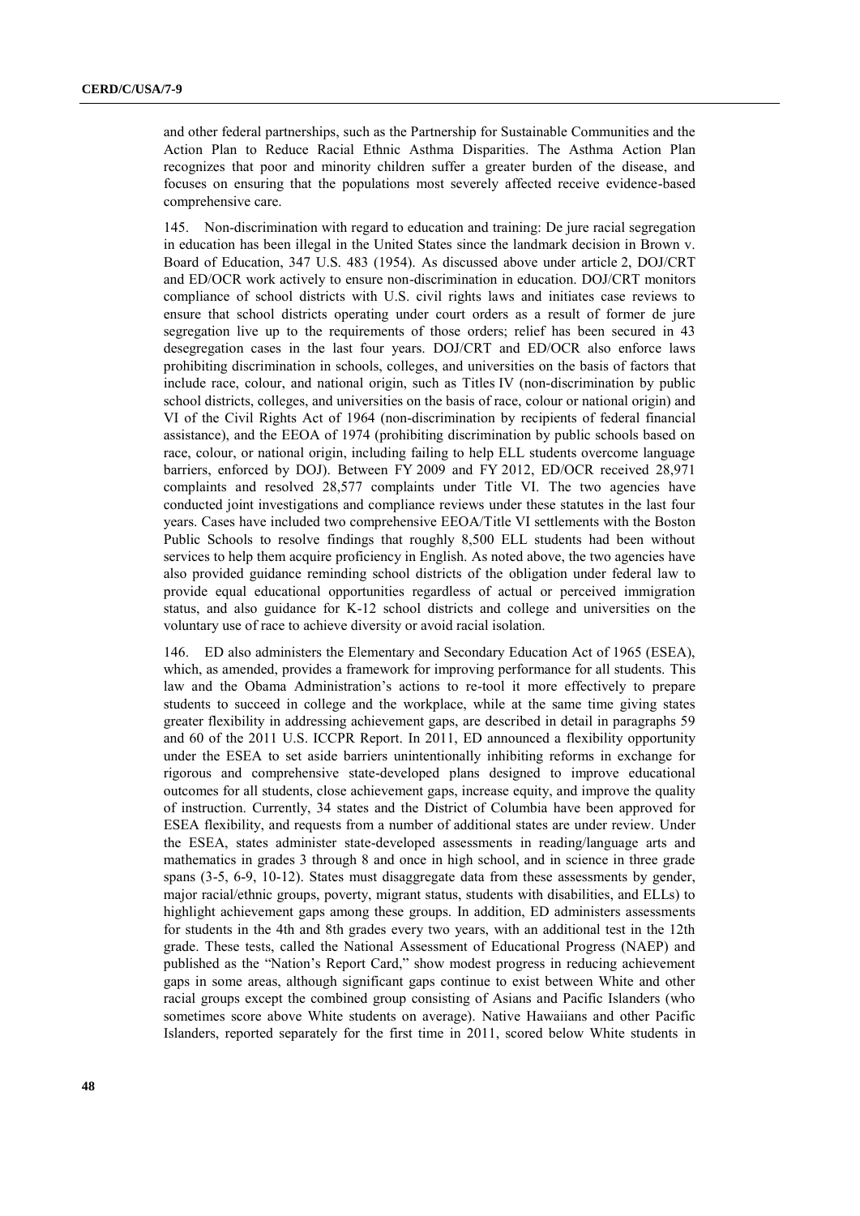and other federal partnerships, such as the Partnership for Sustainable Communities and the Action Plan to Reduce Racial Ethnic Asthma Disparities. The Asthma Action Plan recognizes that poor and minority children suffer a greater burden of the disease, and focuses on ensuring that the populations most severely affected receive evidence-based comprehensive care.

145. Non-discrimination with regard to education and training: De jure racial segregation in education has been illegal in the United States since the landmark decision in Brown v. Board of Education, 347 U.S. 483 (1954). As discussed above under article 2, DOJ/CRT and ED/OCR work actively to ensure non-discrimination in education. DOJ/CRT monitors compliance of school districts with U.S. civil rights laws and initiates case reviews to ensure that school districts operating under court orders as a result of former de jure segregation live up to the requirements of those orders; relief has been secured in 43 desegregation cases in the last four years. DOJ/CRT and ED/OCR also enforce laws prohibiting discrimination in schools, colleges, and universities on the basis of factors that include race, colour, and national origin, such as Titles IV (non-discrimination by public school districts, colleges, and universities on the basis of race, colour or national origin) and VI of the Civil Rights Act of 1964 (non-discrimination by recipients of federal financial assistance), and the EEOA of 1974 (prohibiting discrimination by public schools based on race, colour, or national origin, including failing to help ELL students overcome language barriers, enforced by DOJ). Between FY 2009 and FY 2012, ED/OCR received 28,971 complaints and resolved 28,577 complaints under Title VI. The two agencies have conducted joint investigations and compliance reviews under these statutes in the last four years. Cases have included two comprehensive EEOA/Title VI settlements with the Boston Public Schools to resolve findings that roughly 8,500 ELL students had been without services to help them acquire proficiency in English. As noted above, the two agencies have also provided guidance reminding school districts of the obligation under federal law to provide equal educational opportunities regardless of actual or perceived immigration status, and also guidance for K-12 school districts and college and universities on the voluntary use of race to achieve diversity or avoid racial isolation.

146. ED also administers the Elementary and Secondary Education Act of 1965 (ESEA), which, as amended, provides a framework for improving performance for all students. This law and the Obama Administration's actions to re-tool it more effectively to prepare students to succeed in college and the workplace, while at the same time giving states greater flexibility in addressing achievement gaps, are described in detail in paragraphs 59 and 60 of the 2011 U.S. ICCPR Report. In 2011, ED announced a flexibility opportunity under the ESEA to set aside barriers unintentionally inhibiting reforms in exchange for rigorous and comprehensive state-developed plans designed to improve educational outcomes for all students, close achievement gaps, increase equity, and improve the quality of instruction. Currently, 34 states and the District of Columbia have been approved for ESEA flexibility, and requests from a number of additional states are under review. Under the ESEA, states administer state-developed assessments in reading/language arts and mathematics in grades 3 through 8 and once in high school, and in science in three grade spans (3-5, 6-9, 10-12). States must disaggregate data from these assessments by gender, major racial/ethnic groups, poverty, migrant status, students with disabilities, and ELLs) to highlight achievement gaps among these groups. In addition, ED administers assessments for students in the 4th and 8th grades every two years, with an additional test in the 12th grade. These tests, called the National Assessment of Educational Progress (NAEP) and published as the "Nation's Report Card," show modest progress in reducing achievement gaps in some areas, although significant gaps continue to exist between White and other racial groups except the combined group consisting of Asians and Pacific Islanders (who sometimes score above White students on average). Native Hawaiians and other Pacific Islanders, reported separately for the first time in 2011, scored below White students in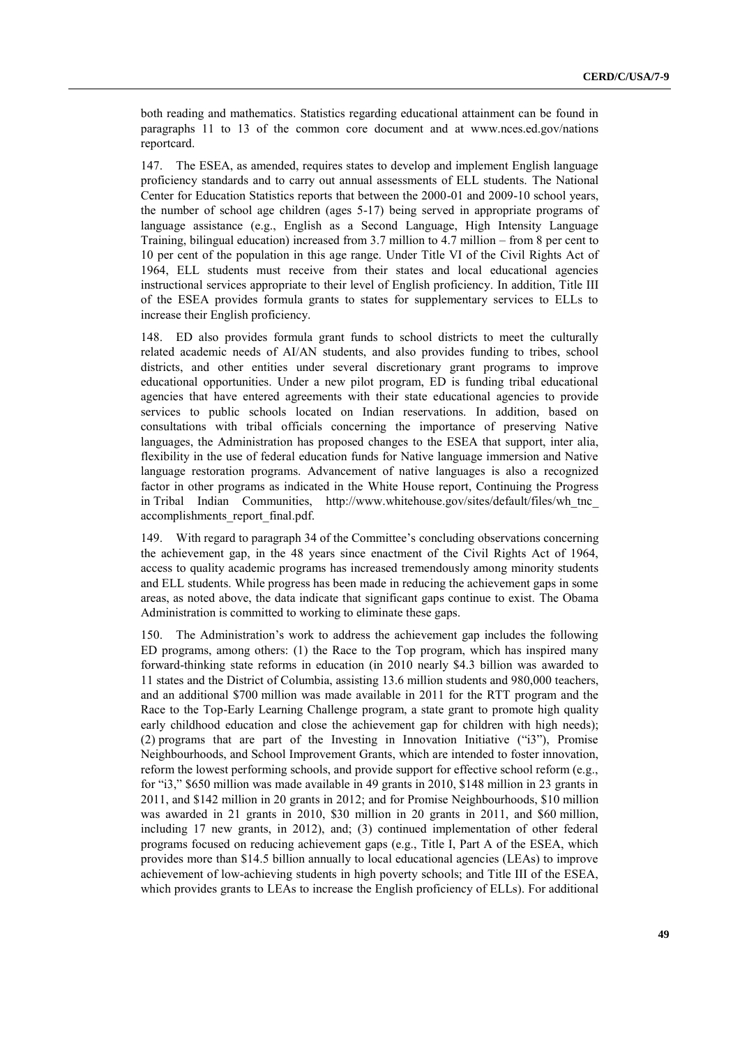both reading and mathematics. Statistics regarding educational attainment can be found in paragraphs 11 to 13 of the common core document and at www.nces.ed.gov/nations reportcard.

147. The ESEA, as amended, requires states to develop and implement English language proficiency standards and to carry out annual assessments of ELL students. The National Center for Education Statistics reports that between the 2000-01 and 2009-10 school years, the number of school age children (ages 5-17) being served in appropriate programs of language assistance (e.g., English as a Second Language, High Intensity Language Training, bilingual education) increased from 3.7 million to 4.7 million – from 8 per cent to 10 per cent of the population in this age range. Under Title VI of the Civil Rights Act of 1964, ELL students must receive from their states and local educational agencies instructional services appropriate to their level of English proficiency. In addition, Title III of the ESEA provides formula grants to states for supplementary services to ELLs to increase their English proficiency.

148. ED also provides formula grant funds to school districts to meet the culturally related academic needs of AI/AN students, and also provides funding to tribes, school districts, and other entities under several discretionary grant programs to improve educational opportunities. Under a new pilot program, ED is funding tribal educational agencies that have entered agreements with their state educational agencies to provide services to public schools located on Indian reservations. In addition, based on consultations with tribal officials concerning the importance of preserving Native languages, the Administration has proposed changes to the ESEA that support, inter alia, flexibility in the use of federal education funds for Native language immersion and Native language restoration programs. Advancement of native languages is also a recognized factor in other programs as indicated in the White House report, Continuing the Progress in Tribal Indian Communities, http://www.whitehouse.gov/sites/default/files/wh_tnc_accomplishments_report_final.pdf.

149. With regard to paragraph 34 of the Committee's concluding observations concerning the achievement gap, in the 48 years since enactment of the Civil Rights Act of 1964, access to quality academic programs has increased tremendously among minority students and ELL students. While progress has been made in reducing the achievement gaps in some areas, as noted above, the data indicate that significant gaps continue to exist. The Obama Administration is committed to working to eliminate these gaps.

150. The Administration's work to address the achievement gap includes the following ED programs, among others: (1) the Race to the Top program, which has inspired many forward-thinking state reforms in education (in 2010 nearly \$4.3 billion was awarded to 11 states and the District of Columbia, assisting 13.6 million students and 980,000 teachers, and an additional \$700 million was made available in 2011 for the RTT program and the Race to the Top-Early Learning Challenge program, a state grant to promote high quality early childhood education and close the achievement gap for children with high needs); (2) programs that are part of the Investing in Innovation Initiative ("i3"), Promise Neighbourhoods, and School Improvement Grants, which are intended to foster innovation, reform the lowest performing schools, and provide support for effective school reform (e.g., for "i3," \$650 million was made available in 49 grants in 2010, \$148 million in 23 grants in 2011, and \$142 million in 20 grants in 2012; and for Promise Neighbourhoods, \$10 million was awarded in 21 grants in 2010, \$30 million in 20 grants in 2011, and \$60 million, including 17 new grants, in 2012), and; (3) continued implementation of other federal programs focused on reducing achievement gaps (e.g., Title I, Part A of the ESEA, which provides more than \$14.5 billion annually to local educational agencies (LEAs) to improve achievement of low-achieving students in high poverty schools; and Title III of the ESEA, which provides grants to LEAs to increase the English proficiency of ELLs). For additional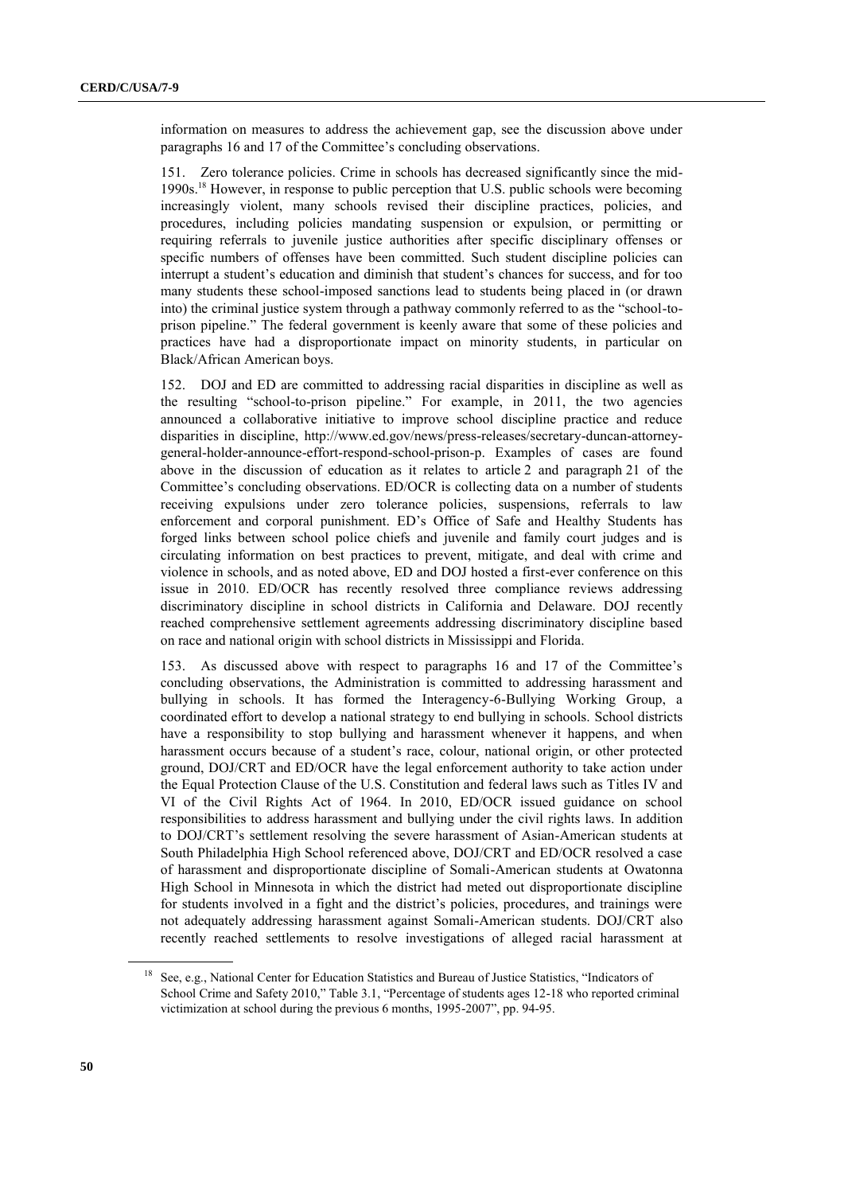information on measures to address the achievement gap, see the discussion above under paragraphs 16 and 17 of the Committee's concluding observations.

151. Zero tolerance policies. Crime in schools has decreased significantly since the mid-1990s.[18] However, in response to public perception that U.S. public schools were becoming increasingly violent, many schools revised their discipline practices, policies, and procedures, including policies mandating suspension or expulsion, or permitting or requiring referrals to juvenile justice authorities after specific disciplinary offenses or specific numbers of offenses have been committed. Such student discipline policies can interrupt a student's education and diminish that student's chances for success, and for too many students these school-imposed sanctions lead to students being placed in (or drawn into) the criminal justice system through a pathway commonly referred to as the "school-to-prison pipeline." The federal government is keenly aware that some of these policies and practices have had a disproportionate impact on minority students, in particular on Black/African American boys.

152. DOJ and ED are committed to addressing racial disparities in discipline as well as the resulting "school-to-prison pipeline." For example, in 2011, the two agencies announced a collaborative initiative to improve school discipline practice and reduce disparities in discipline, http://www.ed.gov/news/press-releases/secretary-duncan-attorney-general-holder-announce-effort-respond-school-prison-p. Examples of cases are found above in the discussion of education as it relates to article 2 and paragraph 21 of the Committee's concluding observations. ED/OCR is collecting data on a number of students receiving expulsions under zero tolerance policies, suspensions, referrals to law enforcement and corporal punishment. ED's Office of Safe and Healthy Students has forged links between school police chiefs and juvenile and family court judges and is circulating information on best practices to prevent, mitigate, and deal with crime and violence in schools, and as noted above, ED and DOJ hosted a first-ever conference on this issue in 2010. ED/OCR has recently resolved three compliance reviews addressing discriminatory discipline in school districts in California and Delaware. DOJ recently reached comprehensive settlement agreements addressing discriminatory discipline based on race and national origin with school districts in Mississippi and Florida.

153. As discussed above with respect to paragraphs 16 and 17 of the Committee's concluding observations, the Administration is committed to addressing harassment and bullying in schools. It has formed the Interagency-6-Bullying Working Group, a coordinated effort to develop a national strategy to end bullying in schools. School districts have a responsibility to stop bullying and harassment whenever it happens, and when harassment occurs because of a student's race, colour, national origin, or other protected ground, DOJ/CRT and ED/OCR have the legal enforcement authority to take action under the Equal Protection Clause of the U.S. Constitution and federal laws such as Titles IV and VI of the Civil Rights Act of 1964. In 2010, ED/OCR issued guidance on school responsibilities to address harassment and bullying under the civil rights laws. In addition to DOJ/CRT's settlement resolving the severe harassment of Asian-American students at South Philadelphia High School referenced above, DOJ/CRT and ED/OCR resolved a case of harassment and disproportionate discipline of Somali-American students at Owatonna High School in Minnesota in which the district had meted out disproportionate discipline for students involved in a fight and the district's policies, procedures, and trainings were not adequately addressing harassment against Somali-American students. DOJ/CRT also recently reached settlements to resolve investigations of alleged racial harassment at

---

[18] See, e.g., National Center for Education Statistics and Bureau of Justice Statistics, "Indicators of School Crime and Safety 2010," Table 3.1, "Percentage of students ages 12-18 who reported criminal victimization at school during the previous 6 months, 1995-2007", pp. 94-95.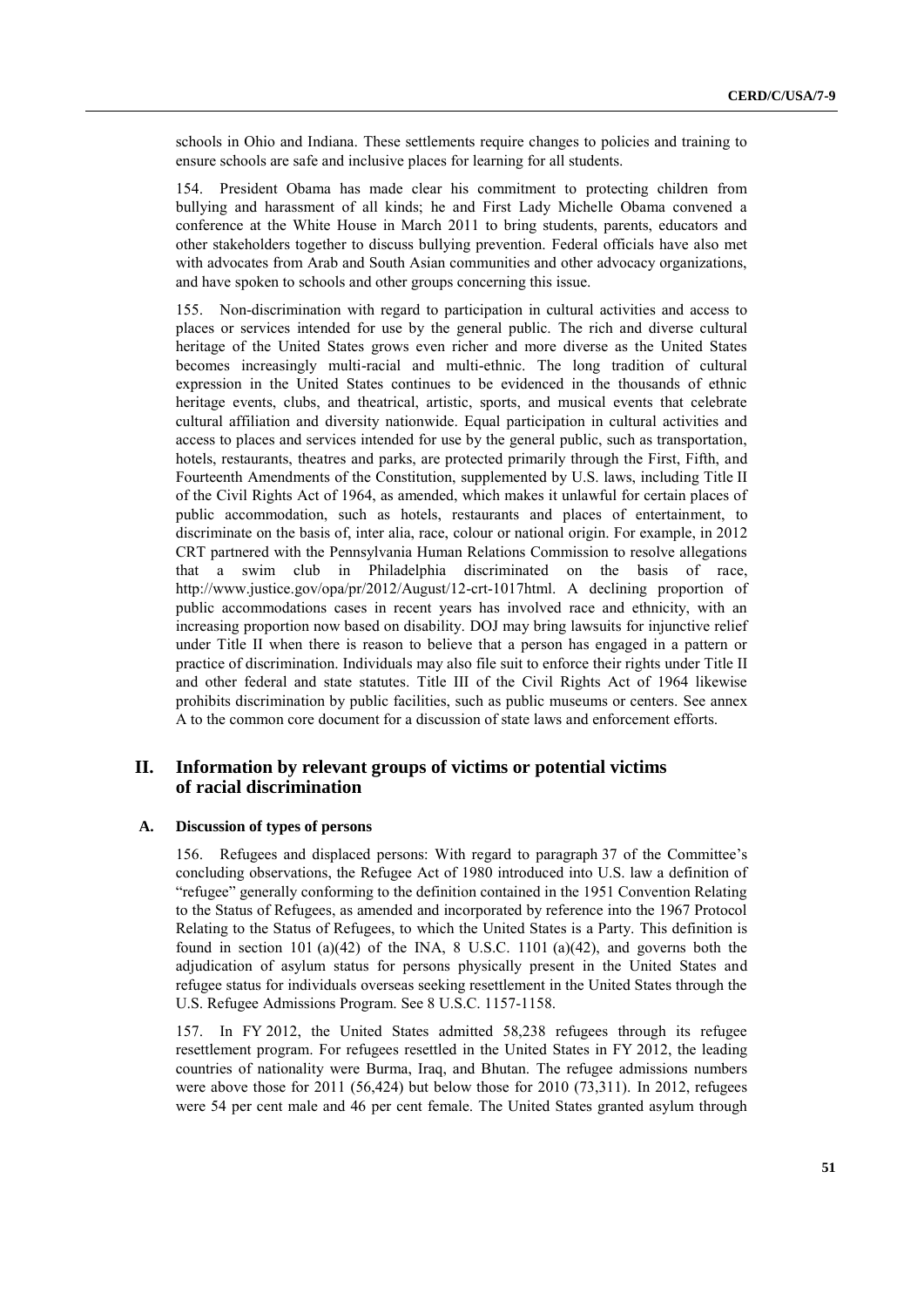schools in Ohio and Indiana. These settlements require changes to policies and training to ensure schools are safe and inclusive places for learning for all students.

154. President Obama has made clear his commitment to protecting children from bullying and harassment of all kinds; he and First Lady Michelle Obama convened a conference at the White House in March 2011 to bring students, parents, educators and other stakeholders together to discuss bullying prevention. Federal officials have also met with advocates from Arab and South Asian communities and other advocacy organizations, and have spoken to schools and other groups concerning this issue.

155. Non-discrimination with regard to participation in cultural activities and access to places or services intended for use by the general public. The rich and diverse cultural heritage of the United States grows even richer and more diverse as the United States becomes increasingly multi-racial and multi-ethnic. The long tradition of cultural expression in the United States continues to be evidenced in the thousands of ethnic heritage events, clubs, and theatrical, artistic, sports, and musical events that celebrate cultural affiliation and diversity nationwide. Equal participation in cultural activities and access to places and services intended for use by the general public, such as transportation, hotels, restaurants, theatres and parks, are protected primarily through the First, Fifth, and Fourteenth Amendments of the Constitution, supplemented by U.S. laws, including Title II of the Civil Rights Act of 1964, as amended, which makes it unlawful for certain places of public accommodation, such as hotels, restaurants and places of entertainment, to discriminate on the basis of, inter alia, race, colour or national origin. For example, in 2012 CRT partnered with the Pennsylvania Human Relations Commission to resolve allegations that a swim club in Philadelphia discriminated on the basis of race, http://www.justice.gov/opa/pr/2012/August/12-crt-1017html. A declining proportion of public accommodations cases in recent years has involved race and ethnicity, with an increasing proportion now based on disability. DOJ may bring lawsuits for injunctive relief under Title II when there is reason to believe that a person has engaged in a pattern or practice of discrimination. Individuals may also file suit to enforce their rights under Title II and other federal and state statutes. Title III of the Civil Rights Act of 1964 likewise prohibits discrimination by public facilities, such as public museums or centers. See annex A to the common core document for a discussion of state laws and enforcement efforts.

## II. Information by relevant groups of victims or potential victims of racial discrimination

### A. Discussion of types of persons

156. Refugees and displaced persons: With regard to paragraph 37 of the Committee's concluding observations, the Refugee Act of 1980 introduced into U.S. law a definition of "refugee" generally conforming to the definition contained in the 1951 Convention Relating to the Status of Refugees, as amended and incorporated by reference into the 1967 Protocol Relating to the Status of Refugees, to which the United States is a Party. This definition is found in section 101 (a)(42) of the INA, 8 U.S.C. 1101 (a)(42), and governs both the adjudication of asylum status for persons physically present in the United States and refugee status for individuals overseas seeking resettlement in the United States through the U.S. Refugee Admissions Program. See 8 U.S.C. 1157-1158.

157. In FY 2012, the United States admitted 58,238 refugees through its refugee resettlement program. For refugees resettled in the United States in FY 2012, the leading countries of nationality were Burma, Iraq, and Bhutan. The refugee admissions numbers were above those for 2011 (56,424) but below those for 2010 (73,311). In 2012, refugees were 54 per cent male and 46 per cent female. The United States granted asylum through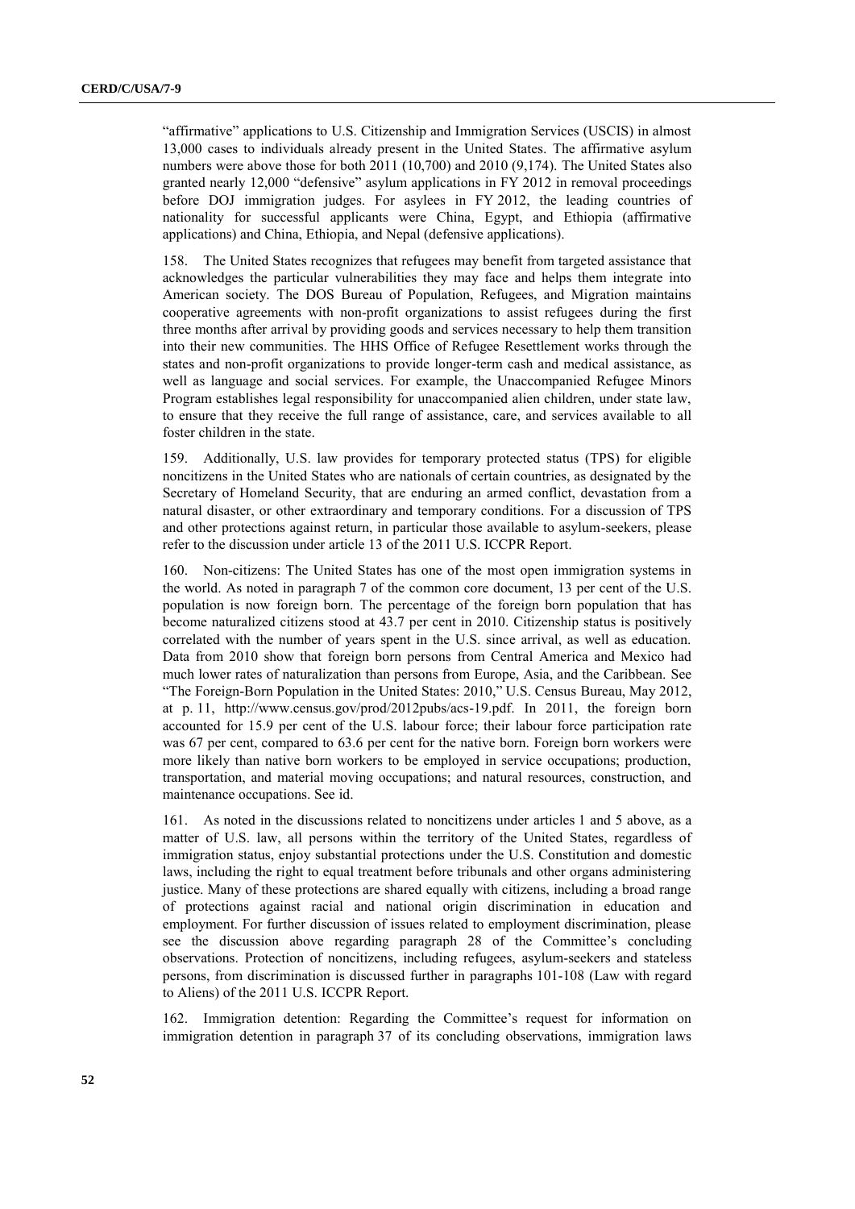"affirmative" applications to U.S. Citizenship and Immigration Services (USCIS) in almost 13,000 cases to individuals already present in the United States. The affirmative asylum numbers were above those for both 2011 (10,700) and 2010 (9,174). The United States also granted nearly 12,000 "defensive" asylum applications in FY 2012 in removal proceedings before DOJ immigration judges. For asylees in FY 2012, the leading countries of nationality for successful applicants were China, Egypt, and Ethiopia (affirmative applications) and China, Ethiopia, and Nepal (defensive applications).

158. The United States recognizes that refugees may benefit from targeted assistance that acknowledges the particular vulnerabilities they may face and helps them integrate into American society. The DOS Bureau of Population, Refugees, and Migration maintains cooperative agreements with non-profit organizations to assist refugees during the first three months after arrival by providing goods and services necessary to help them transition into their new communities. The HHS Office of Refugee Resettlement works through the states and non-profit organizations to provide longer-term cash and medical assistance, as well as language and social services. For example, the Unaccompanied Refugee Minors Program establishes legal responsibility for unaccompanied alien children, under state law, to ensure that they receive the full range of assistance, care, and services available to all foster children in the state.

159. Additionally, U.S. law provides for temporary protected status (TPS) for eligible noncitizens in the United States who are nationals of certain countries, as designated by the Secretary of Homeland Security, that are enduring an armed conflict, devastation from a natural disaster, or other extraordinary and temporary conditions. For a discussion of TPS and other protections against return, in particular those available to asylum-seekers, please refer to the discussion under article 13 of the 2011 U.S. ICCPR Report.

160. Non-citizens: The United States has one of the most open immigration systems in the world. As noted in paragraph 7 of the common core document, 13 per cent of the U.S. population is now foreign born. The percentage of the foreign born population that has become naturalized citizens stood at 43.7 per cent in 2010. Citizenship status is positively correlated with the number of years spent in the U.S. since arrival, as well as education. Data from 2010 show that foreign born persons from Central America and Mexico had much lower rates of naturalization than persons from Europe, Asia, and the Caribbean. See "The Foreign-Born Population in the United States: 2010," U.S. Census Bureau, May 2012, at p. 11, http://www.census.gov/prod/2012pubs/acs-19.pdf. In 2011, the foreign born accounted for 15.9 per cent of the U.S. labour force; their labour force participation rate was 67 per cent, compared to 63.6 per cent for the native born. Foreign born workers were more likely than native born workers to be employed in service occupations; production, transportation, and material moving occupations; and natural resources, construction, and maintenance occupations. See id.

161. As noted in the discussions related to noncitizens under articles 1 and 5 above, as a matter of U.S. law, all persons within the territory of the United States, regardless of immigration status, enjoy substantial protections under the U.S. Constitution and domestic laws, including the right to equal treatment before tribunals and other organs administering justice. Many of these protections are shared equally with citizens, including a broad range of protections against racial and national origin discrimination in education and employment. For further discussion of issues related to employment discrimination, please see the discussion above regarding paragraph 28 of the Committee's concluding observations. Protection of noncitizens, including refugees, asylum-seekers and stateless persons, from discrimination is discussed further in paragraphs 101-108 (Law with regard to Aliens) of the 2011 U.S. ICCPR Report.

162. Immigration detention: Regarding the Committee's request for information on immigration detention in paragraph 37 of its concluding observations, immigration laws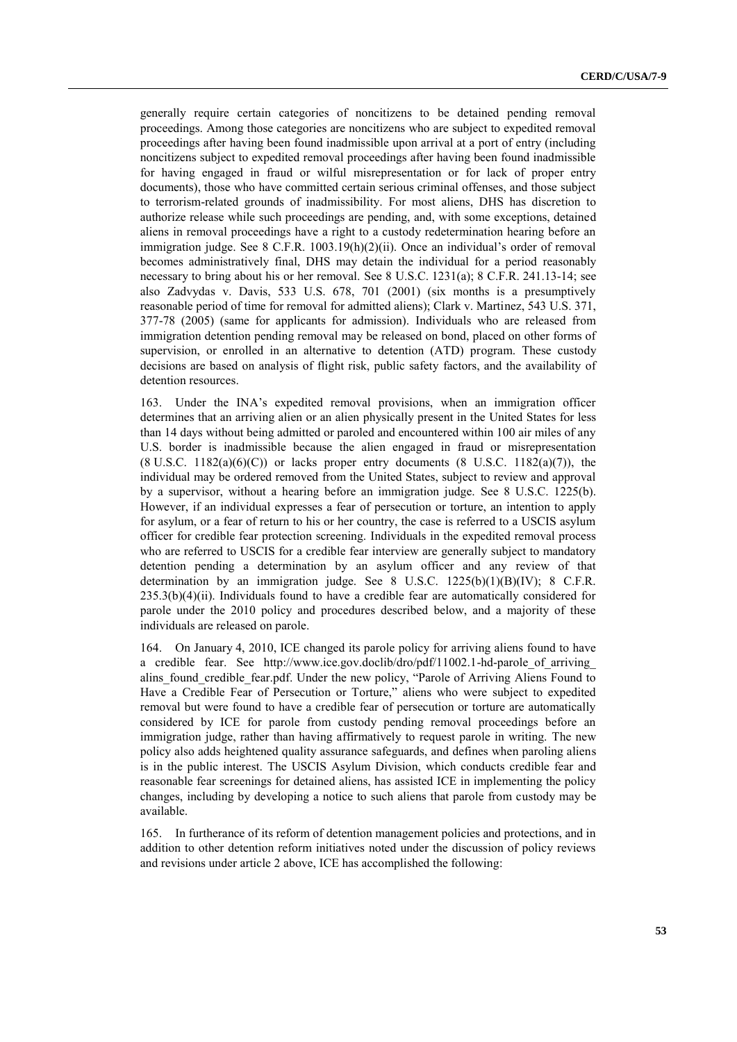generally require certain categories of noncitizens to be detained pending removal proceedings. Among those categories are noncitizens who are subject to expedited removal proceedings after having been found inadmissible upon arrival at a port of entry (including noncitizens subject to expedited removal proceedings after having been found inadmissible for having engaged in fraud or wilful misrepresentation or for lack of proper entry documents), those who have committed certain serious criminal offenses, and those subject to terrorism-related grounds of inadmissibility. For most aliens, DHS has discretion to authorize release while such proceedings are pending, and, with some exceptions, detained aliens in removal proceedings have a right to a custody redetermination hearing before an immigration judge. See 8 C.F.R. 1003.19(h)(2)(ii). Once an individual's order of removal becomes administratively final, DHS may detain the individual for a period reasonably necessary to bring about his or her removal. See 8 U.S.C. 1231(a); 8 C.F.R. 241.13-14; see also Zadvydas v. Davis, 533 U.S. 678, 701 (2001) (six months is a presumptively reasonable period of time for removal for admitted aliens); Clark v. Martinez, 543 U.S. 371, 377-78 (2005) (same for applicants for admission). Individuals who are released from immigration detention pending removal may be released on bond, placed on other forms of supervision, or enrolled in an alternative to detention (ATD) program. These custody decisions are based on analysis of flight risk, public safety factors, and the availability of detention resources.

163. Under the INA's expedited removal provisions, when an immigration officer determines that an arriving alien or an alien physically present in the United States for less than 14 days without being admitted or paroled and encountered within 100 air miles of any U.S. border is inadmissible because the alien engaged in fraud or misrepresentation (8 U.S.C. 1182(a)(6)(C)) or lacks proper entry documents (8 U.S.C. 1182(a)(7)), the individual may be ordered removed from the United States, subject to review and approval by a supervisor, without a hearing before an immigration judge. See 8 U.S.C. 1225(b). However, if an individual expresses a fear of persecution or torture, an intention to apply for asylum, or a fear of return to his or her country, the case is referred to a USCIS asylum officer for credible fear protection screening. Individuals in the expedited removal process who are referred to USCIS for a credible fear interview are generally subject to mandatory detention pending a determination by an asylum officer and any review of that determination by an immigration judge. See 8 U.S.C. 1225(b)(1)(B)(IV); 8 C.F.R. 235.3(b)(4)(ii). Individuals found to have a credible fear are automatically considered for parole under the 2010 policy and procedures described below, and a majority of these individuals are released on parole.

164. On January 4, 2010, ICE changed its parole policy for arriving aliens found to have a credible fear. See http://www.ice.gov.doclib/dro/pdf/11002.1-hd-parole_of_arriving_alins_found_credible_fear.pdf. Under the new policy, "Parole of Arriving Aliens Found to Have a Credible Fear of Persecution or Torture," aliens who were subject to expedited removal but were found to have a credible fear of persecution or torture are automatically considered by ICE for parole from custody pending removal proceedings before an immigration judge, rather than having affirmatively to request parole in writing. The new policy also adds heightened quality assurance safeguards, and defines when paroling aliens is in the public interest. The USCIS Asylum Division, which conducts credible fear and reasonable fear screenings for detained aliens, has assisted ICE in implementing the policy changes, including by developing a notice to such aliens that parole from custody may be available.

165. In furtherance of its reform of detention management policies and protections, and in addition to other detention reform initiatives noted under the discussion of policy reviews and revisions under article 2 above, ICE has accomplished the following: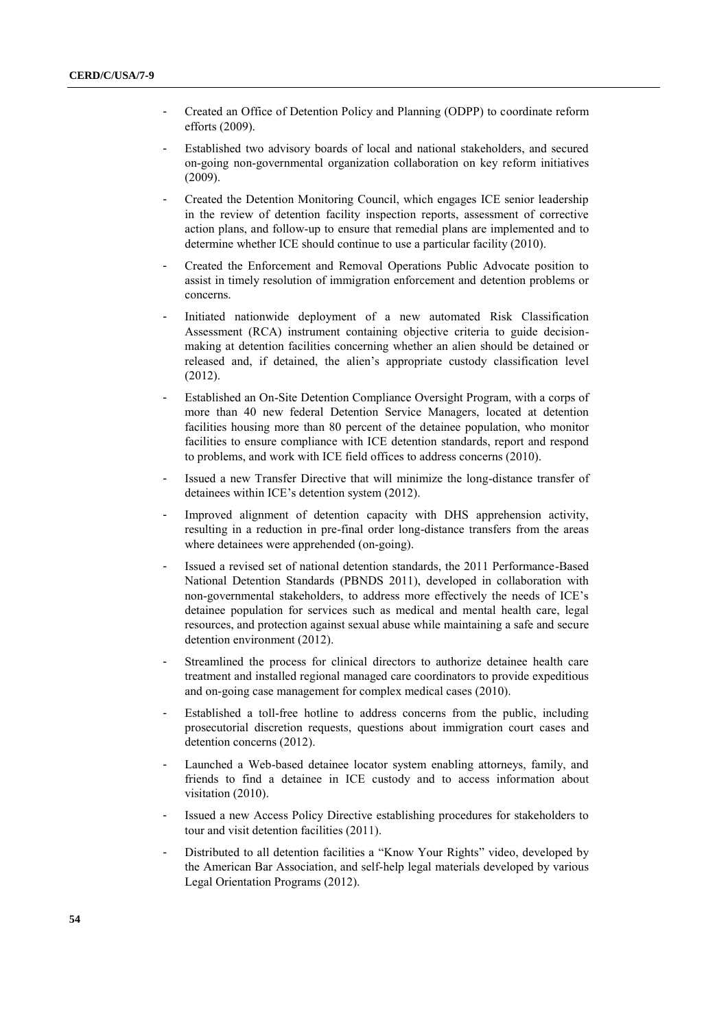- Created an Office of Detention Policy and Planning (ODPP) to coordinate reform efforts (2009).
- Established two advisory boards of local and national stakeholders, and secured on-going non-governmental organization collaboration on key reform initiatives (2009).
- Created the Detention Monitoring Council, which engages ICE senior leadership in the review of detention facility inspection reports, assessment of corrective action plans, and follow-up to ensure that remedial plans are implemented and to determine whether ICE should continue to use a particular facility (2010).
- Created the Enforcement and Removal Operations Public Advocate position to assist in timely resolution of immigration enforcement and detention problems or concerns.
- Initiated nationwide deployment of a new automated Risk Classification Assessment (RCA) instrument containing objective criteria to guide decision-making at detention facilities concerning whether an alien should be detained or released and, if detained, the alien's appropriate custody classification level (2012).
- Established an On-Site Detention Compliance Oversight Program, with a corps of more than 40 new federal Detention Service Managers, located at detention facilities housing more than 80 percent of the detainee population, who monitor facilities to ensure compliance with ICE detention standards, report and respond to problems, and work with ICE field offices to address concerns (2010).
- Issued a new Transfer Directive that will minimize the long-distance transfer of detainees within ICE's detention system (2012).
- Improved alignment of detention capacity with DHS apprehension activity, resulting in a reduction in pre-final order long-distance transfers from the areas where detainees were apprehended (on-going).
- Issued a revised set of national detention standards, the 2011 Performance-Based National Detention Standards (PBNDS 2011), developed in collaboration with non-governmental stakeholders, to address more effectively the needs of ICE's detainee population for services such as medical and mental health care, legal resources, and protection against sexual abuse while maintaining a safe and secure detention environment (2012).
- Streamlined the process for clinical directors to authorize detainee health care treatment and installed regional managed care coordinators to provide expeditious and on-going case management for complex medical cases (2010).
- Established a toll-free hotline to address concerns from the public, including prosecutorial discretion requests, questions about immigration court cases and detention concerns (2012).
- Launched a Web-based detainee locator system enabling attorneys, family, and friends to find a detainee in ICE custody and to access information about visitation (2010).
- Issued a new Access Policy Directive establishing procedures for stakeholders to tour and visit detention facilities (2011).
- Distributed to all detention facilities a "Know Your Rights" video, developed by the American Bar Association, and self-help legal materials developed by various Legal Orientation Programs (2012).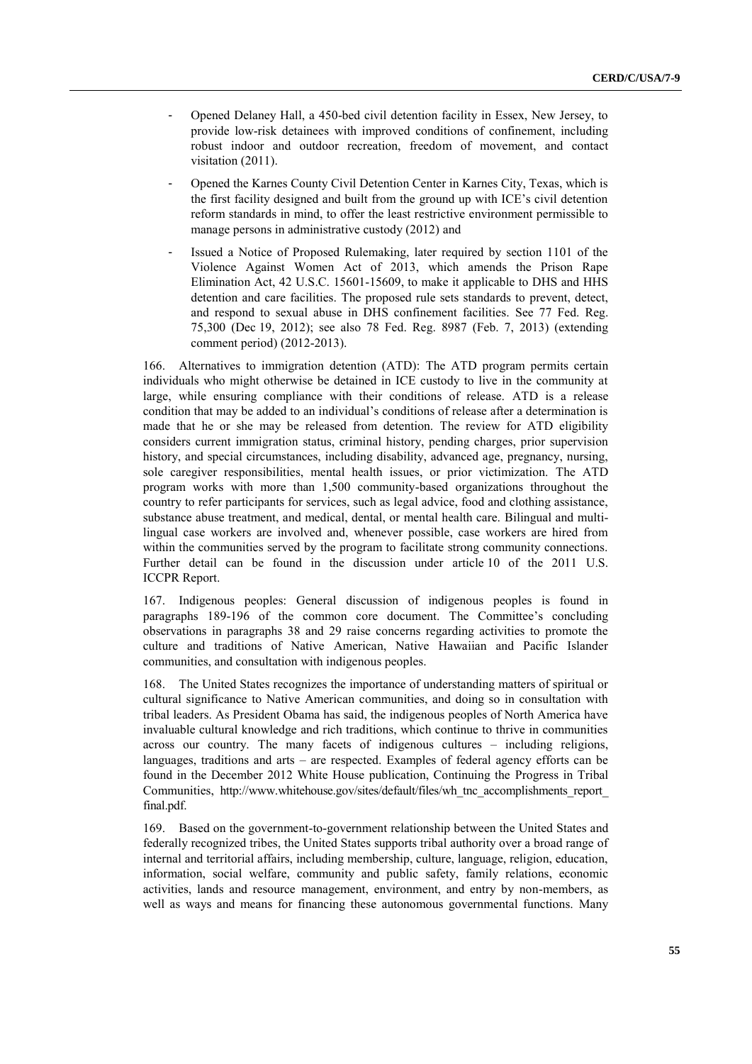- Opened Delaney Hall, a 450-bed civil detention facility in Essex, New Jersey, to provide low-risk detainees with improved conditions of confinement, including robust indoor and outdoor recreation, freedom of movement, and contact visitation (2011).
- Opened the Karnes County Civil Detention Center in Karnes City, Texas, which is the first facility designed and built from the ground up with ICE's civil detention reform standards in mind, to offer the least restrictive environment permissible to manage persons in administrative custody (2012) and
- Issued a Notice of Proposed Rulemaking, later required by section 1101 of the Violence Against Women Act of 2013, which amends the Prison Rape Elimination Act, 42 U.S.C. 15601-15609, to make it applicable to DHS and HHS detention and care facilities. The proposed rule sets standards to prevent, detect, and respond to sexual abuse in DHS confinement facilities. See 77 Fed. Reg. 75,300 (Dec 19, 2012); see also 78 Fed. Reg. 8987 (Feb. 7, 2013) (extending comment period) (2012-2013).

166. Alternatives to immigration detention (ATD): The ATD program permits certain individuals who might otherwise be detained in ICE custody to live in the community at large, while ensuring compliance with their conditions of release. ATD is a release condition that may be added to an individual's conditions of release after a determination is made that he or she may be released from detention. The review for ATD eligibility considers current immigration status, criminal history, pending charges, prior supervision history, and special circumstances, including disability, advanced age, pregnancy, nursing, sole caregiver responsibilities, mental health issues, or prior victimization. The ATD program works with more than 1,500 community-based organizations throughout the country to refer participants for services, such as legal advice, food and clothing assistance, substance abuse treatment, and medical, dental, or mental health care. Bilingual and multi-lingual case workers are involved and, whenever possible, case workers are hired from within the communities served by the program to facilitate strong community connections. Further detail can be found in the discussion under article 10 of the 2011 U.S. ICCPR Report.

167. Indigenous peoples: General discussion of indigenous peoples is found in paragraphs 189-196 of the common core document. The Committee's concluding observations in paragraphs 38 and 29 raise concerns regarding activities to promote the culture and traditions of Native American, Native Hawaiian and Pacific Islander communities, and consultation with indigenous peoples.

168. The United States recognizes the importance of understanding matters of spiritual or cultural significance to Native American communities, and doing so in consultation with tribal leaders. As President Obama has said, the indigenous peoples of North America have invaluable cultural knowledge and rich traditions, which continue to thrive in communities across our country. The many facets of indigenous cultures – including religions, languages, traditions and arts – are respected. Examples of federal agency efforts can be found in the December 2012 White House publication, Continuing the Progress in Tribal Communities, http://www.whitehouse.gov/sites/default/files/wh_tnc_accomplishments_report_final.pdf.

169. Based on the government-to-government relationship between the United States and federally recognized tribes, the United States supports tribal authority over a broad range of internal and territorial affairs, including membership, culture, language, religion, education, information, social welfare, community and public safety, family relations, economic activities, lands and resource management, environment, and entry by non-members, as well as ways and means for financing these autonomous governmental functions. Many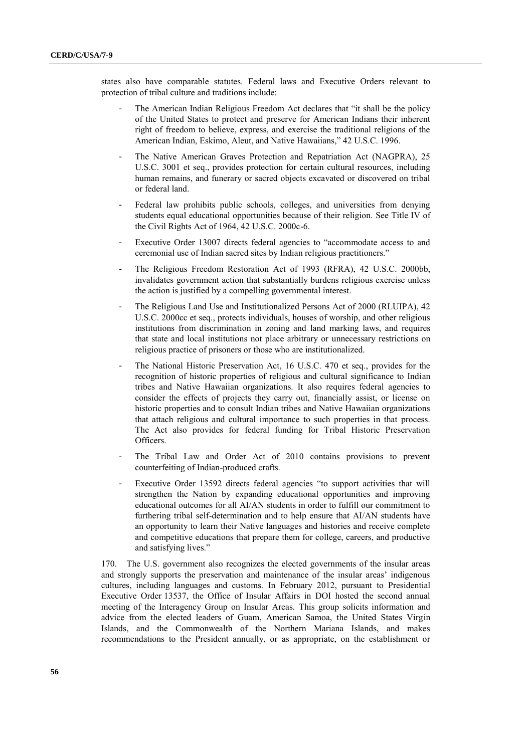states also have comparable statutes. Federal laws and Executive Orders relevant to protection of tribal culture and traditions include:

- The American Indian Religious Freedom Act declares that "it shall be the policy of the United States to protect and preserve for American Indians their inherent right of freedom to believe, express, and exercise the traditional religions of the American Indian, Eskimo, Aleut, and Native Hawaiians," 42 U.S.C. 1996.
- The Native American Graves Protection and Repatriation Act (NAGPRA), 25 U.S.C. 3001 et seq., provides protection for certain cultural resources, including human remains, and funerary or sacred objects excavated or discovered on tribal or federal land.
- Federal law prohibits public schools, colleges, and universities from denying students equal educational opportunities because of their religion. See Title IV of the Civil Rights Act of 1964, 42 U.S.C. 2000c-6.
- Executive Order 13007 directs federal agencies to "accommodate access to and ceremonial use of Indian sacred sites by Indian religious practitioners."
- The Religious Freedom Restoration Act of 1993 (RFRA), 42 U.S.C. 2000bb, invalidates government action that substantially burdens religious exercise unless the action is justified by a compelling governmental interest.
- The Religious Land Use and Institutionalized Persons Act of 2000 (RLUIPA), 42 U.S.C. 2000cc et seq., protects individuals, houses of worship, and other religious institutions from discrimination in zoning and land marking laws, and requires that state and local institutions not place arbitrary or unnecessary restrictions on religious practice of prisoners or those who are institutionalized.
- The National Historic Preservation Act, 16 U.S.C. 470 et seq., provides for the recognition of historic properties of religious and cultural significance to Indian tribes and Native Hawaiian organizations. It also requires federal agencies to consider the effects of projects they carry out, financially assist, or license on historic properties and to consult Indian tribes and Native Hawaiian organizations that attach religious and cultural importance to such properties in that process. The Act also provides for federal funding for Tribal Historic Preservation Officers.
- The Tribal Law and Order Act of 2010 contains provisions to prevent counterfeiting of Indian-produced crafts.
- Executive Order 13592 directs federal agencies "to support activities that will strengthen the Nation by expanding educational opportunities and improving educational outcomes for all AI/AN students in order to fulfill our commitment to furthering tribal self-determination and to help ensure that AI/AN students have an opportunity to learn their Native languages and histories and receive complete and competitive educations that prepare them for college, careers, and productive and satisfying lives."

170. The U.S. government also recognizes the elected governments of the insular areas and strongly supports the preservation and maintenance of the insular areas' indigenous cultures, including languages and customs. In February 2012, pursuant to Presidential Executive Order 13537, the Office of Insular Affairs in DOI hosted the second annual meeting of the Interagency Group on Insular Areas. This group solicits information and advice from the elected leaders of Guam, American Samoa, the United States Virgin Islands, and the Commonwealth of the Northern Mariana Islands, and makes recommendations to the President annually, or as appropriate, on the establishment or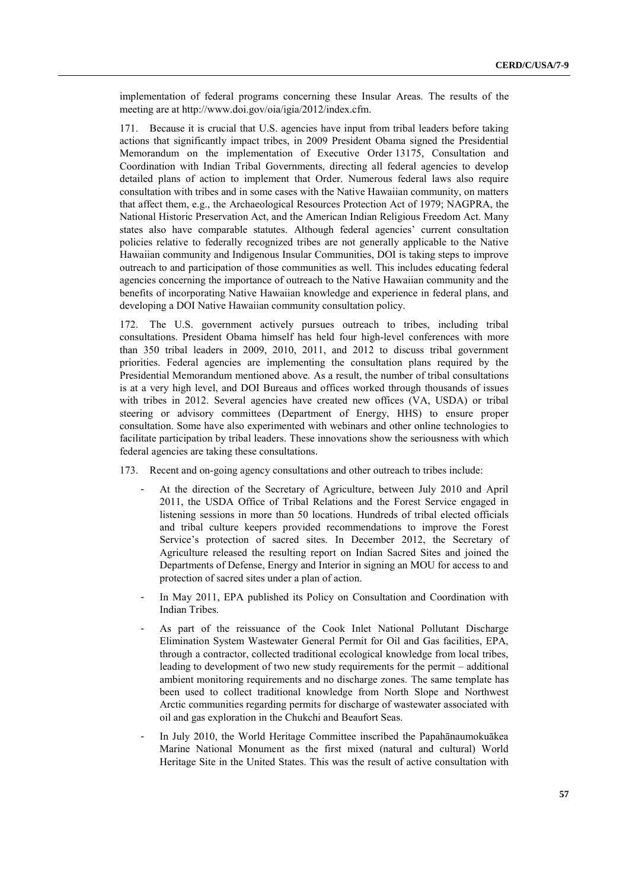implementation of federal programs concerning these Insular Areas. The results of the meeting are at http://www.doi.gov/oia/igia/2012/index.cfm.

171. Because it is crucial that U.S. agencies have input from tribal leaders before taking actions that significantly impact tribes, in 2009 President Obama signed the Presidential Memorandum on the implementation of Executive Order 13175, Consultation and Coordination with Indian Tribal Governments, directing all federal agencies to develop detailed plans of action to implement that Order. Numerous federal laws also require consultation with tribes and in some cases with the Native Hawaiian community, on matters that affect them, e.g., the Archaeological Resources Protection Act of 1979; NAGPRA, the National Historic Preservation Act, and the American Indian Religious Freedom Act. Many states also have comparable statutes. Although federal agencies' current consultation policies relative to federally recognized tribes are not generally applicable to the Native Hawaiian community and Indigenous Insular Communities, DOI is taking steps to improve outreach to and participation of those communities as well. This includes educating federal agencies concerning the importance of outreach to the Native Hawaiian community and the benefits of incorporating Native Hawaiian knowledge and experience in federal plans, and developing a DOI Native Hawaiian community consultation policy.

172. The U.S. government actively pursues outreach to tribes, including tribal consultations. President Obama himself has held four high-level conferences with more than 350 tribal leaders in 2009, 2010, 2011, and 2012 to discuss tribal government priorities. Federal agencies are implementing the consultation plans required by the Presidential Memorandum mentioned above. As a result, the number of tribal consultations is at a very high level, and DOI Bureaus and offices worked through thousands of issues with tribes in 2012. Several agencies have created new offices (VA, USDA) or tribal steering or advisory committees (Department of Energy, HHS) to ensure proper consultation. Some have also experimented with webinars and other online technologies to facilitate participation by tribal leaders. These innovations show the seriousness with which federal agencies are taking these consultations.

173. Recent and on-going agency consultations and other outreach to tribes include:

- At the direction of the Secretary of Agriculture, between July 2010 and April 2011, the USDA Office of Tribal Relations and the Forest Service engaged in listening sessions in more than 50 locations. Hundreds of tribal elected officials and tribal culture keepers provided recommendations to improve the Forest Service's protection of sacred sites. In December 2012, the Secretary of Agriculture released the resulting report on Indian Sacred Sites and joined the Departments of Defense, Energy and Interior in signing an MOU for access to and protection of sacred sites under a plan of action.
- In May 2011, EPA published its Policy on Consultation and Coordination with Indian Tribes.
- As part of the reissuance of the Cook Inlet National Pollutant Discharge Elimination System Wastewater General Permit for Oil and Gas facilities, EPA, through a contractor, collected traditional ecological knowledge from local tribes, leading to development of two new study requirements for the permit – additional ambient monitoring requirements and no discharge zones. The same template has been used to collect traditional knowledge from North Slope and Northwest Arctic communities regarding permits for discharge of wastewater associated with oil and gas exploration in the Chukchi and Beaufort Seas.
- In July 2010, the World Heritage Committee inscribed the Papahānaumokuākea Marine National Monument as the first mixed (natural and cultural) World Heritage Site in the United States. This was the result of active consultation with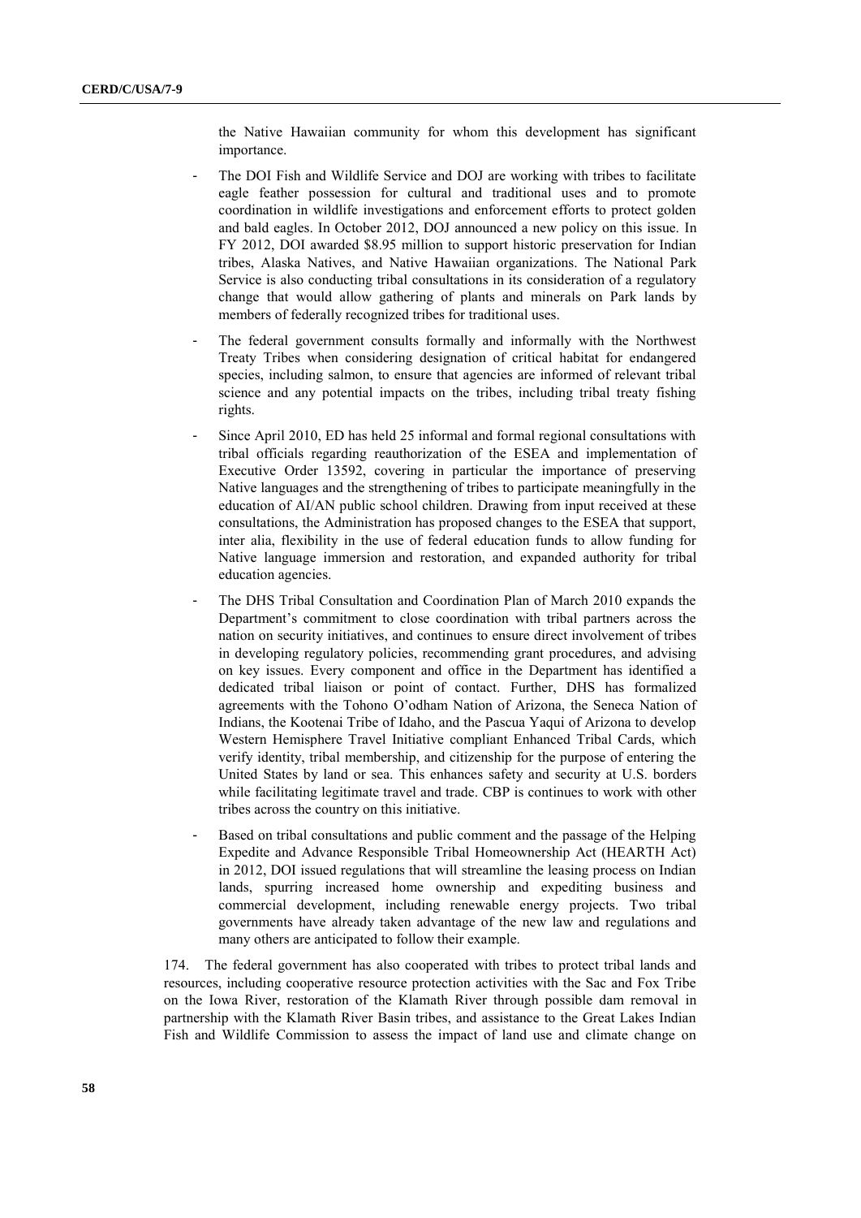the Native Hawaiian community for whom this development has significant importance.

- The DOI Fish and Wildlife Service and DOJ are working with tribes to facilitate eagle feather possession for cultural and traditional uses and to promote coordination in wildlife investigations and enforcement efforts to protect golden and bald eagles. In October 2012, DOJ announced a new policy on this issue. In FY 2012, DOI awarded $8.95 million to support historic preservation for Indian tribes, Alaska Natives, and Native Hawaiian organizations. The National Park Service is also conducting tribal consultations in its consideration of a regulatory change that would allow gathering of plants and minerals on Park lands by members of federally recognized tribes for traditional uses.
- The federal government consults formally and informally with the Northwest Treaty Tribes when considering designation of critical habitat for endangered species, including salmon, to ensure that agencies are informed of relevant tribal science and any potential impacts on the tribes, including tribal treaty fishing rights.
- Since April 2010, ED has held 25 informal and formal regional consultations with tribal officials regarding reauthorization of the ESEA and implementation of Executive Order 13592, covering in particular the importance of preserving Native languages and the strengthening of tribes to participate meaningfully in the education of AI/AN public school children. Drawing from input received at these consultations, the Administration has proposed changes to the ESEA that support, inter alia, flexibility in the use of federal education funds to allow funding for Native language immersion and restoration, and expanded authority for tribal education agencies.
- The DHS Tribal Consultation and Coordination Plan of March 2010 expands the Department's commitment to close coordination with tribal partners across the nation on security initiatives, and continues to ensure direct involvement of tribes in developing regulatory policies, recommending grant procedures, and advising on key issues. Every component and office in the Department has identified a dedicated tribal liaison or point of contact. Further, DHS has formalized agreements with the Tohono O'odham Nation of Arizona, the Seneca Nation of Indians, the Kootenai Tribe of Idaho, and the Pascua Yaqui of Arizona to develop Western Hemisphere Travel Initiative compliant Enhanced Tribal Cards, which verify identity, tribal membership, and citizenship for the purpose of entering the United States by land or sea. This enhances safety and security at U.S. borders while facilitating legitimate travel and trade. CBP is continues to work with other tribes across the country on this initiative.
- Based on tribal consultations and public comment and the passage of the Helping Expedite and Advance Responsible Tribal Homeownership Act (HEARTH Act) in 2012, DOI issued regulations that will streamline the leasing process on Indian lands, spurring increased home ownership and expediting business and commercial development, including renewable energy projects. Two tribal governments have already taken advantage of the new law and regulations and many others are anticipated to follow their example.

174. The federal government has also cooperated with tribes to protect tribal lands and resources, including cooperative resource protection activities with the Sac and Fox Tribe on the Iowa River, restoration of the Klamath River through possible dam removal in partnership with the Klamath River Basin tribes, and assistance to the Great Lakes Indian Fish and Wildlife Commission to assess the impact of land use and climate change on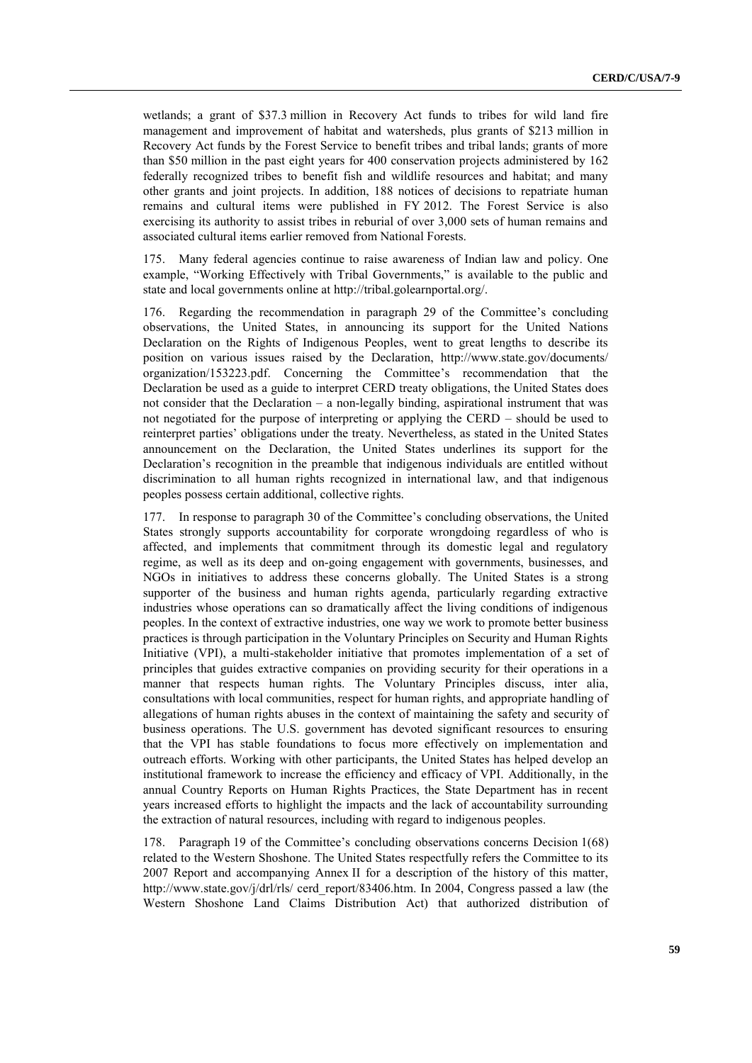wetlands; a grant of $37.3 million in Recovery Act funds to tribes for wild land fire management and improvement of habitat and watersheds, plus grants of $213 million in Recovery Act funds by the Forest Service to benefit tribes and tribal lands; grants of more than $50 million in the past eight years for 400 conservation projects administered by 162 federally recognized tribes to benefit fish and wildlife resources and habitat; and many other grants and joint projects. In addition, 188 notices of decisions to repatriate human remains and cultural items were published in FY 2012. The Forest Service is also exercising its authority to assist tribes in reburial of over 3,000 sets of human remains and associated cultural items earlier removed from National Forests.

175. Many federal agencies continue to raise awareness of Indian law and policy. One example, "Working Effectively with Tribal Governments," is available to the public and state and local governments online at http://tribal.golearnportal.org/.

176. Regarding the recommendation in paragraph 29 of the Committee's concluding observations, the United States, in announcing its support for the United Nations Declaration on the Rights of Indigenous Peoples, went to great lengths to describe its position on various issues raised by the Declaration, http://www.state.gov/documents/organization/153223.pdf. Concerning the Committee's recommendation that the Declaration be used as a guide to interpret CERD treaty obligations, the United States does not consider that the Declaration – a non-legally binding, aspirational instrument that was not negotiated for the purpose of interpreting or applying the CERD – should be used to reinterpret parties' obligations under the treaty. Nevertheless, as stated in the United States announcement on the Declaration, the United States underlines its support for the Declaration's recognition in the preamble that indigenous individuals are entitled without discrimination to all human rights recognized in international law, and that indigenous peoples possess certain additional, collective rights.

177. In response to paragraph 30 of the Committee's concluding observations, the United States strongly supports accountability for corporate wrongdoing regardless of who is affected, and implements that commitment through its domestic legal and regulatory regime, as well as its deep and on-going engagement with governments, businesses, and NGOs in initiatives to address these concerns globally. The United States is a strong supporter of the business and human rights agenda, particularly regarding extractive industries whose operations can so dramatically affect the living conditions of indigenous peoples. In the context of extractive industries, one way we work to promote better business practices is through participation in the Voluntary Principles on Security and Human Rights Initiative (VPI), a multi-stakeholder initiative that promotes implementation of a set of principles that guides extractive companies on providing security for their operations in a manner that respects human rights. The Voluntary Principles discuss, inter alia, consultations with local communities, respect for human rights, and appropriate handling of allegations of human rights abuses in the context of maintaining the safety and security of business operations. The U.S. government has devoted significant resources to ensuring that the VPI has stable foundations to focus more effectively on implementation and outreach efforts. Working with other participants, the United States has helped develop an institutional framework to increase the efficiency and efficacy of VPI. Additionally, in the annual Country Reports on Human Rights Practices, the State Department has in recent years increased efforts to highlight the impacts and the lack of accountability surrounding the extraction of natural resources, including with regard to indigenous peoples.

178. Paragraph 19 of the Committee's concluding observations concerns Decision 1(68) related to the Western Shoshone. The United States respectfully refers the Committee to its 2007 Report and accompanying Annex II for a description of the history of this matter, http://www.state.gov/j/drl/rls/ cerd_report/83406.htm. In 2004, Congress passed a law (the Western Shoshone Land Claims Distribution Act) that authorized distribution of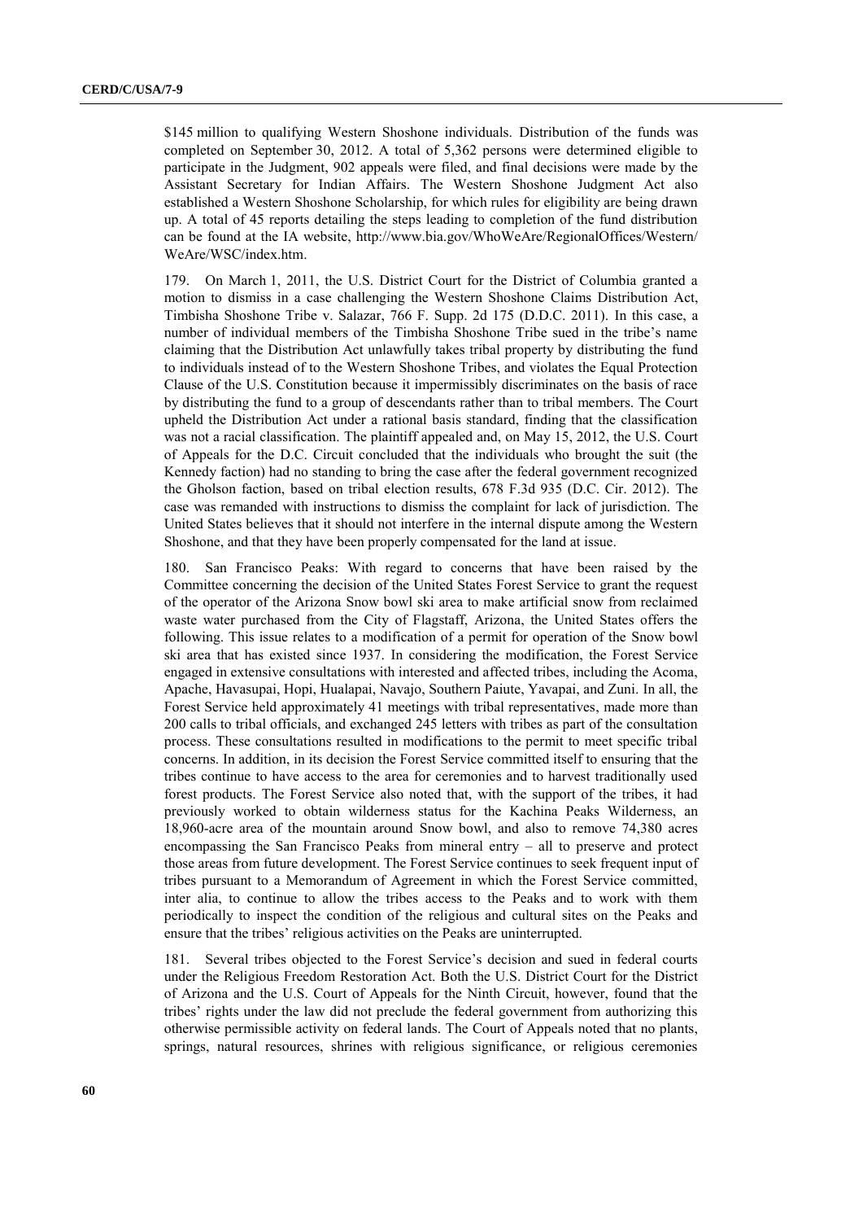$145 million to qualifying Western Shoshone individuals. Distribution of the funds was completed on September 30, 2012. A total of 5,362 persons were determined eligible to participate in the Judgment, 902 appeals were filed, and final decisions were made by the Assistant Secretary for Indian Affairs. The Western Shoshone Judgment Act also established a Western Shoshone Scholarship, for which rules for eligibility are being drawn up. A total of 45 reports detailing the steps leading to completion of the fund distribution can be found at the IA website, http://www.bia.gov/WhoWeAre/RegionalOffices/Western/WeAre/WSC/index.htm.

179. On March 1, 2011, the U.S. District Court for the District of Columbia granted a motion to dismiss in a case challenging the Western Shoshone Claims Distribution Act, Timbisha Shoshone Tribe v. Salazar, 766 F. Supp. 2d 175 (D.D.C. 2011). In this case, a number of individual members of the Timbisha Shoshone Tribe sued in the tribe's name claiming that the Distribution Act unlawfully takes tribal property by distributing the fund to individuals instead of to the Western Shoshone Tribes, and violates the Equal Protection Clause of the U.S. Constitution because it impermissibly discriminates on the basis of race by distributing the fund to a group of descendants rather than to tribal members. The Court upheld the Distribution Act under a rational basis standard, finding that the classification was not a racial classification. The plaintiff appealed and, on May 15, 2012, the U.S. Court of Appeals for the D.C. Circuit concluded that the individuals who brought the suit (the Kennedy faction) had no standing to bring the case after the federal government recognized the Gholson faction, based on tribal election results, 678 F.3d 935 (D.C. Cir. 2012). The case was remanded with instructions to dismiss the complaint for lack of jurisdiction. The United States believes that it should not interfere in the internal dispute among the Western Shoshone, and that they have been properly compensated for the land at issue.

180. San Francisco Peaks: With regard to concerns that have been raised by the Committee concerning the decision of the United States Forest Service to grant the request of the operator of the Arizona Snow bowl ski area to make artificial snow from reclaimed waste water purchased from the City of Flagstaff, Arizona, the United States offers the following. This issue relates to a modification of a permit for operation of the Snow bowl ski area that has existed since 1937. In considering the modification, the Forest Service engaged in extensive consultations with interested and affected tribes, including the Acoma, Apache, Havasupai, Hopi, Hualapai, Navajo, Southern Paiute, Yavapai, and Zuni. In all, the Forest Service held approximately 41 meetings with tribal representatives, made more than 200 calls to tribal officials, and exchanged 245 letters with tribes as part of the consultation process. These consultations resulted in modifications to the permit to meet specific tribal concerns. In addition, in its decision the Forest Service committed itself to ensuring that the tribes continue to have access to the area for ceremonies and to harvest traditionally used forest products. The Forest Service also noted that, with the support of the tribes, it had previously worked to obtain wilderness status for the Kachina Peaks Wilderness, an 18,960-acre area of the mountain around Snow bowl, and also to remove 74,380 acres encompassing the San Francisco Peaks from mineral entry – all to preserve and protect those areas from future development. The Forest Service continues to seek frequent input of tribes pursuant to a Memorandum of Agreement in which the Forest Service committed, inter alia, to continue to allow the tribes access to the Peaks and to work with them periodically to inspect the condition of the religious and cultural sites on the Peaks and ensure that the tribes' religious activities on the Peaks are uninterrupted.

181. Several tribes objected to the Forest Service's decision and sued in federal courts under the Religious Freedom Restoration Act. Both the U.S. District Court for the District of Arizona and the U.S. Court of Appeals for the Ninth Circuit, however, found that the tribes' rights under the law did not preclude the federal government from authorizing this otherwise permissible activity on federal lands. The Court of Appeals noted that no plants, springs, natural resources, shrines with religious significance, or religious ceremonies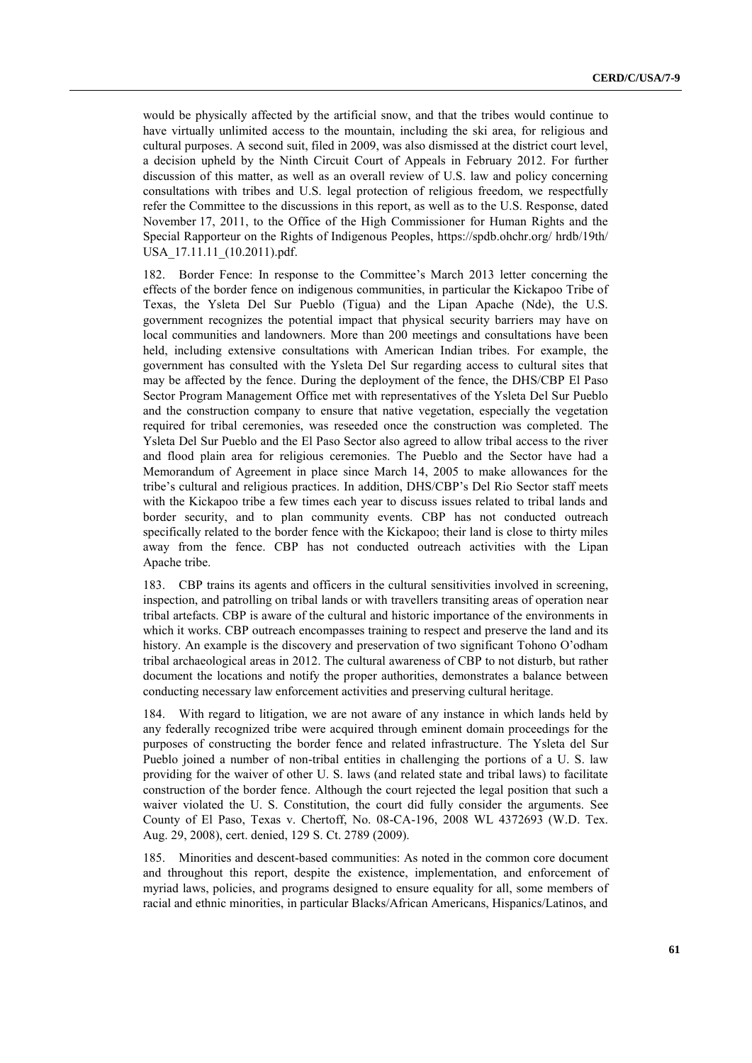would be physically affected by the artificial snow, and that the tribes would continue to have virtually unlimited access to the mountain, including the ski area, for religious and cultural purposes. A second suit, filed in 2009, was also dismissed at the district court level, a decision upheld by the Ninth Circuit Court of Appeals in February 2012. For further discussion of this matter, as well as an overall review of U.S. law and policy concerning consultations with tribes and U.S. legal protection of religious freedom, we respectfully refer the Committee to the discussions in this report, as well as to the U.S. Response, dated November 17, 2011, to the Office of the High Commissioner for Human Rights and the Special Rapporteur on the Rights of Indigenous Peoples, https://spdb.ohchr.org/ hrdb/19th/ USA_17.11.11_(10.2011).pdf.

182. Border Fence: In response to the Committee's March 2013 letter concerning the effects of the border fence on indigenous communities, in particular the Kickapoo Tribe of Texas, the Ysleta Del Sur Pueblo (Tigua) and the Lipan Apache (Nde), the U.S. government recognizes the potential impact that physical security barriers may have on local communities and landowners. More than 200 meetings and consultations have been held, including extensive consultations with American Indian tribes. For example, the government has consulted with the Ysleta Del Sur regarding access to cultural sites that may be affected by the fence. During the deployment of the fence, the DHS/CBP El Paso Sector Program Management Office met with representatives of the Ysleta Del Sur Pueblo and the construction company to ensure that native vegetation, especially the vegetation required for tribal ceremonies, was reseeded once the construction was completed. The Ysleta Del Sur Pueblo and the El Paso Sector also agreed to allow tribal access to the river and flood plain area for religious ceremonies. The Pueblo and the Sector have had a Memorandum of Agreement in place since March 14, 2005 to make allowances for the tribe's cultural and religious practices. In addition, DHS/CBP's Del Rio Sector staff meets with the Kickapoo tribe a few times each year to discuss issues related to tribal lands and border security, and to plan community events. CBP has not conducted outreach specifically related to the border fence with the Kickapoo; their land is close to thirty miles away from the fence. CBP has not conducted outreach activities with the Lipan Apache tribe.

183. CBP trains its agents and officers in the cultural sensitivities involved in screening, inspection, and patrolling on tribal lands or with travellers transiting areas of operation near tribal artefacts. CBP is aware of the cultural and historic importance of the environments in which it works. CBP outreach encompasses training to respect and preserve the land and its history. An example is the discovery and preservation of two significant Tohono O'odham tribal archaeological areas in 2012. The cultural awareness of CBP to not disturb, but rather document the locations and notify the proper authorities, demonstrates a balance between conducting necessary law enforcement activities and preserving cultural heritage.

184. With regard to litigation, we are not aware of any instance in which lands held by any federally recognized tribe were acquired through eminent domain proceedings for the purposes of constructing the border fence and related infrastructure. The Ysleta del Sur Pueblo joined a number of non-tribal entities in challenging the portions of a U. S. law providing for the waiver of other U. S. laws (and related state and tribal laws) to facilitate construction of the border fence. Although the court rejected the legal position that such a waiver violated the U. S. Constitution, the court did fully consider the arguments. See County of El Paso, Texas v. Chertoff, No. 08-CA-196, 2008 WL 4372693 (W.D. Tex. Aug. 29, 2008), cert. denied, 129 S. Ct. 2789 (2009).

185. Minorities and descent-based communities: As noted in the common core document and throughout this report, despite the existence, implementation, and enforcement of myriad laws, policies, and programs designed to ensure equality for all, some members of racial and ethnic minorities, in particular Blacks/African Americans, Hispanics/Latinos, and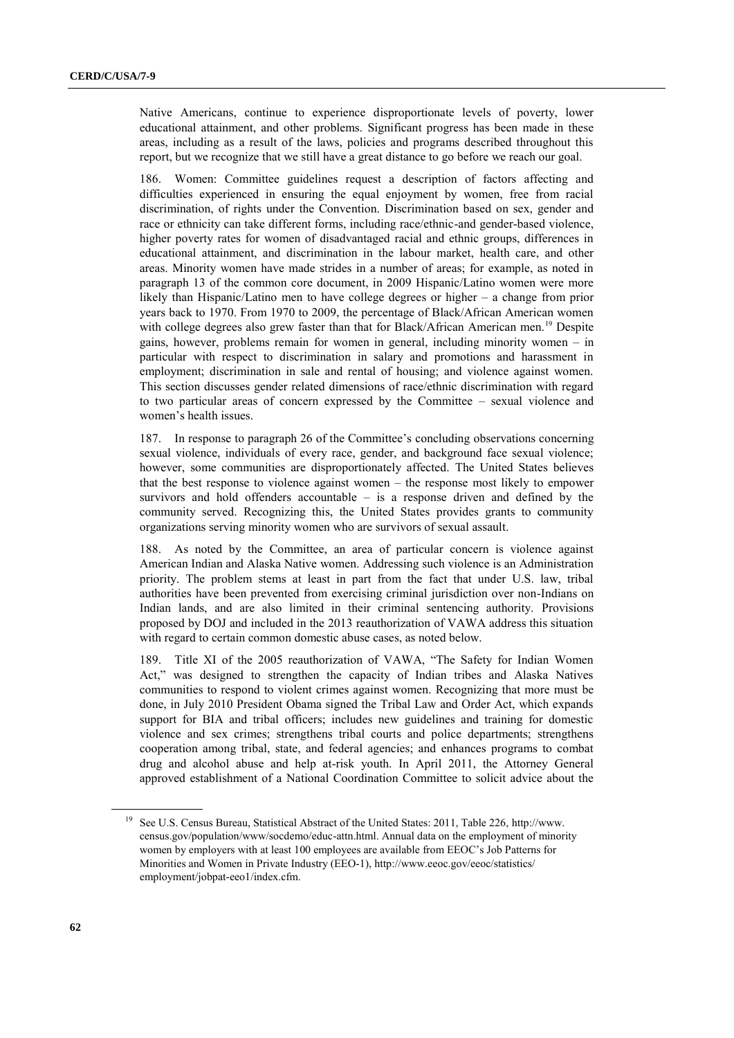Native Americans, continue to experience disproportionate levels of poverty, lower educational attainment, and other problems. Significant progress has been made in these areas, including as a result of the laws, policies and programs described throughout this report, but we recognize that we still have a great distance to go before we reach our goal.

186. Women: Committee guidelines request a description of factors affecting and difficulties experienced in ensuring the equal enjoyment by women, free from racial discrimination, of rights under the Convention. Discrimination based on sex, gender and race or ethnicity can take different forms, including race/ethnic-and gender-based violence, higher poverty rates for women of disadvantaged racial and ethnic groups, differences in educational attainment, and discrimination in the labour market, health care, and other areas. Minority women have made strides in a number of areas; for example, as noted in paragraph 13 of the common core document, in 2009 Hispanic/Latino women were more likely than Hispanic/Latino men to have college degrees or higher – a change from prior years back to 1970. From 1970 to 2009, the percentage of Black/African American women with college degrees also grew faster than that for Black/African American men.[19] Despite gains, however, problems remain for women in general, including minority women – in particular with respect to discrimination in salary and promotions and harassment in employment; discrimination in sale and rental of housing; and violence against women. This section discusses gender related dimensions of race/ethnic discrimination with regard to two particular areas of concern expressed by the Committee – sexual violence and women's health issues.

187. In response to paragraph 26 of the Committee's concluding observations concerning sexual violence, individuals of every race, gender, and background face sexual violence; however, some communities are disproportionately affected. The United States believes that the best response to violence against women – the response most likely to empower survivors and hold offenders accountable – is a response driven and defined by the community served. Recognizing this, the United States provides grants to community organizations serving minority women who are survivors of sexual assault.

188. As noted by the Committee, an area of particular concern is violence against American Indian and Alaska Native women. Addressing such violence is an Administration priority. The problem stems at least in part from the fact that under U.S. law, tribal authorities have been prevented from exercising criminal jurisdiction over non-Indians on Indian lands, and are also limited in their criminal sentencing authority. Provisions proposed by DOJ and included in the 2013 reauthorization of VAWA address this situation with regard to certain common domestic abuse cases, as noted below.

189. Title XI of the 2005 reauthorization of VAWA, "The Safety for Indian Women Act," was designed to strengthen the capacity of Indian tribes and Alaska Natives communities to respond to violent crimes against women. Recognizing that more must be done, in July 2010 President Obama signed the Tribal Law and Order Act, which expands support for BIA and tribal officers; includes new guidelines and training for domestic violence and sex crimes; strengthens tribal courts and police departments; strengthens cooperation among tribal, state, and federal agencies; and enhances programs to combat drug and alcohol abuse and help at-risk youth. In April 2011, the Attorney General approved establishment of a National Coordination Committee to solicit advice about the

---

[19] See U.S. Census Bureau, Statistical Abstract of the United States: 2011, Table 226, http://www.census.gov/population/www/socdemo/educ-attn.html. Annual data on the employment of minority women by employers with at least 100 employees are available from EEOC's Job Patterns for Minorities and Women in Private Industry (EEO-1), http://www.eeoc.gov/eeoc/statistics/employment/jobpat-eeo1/index.cfm.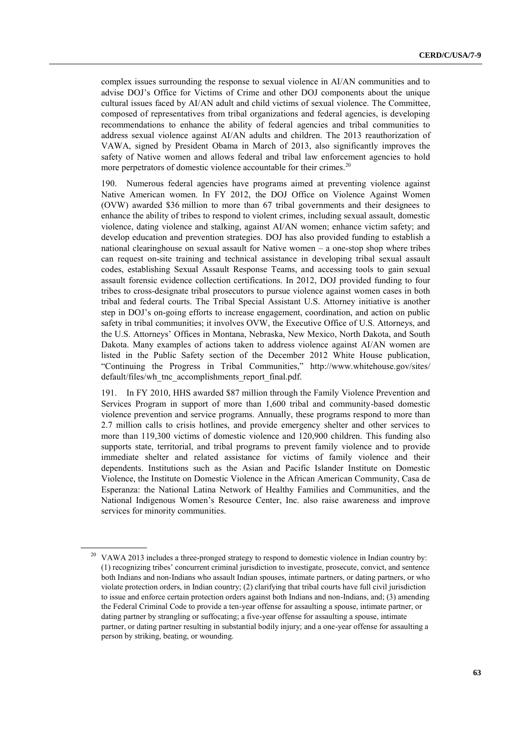complex issues surrounding the response to sexual violence in AI/AN communities and to advise DOJ's Office for Victims of Crime and other DOJ components about the unique cultural issues faced by AI/AN adult and child victims of sexual violence. The Committee, composed of representatives from tribal organizations and federal agencies, is developing recommendations to enhance the ability of federal agencies and tribal communities to address sexual violence against AI/AN adults and children. The 2013 reauthorization of VAWA, signed by President Obama in March of 2013, also significantly improves the safety of Native women and allows federal and tribal law enforcement agencies to hold more perpetrators of domestic violence accountable for their crimes.[20]

190. Numerous federal agencies have programs aimed at preventing violence against Native American women. In FY 2012, the DOJ Office on Violence Against Women (OVW) awarded $36 million to more than 67 tribal governments and their designees to enhance the ability of tribes to respond to violent crimes, including sexual assault, domestic violence, dating violence and stalking, against AI/AN women; enhance victim safety; and develop education and prevention strategies. DOJ has also provided funding to establish a national clearinghouse on sexual assault for Native women – a one-stop shop where tribes can request on-site training and technical assistance in developing tribal sexual assault codes, establishing Sexual Assault Response Teams, and accessing tools to gain sexual assault forensic evidence collection certifications. In 2012, DOJ provided funding to four tribes to cross-designate tribal prosecutors to pursue violence against women cases in both tribal and federal courts. The Tribal Special Assistant U.S. Attorney initiative is another step in DOJ's on-going efforts to increase engagement, coordination, and action on public safety in tribal communities; it involves OVW, the Executive Office of U.S. Attorneys, and the U.S. Attorneys' Offices in Montana, Nebraska, New Mexico, North Dakota, and South Dakota. Many examples of actions taken to address violence against AI/AN women are listed in the Public Safety section of the December 2012 White House publication, "Continuing the Progress in Tribal Communities," http://www.whitehouse.gov/sites/default/files/wh_tnc_accomplishments_report_final.pdf.

191. In FY 2010, HHS awarded $87 million through the Family Violence Prevention and Services Program in support of more than 1,600 tribal and community-based domestic violence prevention and service programs. Annually, these programs respond to more than 2.7 million calls to crisis hotlines, and provide emergency shelter and other services to more than 119,300 victims of domestic violence and 120,900 children. This funding also supports state, territorial, and tribal programs to prevent family violence and to provide immediate shelter and related assistance for victims of family violence and their dependents. Institutions such as the Asian and Pacific Islander Institute on Domestic Violence, the Institute on Domestic Violence in the African American Community, Casa de Esperanza: the National Latina Network of Healthy Families and Communities, and the National Indigenous Women's Resource Center, Inc. also raise awareness and improve services for minority communities.

---

[20] VAWA 2013 includes a three-pronged strategy to respond to domestic violence in Indian country by: (1) recognizing tribes' concurrent criminal jurisdiction to investigate, prosecute, convict, and sentence both Indians and non-Indians who assault Indian spouses, intimate partners, or dating partners, or who violate protection orders, in Indian country; (2) clarifying that tribal courts have full civil jurisdiction to issue and enforce certain protection orders against both Indians and non-Indians, and; (3) amending the Federal Criminal Code to provide a ten-year offense for assaulting a spouse, intimate partner, or dating partner by strangling or suffocating; a five-year offense for assaulting a spouse, intimate partner, or dating partner resulting in substantial bodily injury; and a one-year offense for assaulting a person by striking, beating, or wounding.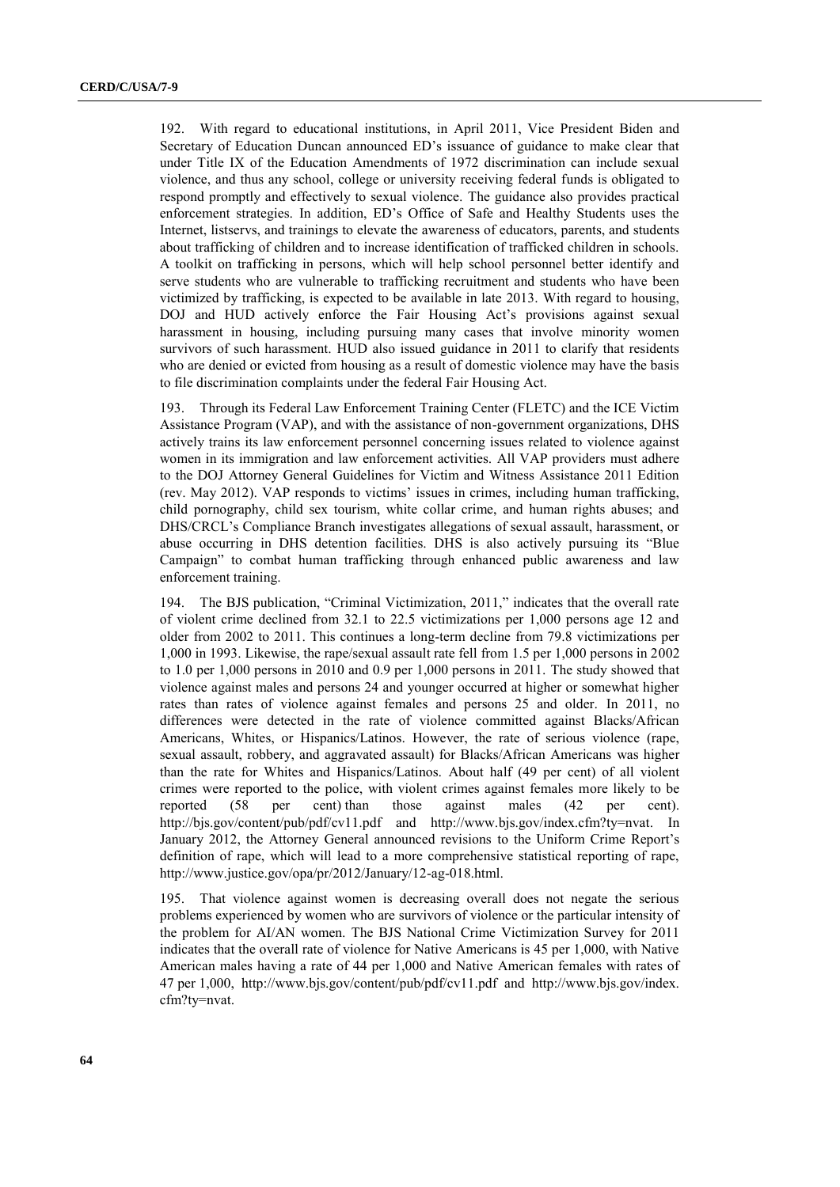192. With regard to educational institutions, in April 2011, Vice President Biden and Secretary of Education Duncan announced ED's issuance of guidance to make clear that under Title IX of the Education Amendments of 1972 discrimination can include sexual violence, and thus any school, college or university receiving federal funds is obligated to respond promptly and effectively to sexual violence. The guidance also provides practical enforcement strategies. In addition, ED's Office of Safe and Healthy Students uses the Internet, listservs, and trainings to elevate the awareness of educators, parents, and students about trafficking of children and to increase identification of trafficked children in schools. A toolkit on trafficking in persons, which will help school personnel better identify and serve students who are vulnerable to trafficking recruitment and students who have been victimized by trafficking, is expected to be available in late 2013. With regard to housing, DOJ and HUD actively enforce the Fair Housing Act's provisions against sexual harassment in housing, including pursuing many cases that involve minority women survivors of such harassment. HUD also issued guidance in 2011 to clarify that residents who are denied or evicted from housing as a result of domestic violence may have the basis to file discrimination complaints under the federal Fair Housing Act.

193. Through its Federal Law Enforcement Training Center (FLETC) and the ICE Victim Assistance Program (VAP), and with the assistance of non-government organizations, DHS actively trains its law enforcement personnel concerning issues related to violence against women in its immigration and law enforcement activities. All VAP providers must adhere to the DOJ Attorney General Guidelines for Victim and Witness Assistance 2011 Edition (rev. May 2012). VAP responds to victims' issues in crimes, including human trafficking, child pornography, child sex tourism, white collar crime, and human rights abuses; and DHS/CRCL's Compliance Branch investigates allegations of sexual assault, harassment, or abuse occurring in DHS detention facilities. DHS is also actively pursuing its "Blue Campaign" to combat human trafficking through enhanced public awareness and law enforcement training.

194. The BJS publication, "Criminal Victimization, 2011," indicates that the overall rate of violent crime declined from 32.1 to 22.5 victimizations per 1,000 persons age 12 and older from 2002 to 2011. This continues a long-term decline from 79.8 victimizations per 1,000 in 1993. Likewise, the rape/sexual assault rate fell from 1.5 per 1,000 persons in 2002 to 1.0 per 1,000 persons in 2010 and 0.9 per 1,000 persons in 2011. The study showed that violence against males and persons 24 and younger occurred at higher or somewhat higher rates than rates of violence against females and persons 25 and older. In 2011, no differences were detected in the rate of violence committed against Blacks/African Americans, Whites, or Hispanics/Latinos. However, the rate of serious violence (rape, sexual assault, robbery, and aggravated assault) for Blacks/African Americans was higher than the rate for Whites and Hispanics/Latinos. About half (49 per cent) of all violent crimes were reported to the police, with violent crimes against females more likely to be reported (58 per cent) than those against males (42 per cent). http://bjs.gov/content/pub/pdf/cv11.pdf and http://www.bjs.gov/index.cfm?ty=nvat. In January 2012, the Attorney General announced revisions to the Uniform Crime Report's definition of rape, which will lead to a more comprehensive statistical reporting of rape, http://www.justice.gov/opa/pr/2012/January/12-ag-018.html.

195. That violence against women is decreasing overall does not negate the serious problems experienced by women who are survivors of violence or the particular intensity of the problem for AI/AN women. The BJS National Crime Victimization Survey for 2011 indicates that the overall rate of violence for Native Americans is 45 per 1,000, with Native American males having a rate of 44 per 1,000 and Native American females with rates of 47 per 1,000, http://www.bjs.gov/content/pub/pdf/cv11.pdf and http://www.bjs.gov/index.cfm?ty=nvat.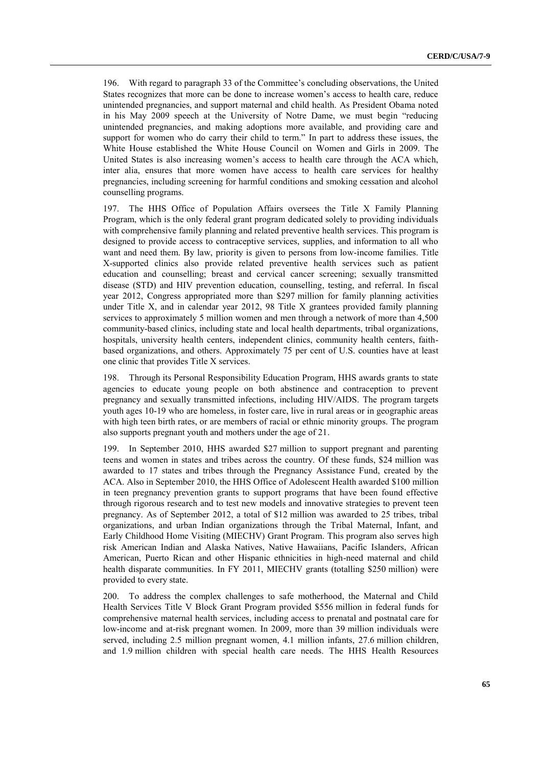196. With regard to paragraph 33 of the Committee's concluding observations, the United States recognizes that more can be done to increase women's access to health care, reduce unintended pregnancies, and support maternal and child health. As President Obama noted in his May 2009 speech at the University of Notre Dame, we must begin "reducing unintended pregnancies, and making adoptions more available, and providing care and support for women who do carry their child to term." In part to address these issues, the White House established the White House Council on Women and Girls in 2009. The United States is also increasing women's access to health care through the ACA which, inter alia, ensures that more women have access to health care services for healthy pregnancies, including screening for harmful conditions and smoking cessation and alcohol counselling programs.

197. The HHS Office of Population Affairs oversees the Title X Family Planning Program, which is the only federal grant program dedicated solely to providing individuals with comprehensive family planning and related preventive health services. This program is designed to provide access to contraceptive services, supplies, and information to all who want and need them. By law, priority is given to persons from low-income families. Title X-supported clinics also provide related preventive health services such as patient education and counselling; breast and cervical cancer screening; sexually transmitted disease (STD) and HIV prevention education, counselling, testing, and referral. In fiscal year 2012, Congress appropriated more than \$297 million for family planning activities under Title X, and in calendar year 2012, 98 Title X grantees provided family planning services to approximately 5 million women and men through a network of more than 4,500 community-based clinics, including state and local health departments, tribal organizations, hospitals, university health centers, independent clinics, community health centers, faith-based organizations, and others. Approximately 75 per cent of U.S. counties have at least one clinic that provides Title X services.

198. Through its Personal Responsibility Education Program, HHS awards grants to state agencies to educate young people on both abstinence and contraception to prevent pregnancy and sexually transmitted infections, including HIV/AIDS. The program targets youth ages 10-19 who are homeless, in foster care, live in rural areas or in geographic areas with high teen birth rates, or are members of racial or ethnic minority groups. The program also supports pregnant youth and mothers under the age of 21.

199. In September 2010, HHS awarded \$27 million to support pregnant and parenting teens and women in states and tribes across the country. Of these funds, \$24 million was awarded to 17 states and tribes through the Pregnancy Assistance Fund, created by the ACA. Also in September 2010, the HHS Office of Adolescent Health awarded \$100 million in teen pregnancy prevention grants to support programs that have been found effective through rigorous research and to test new models and innovative strategies to prevent teen pregnancy. As of September 2012, a total of \$12 million was awarded to 25 tribes, tribal organizations, and urban Indian organizations through the Tribal Maternal, Infant, and Early Childhood Home Visiting (MIECHV) Grant Program. This program also serves high risk American Indian and Alaska Natives, Native Hawaiians, Pacific Islanders, African American, Puerto Rican and other Hispanic ethnicities in high-need maternal and child health disparate communities. In FY 2011, MIECHV grants (totalling \$250 million) were provided to every state.

200. To address the complex challenges to safe motherhood, the Maternal and Child Health Services Title V Block Grant Program provided \$556 million in federal funds for comprehensive maternal health services, including access to prenatal and postnatal care for low-income and at-risk pregnant women. In 2009, more than 39 million individuals were served, including 2.5 million pregnant women, 4.1 million infants, 27.6 million children, and 1.9 million children with special health care needs. The HHS Health Resources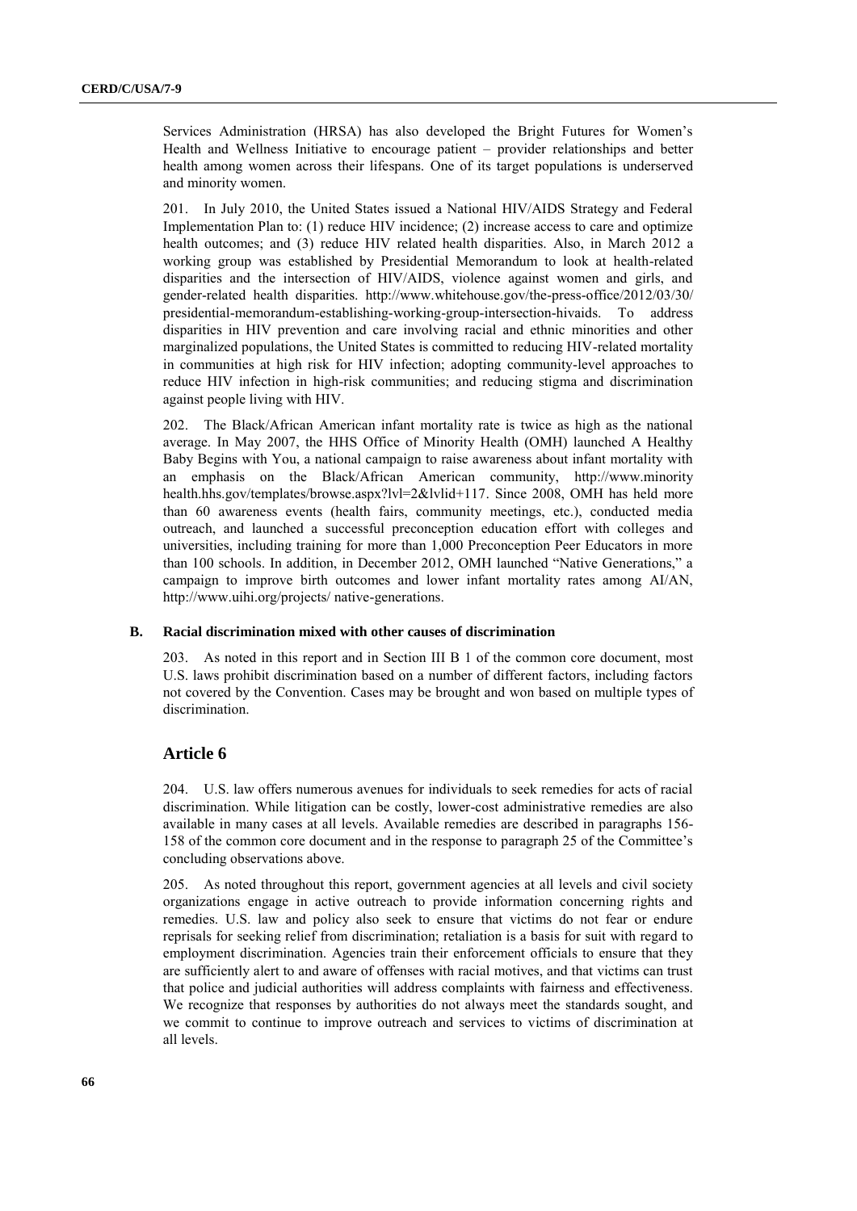Services Administration (HRSA) has also developed the Bright Futures for Women's Health and Wellness Initiative to encourage patient – provider relationships and better health among women across their lifespans. One of its target populations is underserved and minority women.

201. In July 2010, the United States issued a National HIV/AIDS Strategy and Federal Implementation Plan to: (1) reduce HIV incidence; (2) increase access to care and optimize health outcomes; and (3) reduce HIV related health disparities. Also, in March 2012 a working group was established by Presidential Memorandum to look at health-related disparities and the intersection of HIV/AIDS, violence against women and girls, and gender-related health disparities. http://www.whitehouse.gov/the-press-office/2012/03/30/presidential-memorandum-establishing-working-group-intersection-hivaids. To address disparities in HIV prevention and care involving racial and ethnic minorities and other marginalized populations, the United States is committed to reducing HIV-related mortality in communities at high risk for HIV infection; adopting community-level approaches to reduce HIV infection in high-risk communities; and reducing stigma and discrimination against people living with HIV.

202. The Black/African American infant mortality rate is twice as high as the national average. In May 2007, the HHS Office of Minority Health (OMH) launched A Healthy Baby Begins with You, a national campaign to raise awareness about infant mortality with an emphasis on the Black/African American community, http://www.minorityhealth.hhs.gov/templates/browse.aspx?lvl=2&lvlid+117. Since 2008, OMH has held more than 60 awareness events (health fairs, community meetings, etc.), conducted media outreach, and launched a successful preconception education effort with colleges and universities, including training for more than 1,000 Preconception Peer Educators in more than 100 schools. In addition, in December 2012, OMH launched "Native Generations," a campaign to improve birth outcomes and lower infant mortality rates among AI/AN, http://www.uihi.org/projects/ native-generations.

### B. Racial discrimination mixed with other causes of discrimination

203. As noted in this report and in Section III B 1 of the common core document, most U.S. laws prohibit discrimination based on a number of different factors, including factors not covered by the Convention. Cases may be brought and won based on multiple types of discrimination.

## Article 6

204. U.S. law offers numerous avenues for individuals to seek remedies for acts of racial discrimination. While litigation can be costly, lower-cost administrative remedies are also available in many cases at all levels. Available remedies are described in paragraphs 156-158 of the common core document and in the response to paragraph 25 of the Committee's concluding observations above.

205. As noted throughout this report, government agencies at all levels and civil society organizations engage in active outreach to provide information concerning rights and remedies. U.S. law and policy also seek to ensure that victims do not fear or endure reprisals for seeking relief from discrimination; retaliation is a basis for suit with regard to employment discrimination. Agencies train their enforcement officials to ensure that they are sufficiently alert to and aware of offenses with racial motives, and that victims can trust that police and judicial authorities will address complaints with fairness and effectiveness. We recognize that responses by authorities do not always meet the standards sought, and we commit to continue to improve outreach and services to victims of discrimination at all levels.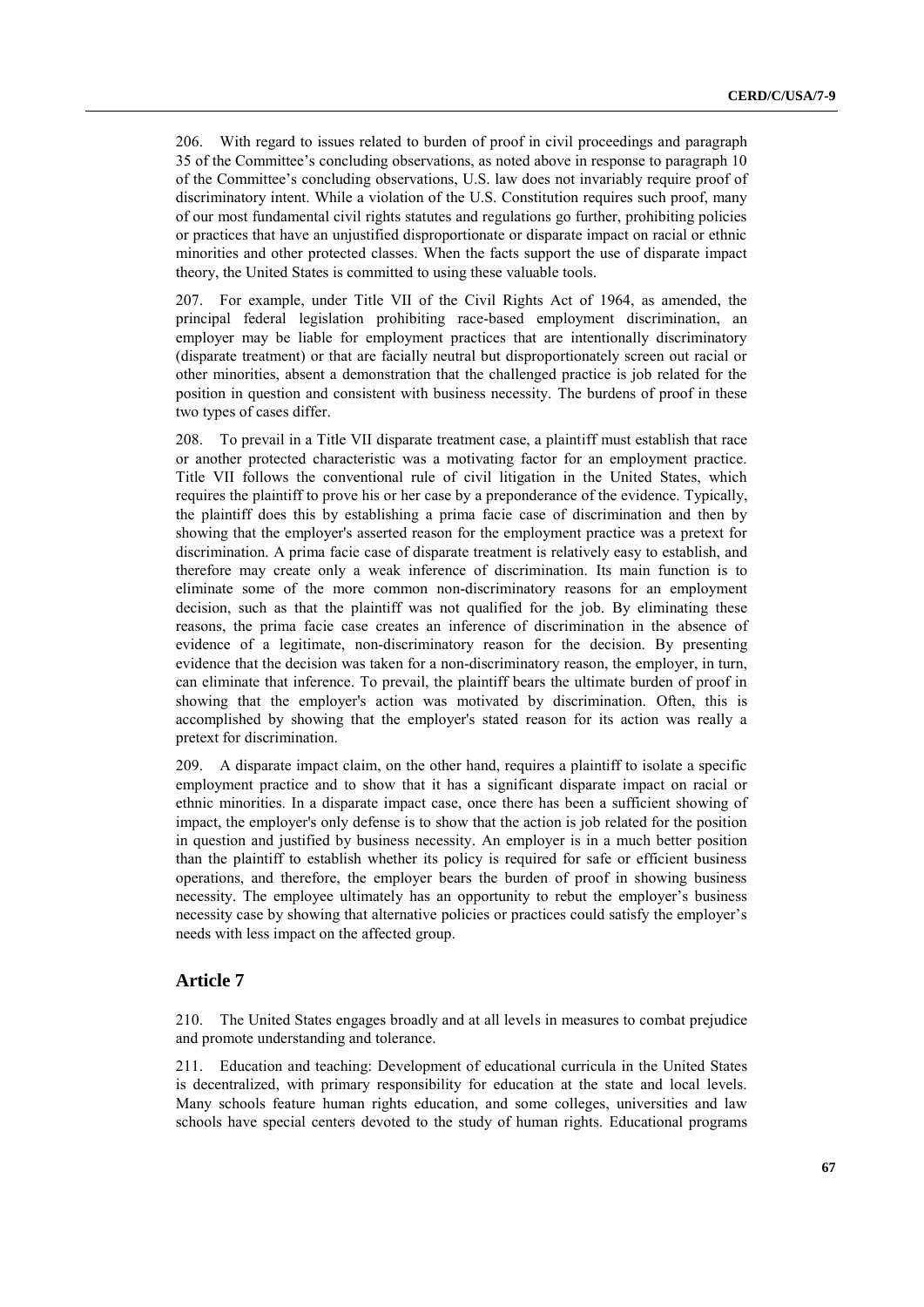206. With regard to issues related to burden of proof in civil proceedings and paragraph 35 of the Committee's concluding observations, as noted above in response to paragraph 10 of the Committee's concluding observations, U.S. law does not invariably require proof of discriminatory intent. While a violation of the U.S. Constitution requires such proof, many of our most fundamental civil rights statutes and regulations go further, prohibiting policies or practices that have an unjustified disproportionate or disparate impact on racial or ethnic minorities and other protected classes. When the facts support the use of disparate impact theory, the United States is committed to using these valuable tools.

207. For example, under Title VII of the Civil Rights Act of 1964, as amended, the principal federal legislation prohibiting race-based employment discrimination, an employer may be liable for employment practices that are intentionally discriminatory (disparate treatment) or that are facially neutral but disproportionately screen out racial or other minorities, absent a demonstration that the challenged practice is job related for the position in question and consistent with business necessity. The burdens of proof in these two types of cases differ.

208. To prevail in a Title VII disparate treatment case, a plaintiff must establish that race or another protected characteristic was a motivating factor for an employment practice. Title VII follows the conventional rule of civil litigation in the United States, which requires the plaintiff to prove his or her case by a preponderance of the evidence. Typically, the plaintiff does this by establishing a prima facie case of discrimination and then by showing that the employer's asserted reason for the employment practice was a pretext for discrimination. A prima facie case of disparate treatment is relatively easy to establish, and therefore may create only a weak inference of discrimination. Its main function is to eliminate some of the more common non-discriminatory reasons for an employment decision, such as that the plaintiff was not qualified for the job. By eliminating these reasons, the prima facie case creates an inference of discrimination in the absence of evidence of a legitimate, non-discriminatory reason for the decision. By presenting evidence that the decision was taken for a non-discriminatory reason, the employer, in turn, can eliminate that inference. To prevail, the plaintiff bears the ultimate burden of proof in showing that the employer's action was motivated by discrimination. Often, this is accomplished by showing that the employer's stated reason for its action was really a pretext for discrimination.

209. A disparate impact claim, on the other hand, requires a plaintiff to isolate a specific employment practice and to show that it has a significant disparate impact on racial or ethnic minorities. In a disparate impact case, once there has been a sufficient showing of impact, the employer's only defense is to show that the action is job related for the position in question and justified by business necessity. An employer is in a much better position than the plaintiff to establish whether its policy is required for safe or efficient business operations, and therefore, the employer bears the burden of proof in showing business necessity. The employee ultimately has an opportunity to rebut the employer's business necessity case by showing that alternative policies or practices could satisfy the employer's needs with less impact on the affected group.

## Article 7

210. The United States engages broadly and at all levels in measures to combat prejudice and promote understanding and tolerance.

211. Education and teaching: Development of educational curricula in the United States is decentralized, with primary responsibility for education at the state and local levels. Many schools feature human rights education, and some colleges, universities and law schools have special centers devoted to the study of human rights. Educational programs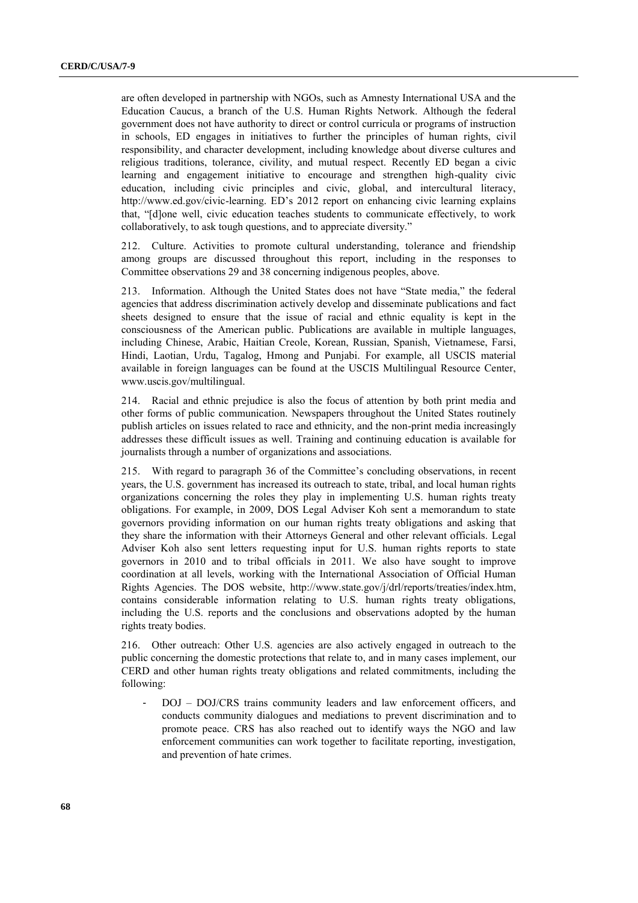are often developed in partnership with NGOs, such as Amnesty International USA and the Education Caucus, a branch of the U.S. Human Rights Network. Although the federal government does not have authority to direct or control curricula or programs of instruction in schools, ED engages in initiatives to further the principles of human rights, civil responsibility, and character development, including knowledge about diverse cultures and religious traditions, tolerance, civility, and mutual respect. Recently ED began a civic learning and engagement initiative to encourage and strengthen high-quality civic education, including civic principles and civic, global, and intercultural literacy, http://www.ed.gov/civic-learning. ED's 2012 report on enhancing civic learning explains that, "[d]one well, civic education teaches students to communicate effectively, to work collaboratively, to ask tough questions, and to appreciate diversity."

212. Culture. Activities to promote cultural understanding, tolerance and friendship among groups are discussed throughout this report, including in the responses to Committee observations 29 and 38 concerning indigenous peoples, above.

213. Information. Although the United States does not have "State media," the federal agencies that address discrimination actively develop and disseminate publications and fact sheets designed to ensure that the issue of racial and ethnic equality is kept in the consciousness of the American public. Publications are available in multiple languages, including Chinese, Arabic, Haitian Creole, Korean, Russian, Spanish, Vietnamese, Farsi, Hindi, Laotian, Urdu, Tagalog, Hmong and Punjabi. For example, all USCIS material available in foreign languages can be found at the USCIS Multilingual Resource Center, www.uscis.gov/multilingual.

214. Racial and ethnic prejudice is also the focus of attention by both print media and other forms of public communication. Newspapers throughout the United States routinely publish articles on issues related to race and ethnicity, and the non-print media increasingly addresses these difficult issues as well. Training and continuing education is available for journalists through a number of organizations and associations.

215. With regard to paragraph 36 of the Committee's concluding observations, in recent years, the U.S. government has increased its outreach to state, tribal, and local human rights organizations concerning the roles they play in implementing U.S. human rights treaty obligations. For example, in 2009, DOS Legal Adviser Koh sent a memorandum to state governors providing information on our human rights treaty obligations and asking that they share the information with their Attorneys General and other relevant officials. Legal Adviser Koh also sent letters requesting input for U.S. human rights reports to state governors in 2010 and to tribal officials in 2011. We also have sought to improve coordination at all levels, working with the International Association of Official Human Rights Agencies. The DOS website, http://www.state.gov/j/drl/reports/treaties/index.htm, contains considerable information relating to U.S. human rights treaty obligations, including the U.S. reports and the conclusions and observations adopted by the human rights treaty bodies.

216. Other outreach: Other U.S. agencies are also actively engaged in outreach to the public concerning the domestic protections that relate to, and in many cases implement, our CERD and other human rights treaty obligations and related commitments, including the following:

- DOJ – DOJ/CRS trains community leaders and law enforcement officers, and conducts community dialogues and mediations to prevent discrimination and to promote peace. CRS has also reached out to identify ways the NGO and law enforcement communities can work together to facilitate reporting, investigation, and prevention of hate crimes.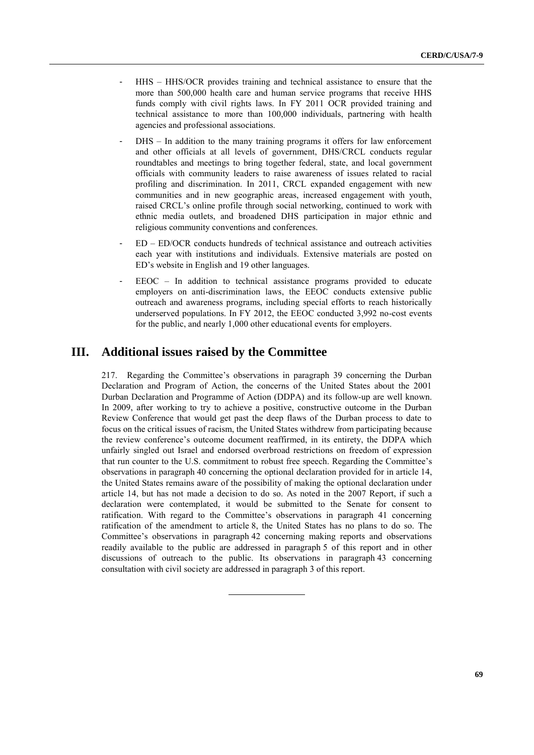- HHS – HHS/OCR provides training and technical assistance to ensure that the more than 500,000 health care and human service programs that receive HHS funds comply with civil rights laws. In FY 2011 OCR provided training and technical assistance to more than 100,000 individuals, partnering with health agencies and professional associations.
- DHS – In addition to the many training programs it offers for law enforcement and other officials at all levels of government, DHS/CRCL conducts regular roundtables and meetings to bring together federal, state, and local government officials with community leaders to raise awareness of issues related to racial profiling and discrimination. In 2011, CRCL expanded engagement with new communities and in new geographic areas, increased engagement with youth, raised CRCL's online profile through social networking, continued to work with ethnic media outlets, and broadened DHS participation in major ethnic and religious community conventions and conferences.
- ED – ED/OCR conducts hundreds of technical assistance and outreach activities each year with institutions and individuals. Extensive materials are posted on ED's website in English and 19 other languages.
- EEOC – In addition to technical assistance programs provided to educate employers on anti-discrimination laws, the EEOC conducts extensive public outreach and awareness programs, including special efforts to reach historically underserved populations. In FY 2012, the EEOC conducted 3,992 no-cost events for the public, and nearly 1,000 other educational events for employers.

# III. Additional issues raised by the Committee

217. Regarding the Committee's observations in paragraph 39 concerning the Durban Declaration and Program of Action, the concerns of the United States about the 2001 Durban Declaration and Programme of Action (DDPA) and its follow-up are well known. In 2009, after working to try to achieve a positive, constructive outcome in the Durban Review Conference that would get past the deep flaws of the Durban process to date to focus on the critical issues of racism, the United States withdrew from participating because the review conference's outcome document reaffirmed, in its entirety, the DDPA which unfairly singled out Israel and endorsed overbroad restrictions on freedom of expression that run counter to the U.S. commitment to robust free speech. Regarding the Committee's observations in paragraph 40 concerning the optional declaration provided for in article 14, the United States remains aware of the possibility of making the optional declaration under article 14, but has not made a decision to do so. As noted in the 2007 Report, if such a declaration were contemplated, it would be submitted to the Senate for consent to ratification. With regard to the Committee's observations in paragraph 41 concerning ratification of the amendment to article 8, the United States has no plans to do so. The Committee's observations in paragraph 42 concerning making reports and observations readily available to the public are addressed in paragraph 5 of this report and in other discussions of outreach to the public. Its observations in paragraph 43 concerning consultation with civil society are addressed in paragraph 3 of this report.